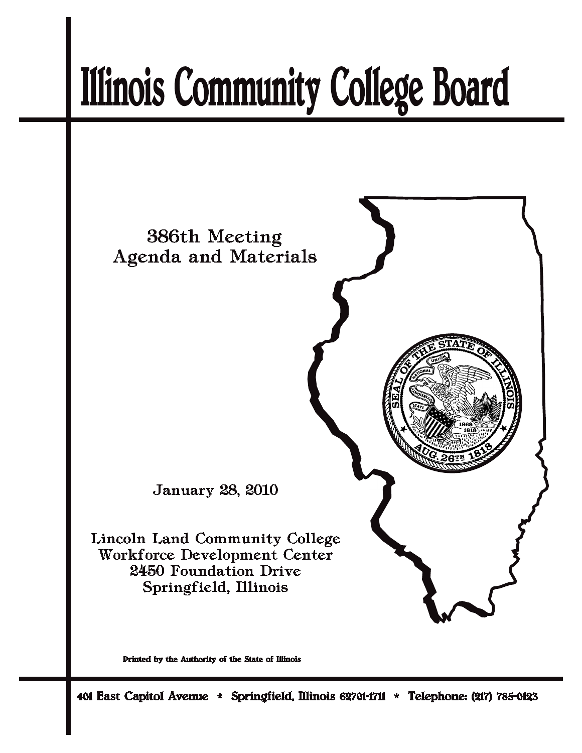# Illinois Community College Board

386th Meeting
Agenda and Materials

January 28, 2010

Lincoln Land Community College
Workforce Development Center
2450 Foundation Drive
Springfield, Illinois

**Printed by the Authority of the State of Illinois**

**401 East Capitol Avenue * Springfield, Illinois 62701-1711 * Telephone: (217) 785-0123**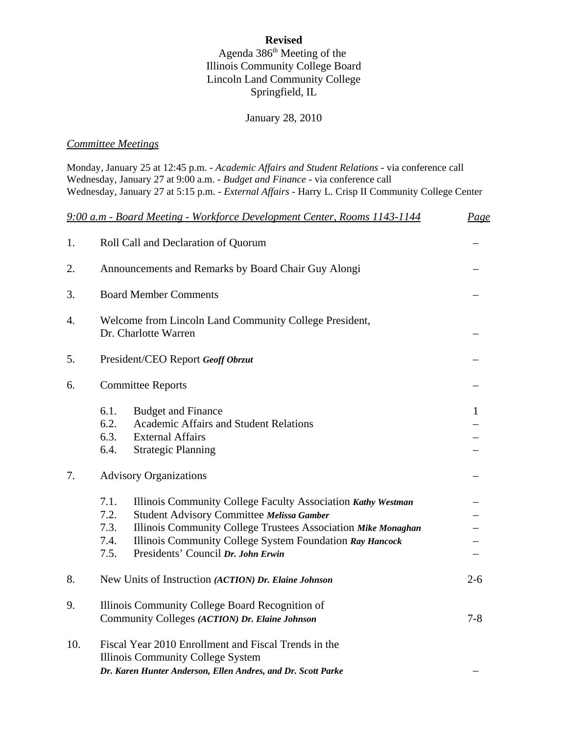**Revised**

Agenda 386th Meeting of the
Illinois Community College Board
Lincoln Land Community College
Springfield, IL

January 28, 2010

*Committee Meetings*

Monday, January 25 at 12:45 p.m. - *Academic Affairs and Student Relations* - via conference call
Wednesday, January 27 at 9:00 a.m. - *Budget and Finance* - via conference call
Wednesday, January 27 at 5:15 p.m. - *External Affairs* - Harry L. Crisp II Community College Center

| *9:00 a.m - Board Meeting - Workforce Development Center, Rooms 1143-1144* | | *Page* |
|---|---|---|
| 1. | Roll Call and Declaration of Quorum | – |
| 2. | Announcements and Remarks by Board Chair Guy Alongi | – |
| 3. | Board Member Comments | – |
| 4. | Welcome from Lincoln Land Community College President, Dr. Charlotte Warren | – |
| 5. | President/CEO Report ***Geoff Obrzut*** | – |
| 6. | Committee Reports | – |
| | 6.1. Budget and Finance | 1 |
| | 6.2. Academic Affairs and Student Relations | – |
| | 6.3. External Affairs | – |
| | 6.4. Strategic Planning | – |
| 7. | Advisory Organizations | – |
| | 7.1. Illinois Community College Faculty Association ***Kathy Westman*** | – |
| | 7.2. Student Advisory Committee ***Melissa Gamber*** | – |
| | 7.3. Illinois Community College Trustees Association ***Mike Monaghan*** | – |
| | 7.4. Illinois Community College System Foundation ***Ray Hancock*** | – |
| | 7.5. Presidents' Council ***Dr. John Erwin*** | – |
| 8. | New Units of Instruction ***(ACTION) Dr. Elaine Johnson*** | 2-6 |
| 9. | Illinois Community College Board Recognition of Community Colleges ***(ACTION) Dr. Elaine Johnson*** | 7-8 |
| 10. | Fiscal Year 2010 Enrollment and Fiscal Trends in the Illinois Community College System ***Dr. Karen Hunter Anderson, Ellen Andres, and Dr. Scott Parke*** | – |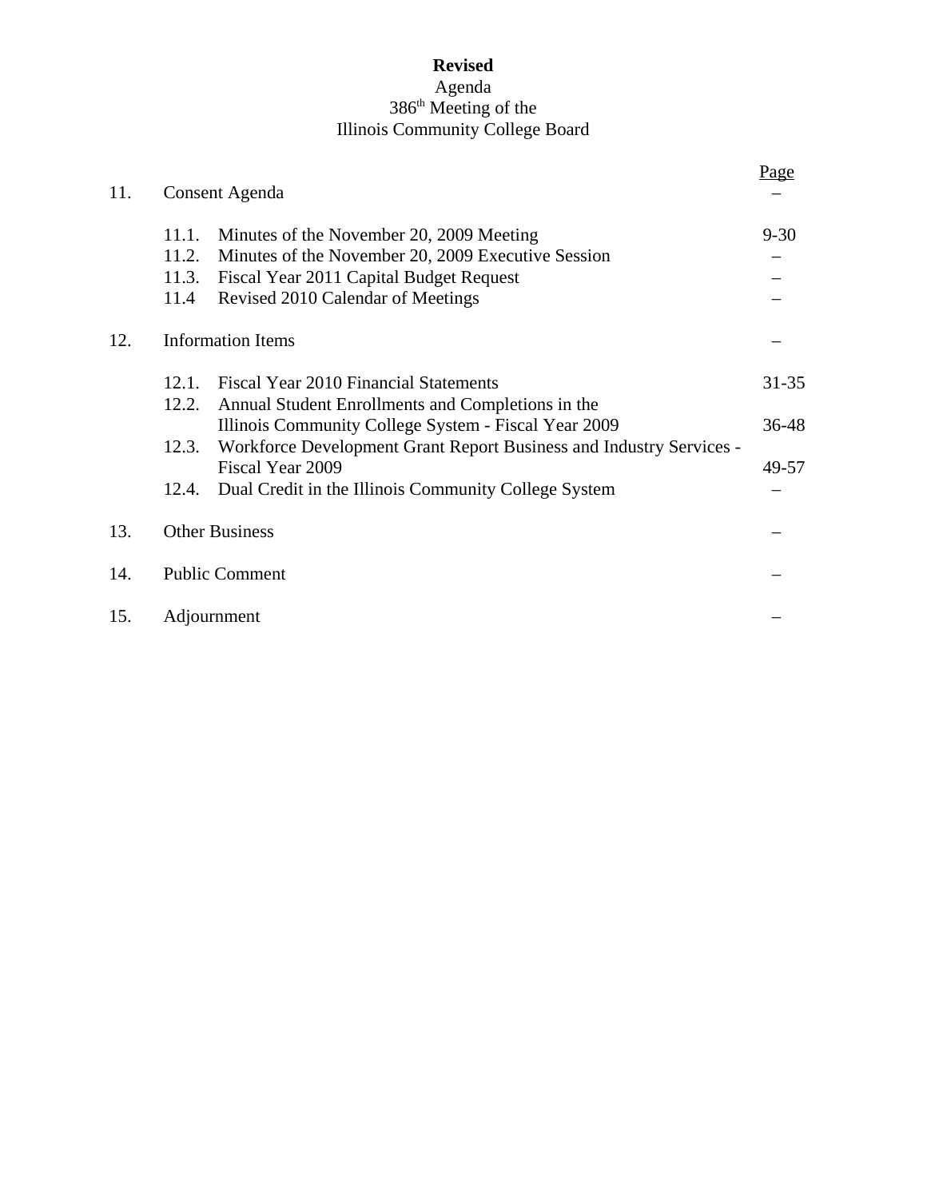**Revised**

Agenda

386th Meeting of the

Illinois Community College Board

| | | | Page |
|---|---|---|---|
| 11. | Consent Agenda | | – |
| | 11.1. | Minutes of the November 20, 2009 Meeting | 9-30 |
| | 11.2. | Minutes of the November 20, 2009 Executive Session | – |
| | 11.3. | Fiscal Year 2011 Capital Budget Request | – |
| | 11.4 | Revised 2010 Calendar of Meetings | – |
| 12. | Information Items | | – |
| | 12.1. | Fiscal Year 2010 Financial Statements | 31-35 |
| | 12.2. | Annual Student Enrollments and Completions in the Illinois Community College System - Fiscal Year 2009 | 36-48 |
| | 12.3. | Workforce Development Grant Report Business and Industry Services - Fiscal Year 2009 | 49-57 |
| | 12.4. | Dual Credit in the Illinois Community College System | – |
| 13. | Other Business | | – |
| 14. | Public Comment | | – |
| 15. | Adjournment | | – |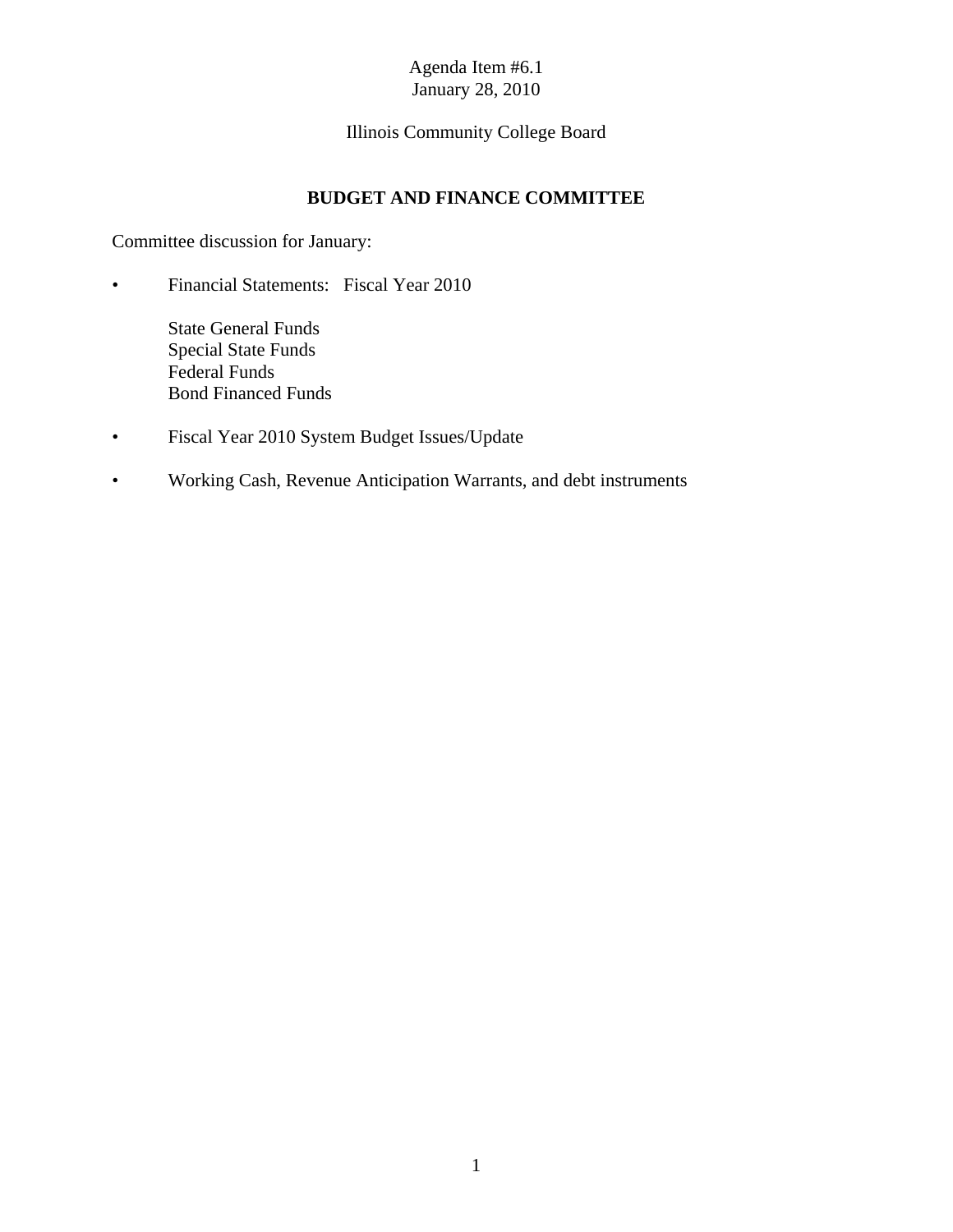Agenda Item #6.1
January 28, 2010

Illinois Community College Board

## BUDGET AND FINANCE COMMITTEE

Committee discussion for January:

- Financial Statements: Fiscal Year 2010

  State General Funds
  Special State Funds
  Federal Funds
  Bond Financed Funds

- Fiscal Year 2010 System Budget Issues/Update

- Working Cash, Revenue Anticipation Warrants, and debt instruments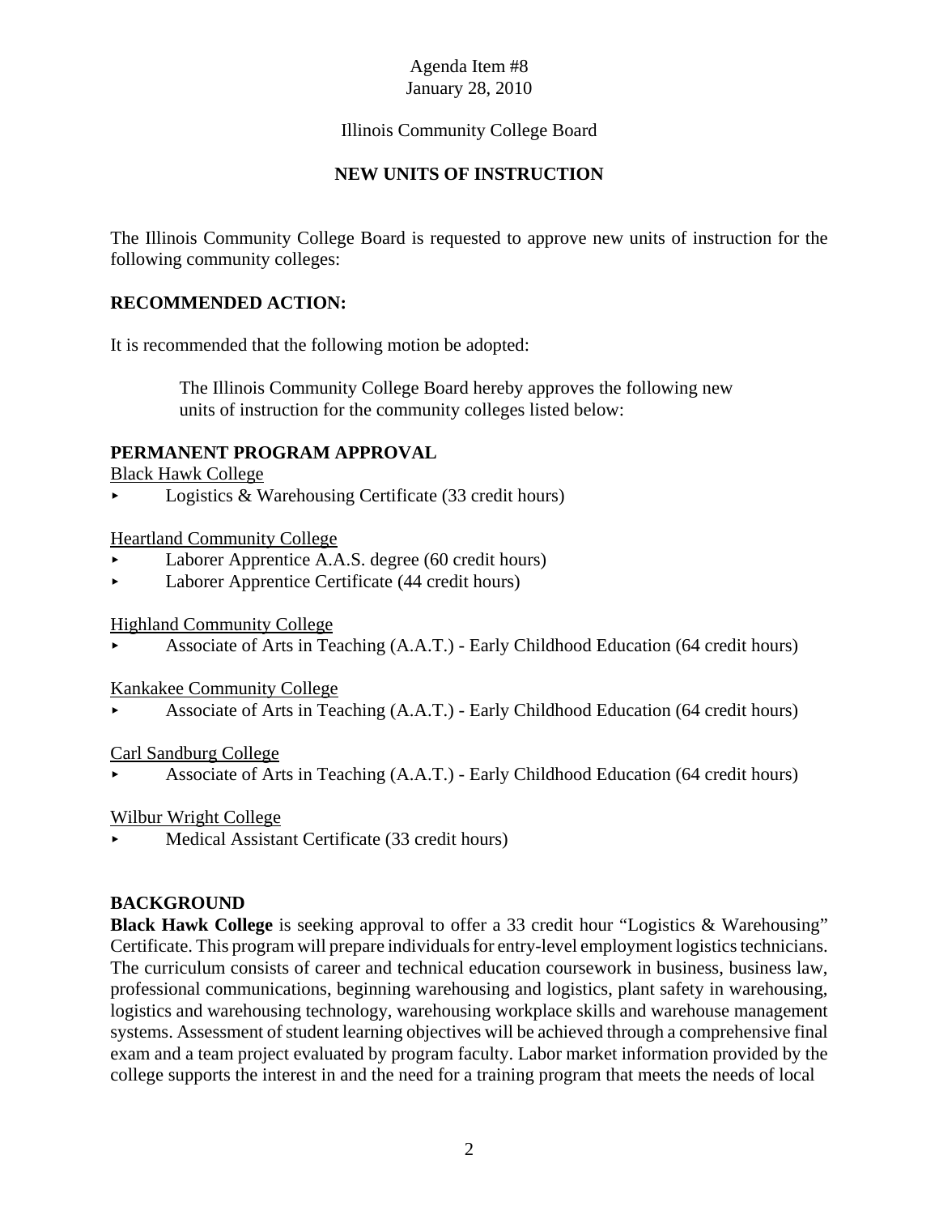Agenda Item #8
January 28, 2010

Illinois Community College Board

## NEW UNITS OF INSTRUCTION

The Illinois Community College Board is requested to approve new units of instruction for the following community colleges:

### RECOMMENDED ACTION:

It is recommended that the following motion be adopted:

> The Illinois Community College Board hereby approves the following new units of instruction for the community colleges listed below:

### PERMANENT PROGRAM APPROVAL

Black Hawk College
- Logistics & Warehousing Certificate (33 credit hours)

Heartland Community College
- Laborer Apprentice A.A.S. degree (60 credit hours)
- Laborer Apprentice Certificate (44 credit hours)

Highland Community College
- Associate of Arts in Teaching (A.A.T.) - Early Childhood Education (64 credit hours)

Kankakee Community College
- Associate of Arts in Teaching (A.A.T.) - Early Childhood Education (64 credit hours)

Carl Sandburg College
- Associate of Arts in Teaching (A.A.T.) - Early Childhood Education (64 credit hours)

Wilbur Wright College
- Medical Assistant Certificate (33 credit hours)

### BACKGROUND

**Black Hawk College** is seeking approval to offer a 33 credit hour "Logistics & Warehousing" Certificate. This program will prepare individuals for entry-level employment logistics technicians. The curriculum consists of career and technical education coursework in business, business law, professional communications, beginning warehousing and logistics, plant safety in warehousing, logistics and warehousing technology, warehousing workplace skills and warehouse management systems. Assessment of student learning objectives will be achieved through a comprehensive final exam and a team project evaluated by program faculty. Labor market information provided by the college supports the interest in and the need for a training program that meets the needs of local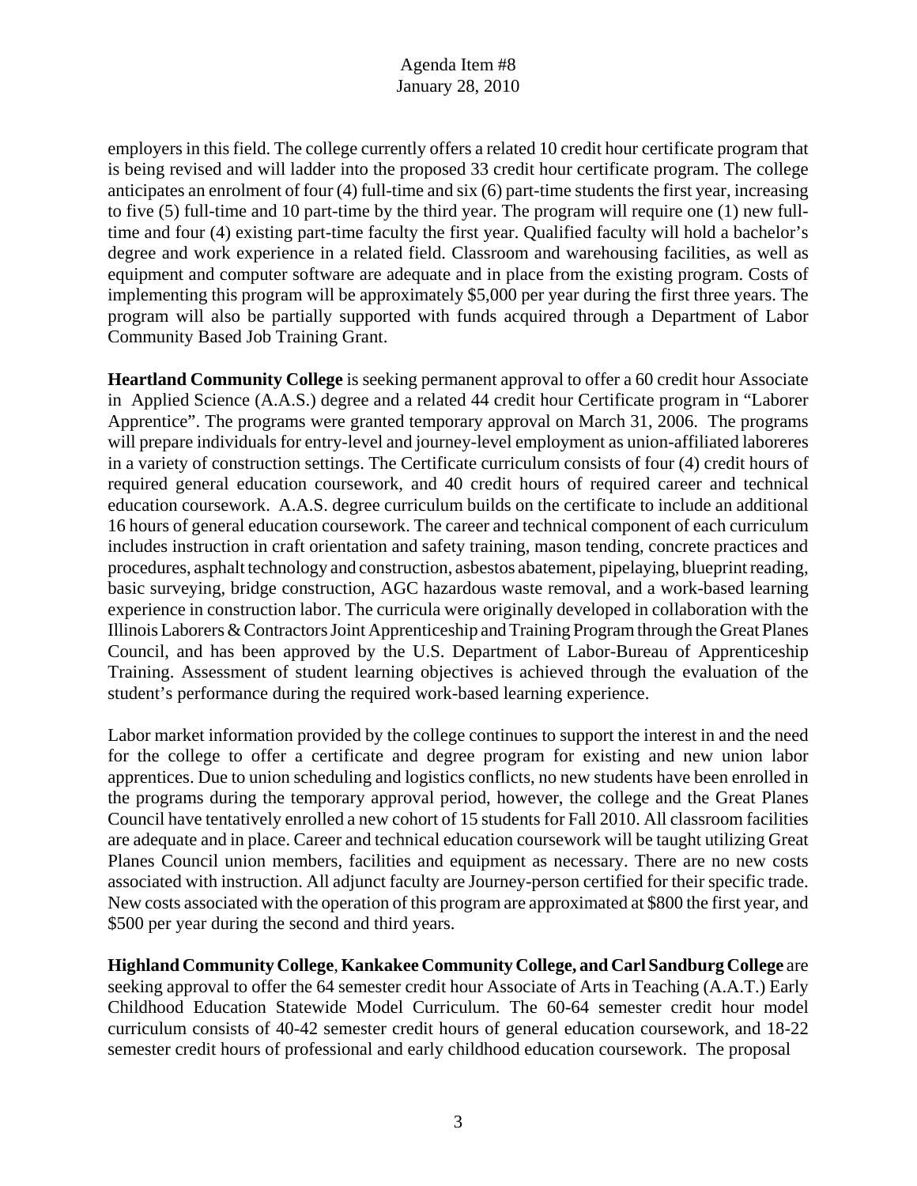employers in this field. The college currently offers a related 10 credit hour certificate program that is being revised and will ladder into the proposed 33 credit hour certificate program. The college anticipates an enrolment of four (4) full-time and six (6) part-time students the first year, increasing to five (5) full-time and 10 part-time by the third year. The program will require one (1) new full-time and four (4) existing part-time faculty the first year. Qualified faculty will hold a bachelor's degree and work experience in a related field. Classroom and warehousing facilities, as well as equipment and computer software are adequate and in place from the existing program. Costs of implementing this program will be approximately $5,000 per year during the first three years. The program will also be partially supported with funds acquired through a Department of Labor Community Based Job Training Grant.

**Heartland Community College** is seeking permanent approval to offer a 60 credit hour Associate in Applied Science (A.A.S.) degree and a related 44 credit hour Certificate program in "Laborer Apprentice". The programs were granted temporary approval on March 31, 2006. The programs will prepare individuals for entry-level and journey-level employment as union-affiliated laboreres in a variety of construction settings. The Certificate curriculum consists of four (4) credit hours of required general education coursework, and 40 credit hours of required career and technical education coursework. A.A.S. degree curriculum builds on the certificate to include an additional 16 hours of general education coursework. The career and technical component of each curriculum includes instruction in craft orientation and safety training, mason tending, concrete practices and procedures, asphalt technology and construction, asbestos abatement, pipelaying, blueprint reading, basic surveying, bridge construction, AGC hazardous waste removal, and a work-based learning experience in construction labor. The curricula were originally developed in collaboration with the Illinois Laborers & Contractors Joint Apprenticeship and Training Program through the Great Planes Council, and has been approved by the U.S. Department of Labor-Bureau of Apprenticeship Training. Assessment of student learning objectives is achieved through the evaluation of the student's performance during the required work-based learning experience.

Labor market information provided by the college continues to support the interest in and the need for the college to offer a certificate and degree program for existing and new union labor apprentices. Due to union scheduling and logistics conflicts, no new students have been enrolled in the programs during the temporary approval period, however, the college and the Great Planes Council have tentatively enrolled a new cohort of 15 students for Fall 2010. All classroom facilities are adequate and in place. Career and technical education coursework will be taught utilizing Great Planes Council union members, facilities and equipment as necessary. There are no new costs associated with instruction. All adjunct faculty are Journey-person certified for their specific trade. New costs associated with the operation of this program are approximated at $800 the first year, and $500 per year during the second and third years.

**Highland Community College**, **Kankakee Community College, and Carl Sandburg College** are seeking approval to offer the 64 semester credit hour Associate of Arts in Teaching (A.A.T.) Early Childhood Education Statewide Model Curriculum. The 60-64 semester credit hour model curriculum consists of 40-42 semester credit hours of general education coursework, and 18-22 semester credit hours of professional and early childhood education coursework. The proposal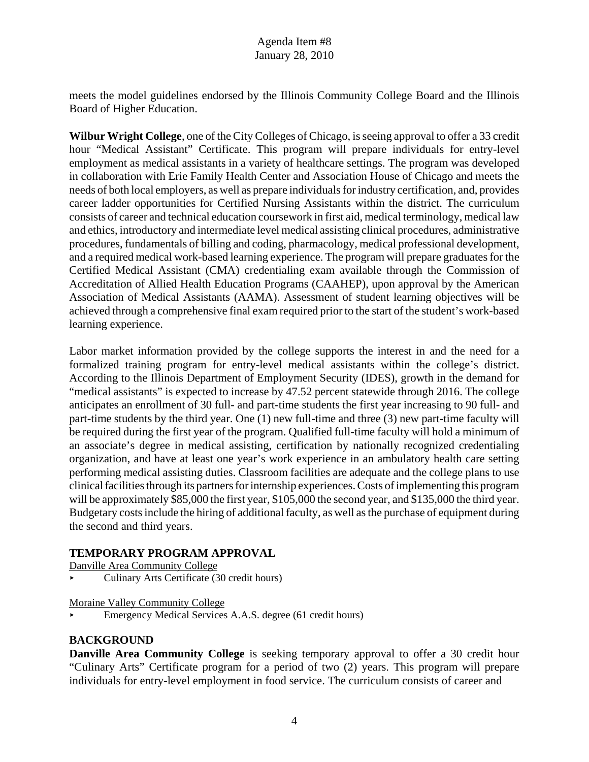meets the model guidelines endorsed by the Illinois Community College Board and the Illinois Board of Higher Education.

**Wilbur Wright College**, one of the City Colleges of Chicago, is seeing approval to offer a 33 credit hour "Medical Assistant" Certificate. This program will prepare individuals for entry-level employment as medical assistants in a variety of healthcare settings. The program was developed in collaboration with Erie Family Health Center and Association House of Chicago and meets the needs of both local employers, as well as prepare individuals for industry certification, and, provides career ladder opportunities for Certified Nursing Assistants within the district. The curriculum consists of career and technical education coursework in first aid, medical terminology, medical law and ethics, introductory and intermediate level medical assisting clinical procedures, administrative procedures, fundamentals of billing and coding, pharmacology, medical professional development, and a required medical work-based learning experience. The program will prepare graduates for the Certified Medical Assistant (CMA) credentialing exam available through the Commission of Accreditation of Allied Health Education Programs (CAAHEP), upon approval by the American Association of Medical Assistants (AAMA). Assessment of student learning objectives will be achieved through a comprehensive final exam required prior to the start of the student's work-based learning experience.

Labor market information provided by the college supports the interest in and the need for a formalized training program for entry-level medical assistants within the college's district. According to the Illinois Department of Employment Security (IDES), growth in the demand for "medical assistants" is expected to increase by 47.52 percent statewide through 2016. The college anticipates an enrollment of 30 full- and part-time students the first year increasing to 90 full- and part-time students by the third year. One (1) new full-time and three (3) new part-time faculty will be required during the first year of the program. Qualified full-time faculty will hold a minimum of an associate's degree in medical assisting, certification by nationally recognized credentialing organization, and have at least one year's work experience in an ambulatory health care setting performing medical assisting duties. Classroom facilities are adequate and the college plans to use clinical facilities through its partners for internship experiences. Costs of implementing this program will be approximately $85,000 the first year, $105,000 the second year, and $135,000 the third year. Budgetary costs include the hiring of additional faculty, as well as the purchase of equipment during the second and third years.

## TEMPORARY PROGRAM APPROVAL

Danville Area Community College

- Culinary Arts Certificate (30 credit hours)

Moraine Valley Community College

- Emergency Medical Services A.A.S. degree (61 credit hours)

## BACKGROUND

**Danville Area Community College** is seeking temporary approval to offer a 30 credit hour "Culinary Arts" Certificate program for a period of two (2) years. This program will prepare individuals for entry-level employment in food service. The curriculum consists of career and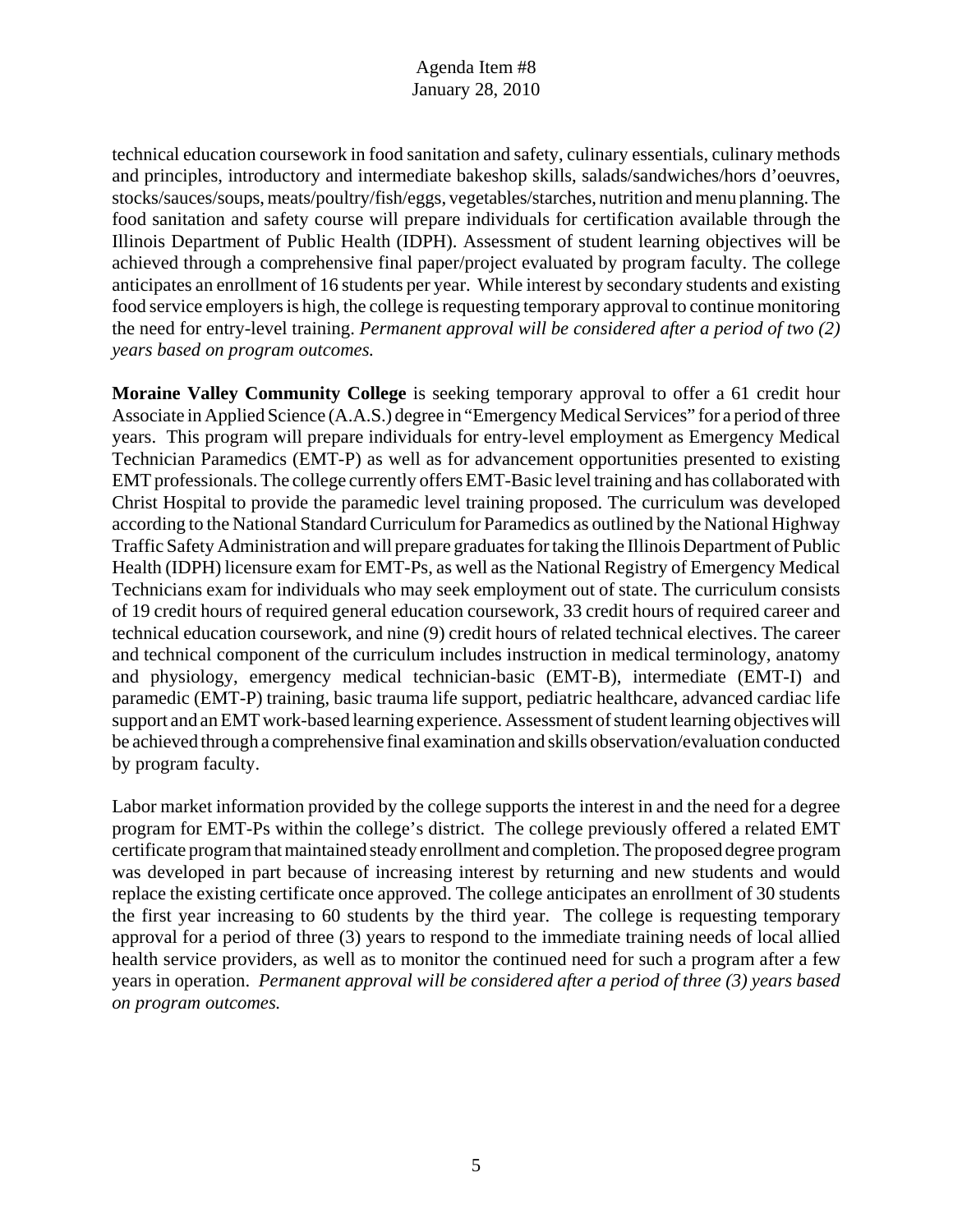technical education coursework in food sanitation and safety, culinary essentials, culinary methods and principles, introductory and intermediate bakeshop skills, salads/sandwiches/hors d'oeuvres, stocks/sauces/soups, meats/poultry/fish/eggs, vegetables/starches, nutrition and menu planning. The food sanitation and safety course will prepare individuals for certification available through the Illinois Department of Public Health (IDPH). Assessment of student learning objectives will be achieved through a comprehensive final paper/project evaluated by program faculty. The college anticipates an enrollment of 16 students per year. While interest by secondary students and existing food service employers is high, the college is requesting temporary approval to continue monitoring the need for entry-level training. *Permanent approval will be considered after a period of two (2) years based on program outcomes.*

**Moraine Valley Community College** is seeking temporary approval to offer a 61 credit hour Associate in Applied Science (A.A.S.) degree in "Emergency Medical Services" for a period of three years. This program will prepare individuals for entry-level employment as Emergency Medical Technician Paramedics (EMT-P) as well as for advancement opportunities presented to existing EMT professionals. The college currently offers EMT-Basic level training and has collaborated with Christ Hospital to provide the paramedic level training proposed. The curriculum was developed according to the National Standard Curriculum for Paramedics as outlined by the National Highway Traffic Safety Administration and will prepare graduates for taking the Illinois Department of Public Health (IDPH) licensure exam for EMT-Ps, as well as the National Registry of Emergency Medical Technicians exam for individuals who may seek employment out of state. The curriculum consists of 19 credit hours of required general education coursework, 33 credit hours of required career and technical education coursework, and nine (9) credit hours of related technical electives. The career and technical component of the curriculum includes instruction in medical terminology, anatomy and physiology, emergency medical technician-basic (EMT-B), intermediate (EMT-I) and paramedic (EMT-P) training, basic trauma life support, pediatric healthcare, advanced cardiac life support and an EMT work-based learning experience. Assessment of student learning objectives will be achieved through a comprehensive final examination and skills observation/evaluation conducted by program faculty.

Labor market information provided by the college supports the interest in and the need for a degree program for EMT-Ps within the college's district. The college previously offered a related EMT certificate program that maintained steady enrollment and completion. The proposed degree program was developed in part because of increasing interest by returning and new students and would replace the existing certificate once approved. The college anticipates an enrollment of 30 students the first year increasing to 60 students by the third year. The college is requesting temporary approval for a period of three (3) years to respond to the immediate training needs of local allied health service providers, as well as to monitor the continued need for such a program after a few years in operation. *Permanent approval will be considered after a period of three (3) years based on program outcomes.*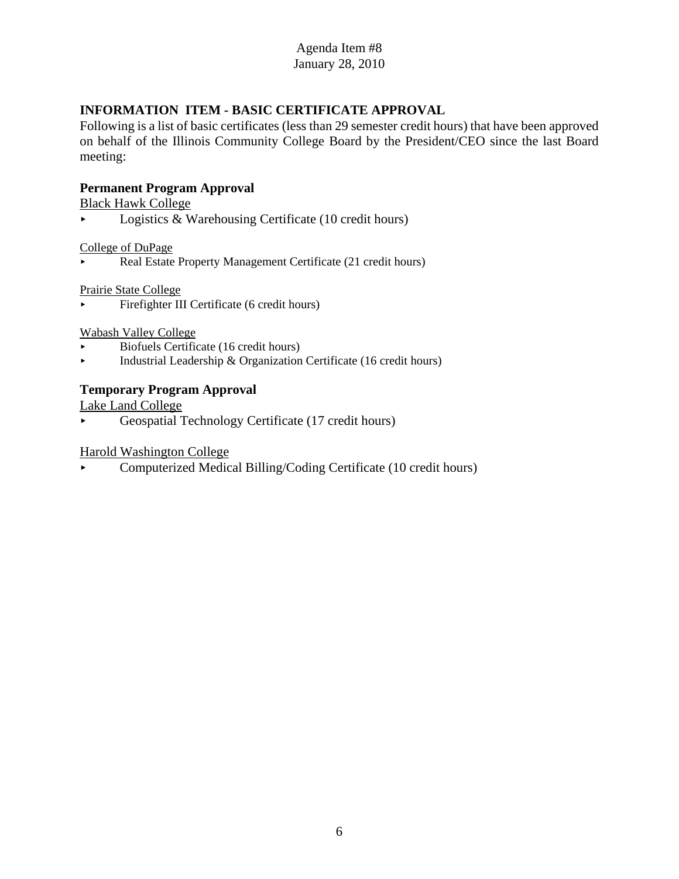Agenda Item #8
January 28, 2010

## INFORMATION ITEM - BASIC CERTIFICATE APPROVAL

Following is a list of basic certificates (less than 29 semester credit hours) that have been approved on behalf of the Illinois Community College Board by the President/CEO since the last Board meeting:

### Permanent Program Approval

<u>Black Hawk College</u>

- Logistics & Warehousing Certificate (10 credit hours)

<u>College of DuPage</u>

- Real Estate Property Management Certificate (21 credit hours)

<u>Prairie State College</u>

- Firefighter III Certificate (6 credit hours)

<u>Wabash Valley College</u>

- Biofuels Certificate (16 credit hours)
- Industrial Leadership & Organization Certificate (16 credit hours)

### Temporary Program Approval

<u>Lake Land College</u>

- Geospatial Technology Certificate (17 credit hours)

<u>Harold Washington College</u>

- Computerized Medical Billing/Coding Certificate (10 credit hours)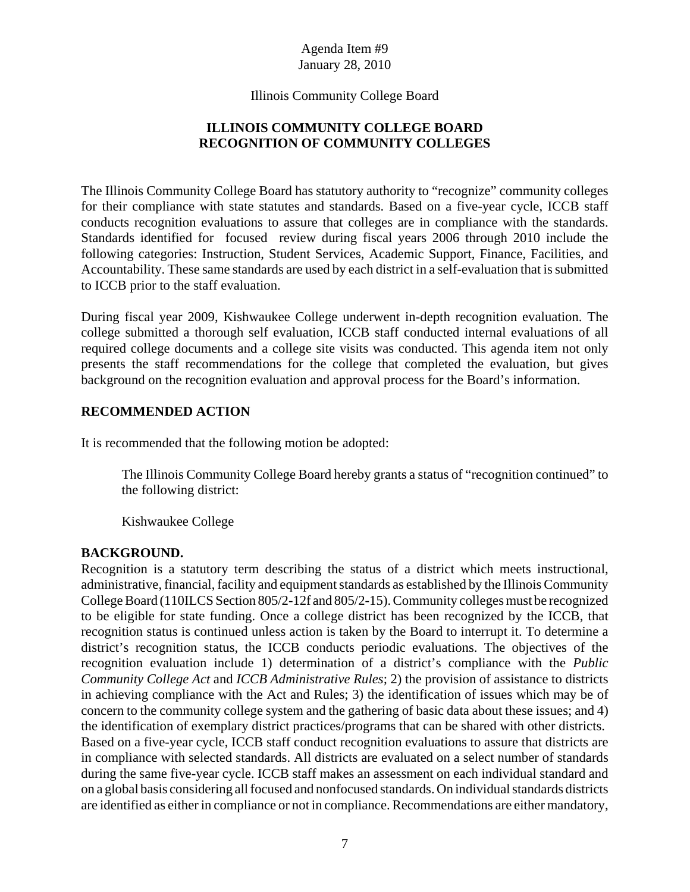Agenda Item #9
January 28, 2010

Illinois Community College Board

# ILLINOIS COMMUNITY COLLEGE BOARD RECOGNITION OF COMMUNITY COLLEGES

The Illinois Community College Board has statutory authority to "recognize" community colleges for their compliance with state statutes and standards. Based on a five-year cycle, ICCB staff conducts recognition evaluations to assure that colleges are in compliance with the standards. Standards identified for focused review during fiscal years 2006 through 2010 include the following categories: Instruction, Student Services, Academic Support, Finance, Facilities, and Accountability. These same standards are used by each district in a self-evaluation that is submitted to ICCB prior to the staff evaluation.

During fiscal year 2009, Kishwaukee College underwent in-depth recognition evaluation. The college submitted a thorough self evaluation, ICCB staff conducted internal evaluations of all required college documents and a college site visits was conducted. This agenda item not only presents the staff recommendations for the college that completed the evaluation, but gives background on the recognition evaluation and approval process for the Board's information.

## RECOMMENDED ACTION

It is recommended that the following motion be adopted:

> The Illinois Community College Board hereby grants a status of "recognition continued" to the following district:
>
> Kishwaukee College

## BACKGROUND.

Recognition is a statutory term describing the status of a district which meets instructional, administrative, financial, facility and equipment standards as established by the Illinois Community College Board (110ILCS Section 805/2-12f and 805/2-15). Community colleges must be recognized to be eligible for state funding. Once a college district has been recognized by the ICCB, that recognition status is continued unless action is taken by the Board to interrupt it. To determine a district's recognition status, the ICCB conducts periodic evaluations. The objectives of the recognition evaluation include 1) determination of a district's compliance with the *Public Community College Act* and *ICCB Administrative Rules*; 2) the provision of assistance to districts in achieving compliance with the Act and Rules; 3) the identification of issues which may be of concern to the community college system and the gathering of basic data about these issues; and 4) the identification of exemplary district practices/programs that can be shared with other districts. Based on a five-year cycle, ICCB staff conduct recognition evaluations to assure that districts are in compliance with selected standards. All districts are evaluated on a select number of standards during the same five-year cycle. ICCB staff makes an assessment on each individual standard and on a global basis considering all focused and nonfocused standards. On individual standards districts are identified as either in compliance or not in compliance. Recommendations are either mandatory,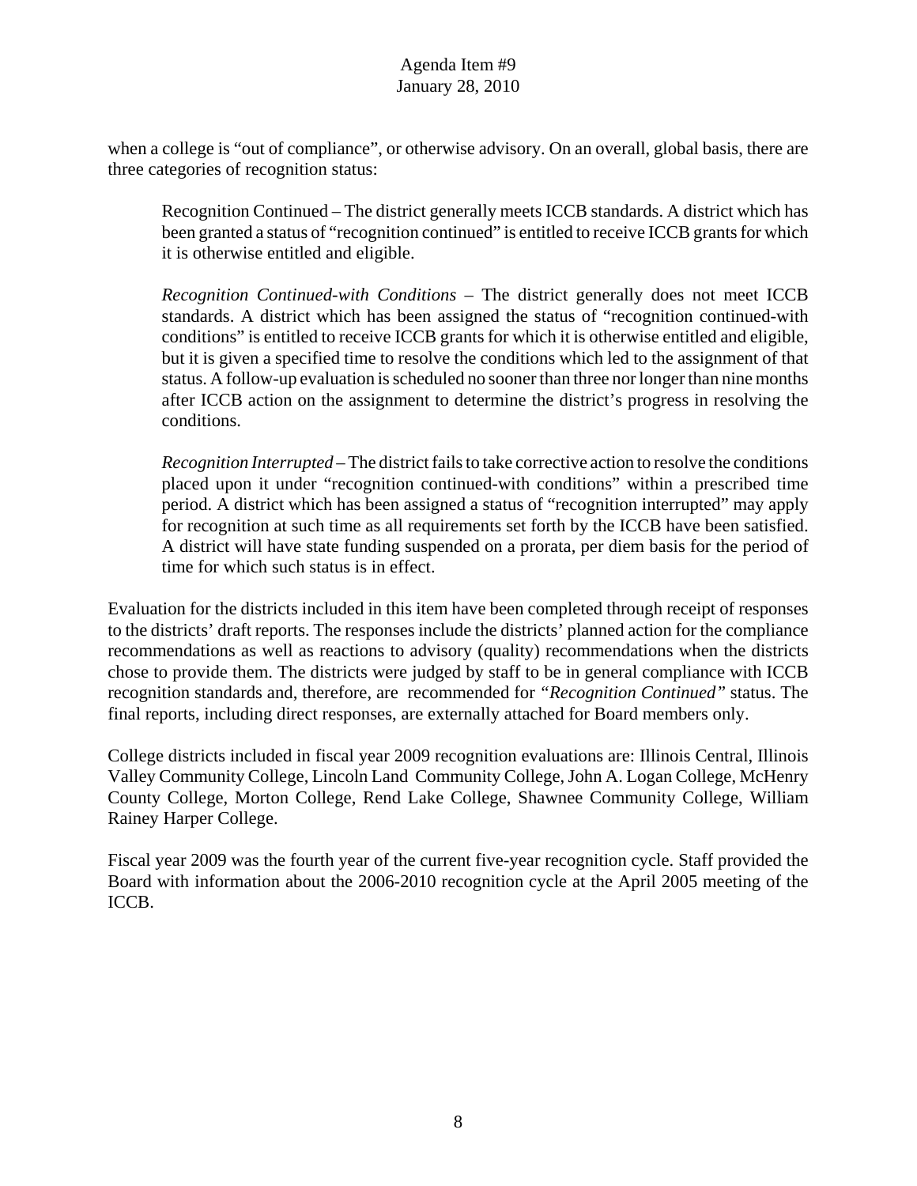when a college is "out of compliance", or otherwise advisory. On an overall, global basis, there are three categories of recognition status:

> Recognition Continued – The district generally meets ICCB standards. A district which has been granted a status of "recognition continued" is entitled to receive ICCB grants for which it is otherwise entitled and eligible.
>
> *Recognition Continued-with Conditions* – The district generally does not meet ICCB standards. A district which has been assigned the status of "recognition continued-with conditions" is entitled to receive ICCB grants for which it is otherwise entitled and eligible, but it is given a specified time to resolve the conditions which led to the assignment of that status. A follow-up evaluation is scheduled no sooner than three nor longer than nine months after ICCB action on the assignment to determine the district's progress in resolving the conditions.
>
> *Recognition Interrupted* – The district fails to take corrective action to resolve the conditions placed upon it under "recognition continued-with conditions" within a prescribed time period. A district which has been assigned a status of "recognition interrupted" may apply for recognition at such time as all requirements set forth by the ICCB have been satisfied. A district will have state funding suspended on a prorata, per diem basis for the period of time for which such status is in effect.

Evaluation for the districts included in this item have been completed through receipt of responses to the districts' draft reports. The responses include the districts' planned action for the compliance recommendations as well as reactions to advisory (quality) recommendations when the districts chose to provide them. The districts were judged by staff to be in general compliance with ICCB recognition standards and, therefore, are recommended for *"Recognition Continued"* status. The final reports, including direct responses, are externally attached for Board members only.

College districts included in fiscal year 2009 recognition evaluations are: Illinois Central, Illinois Valley Community College, Lincoln Land Community College, John A. Logan College, McHenry County College, Morton College, Rend Lake College, Shawnee Community College, William Rainey Harper College.

Fiscal year 2009 was the fourth year of the current five-year recognition cycle. Staff provided the Board with information about the 2006-2010 recognition cycle at the April 2005 meeting of the ICCB.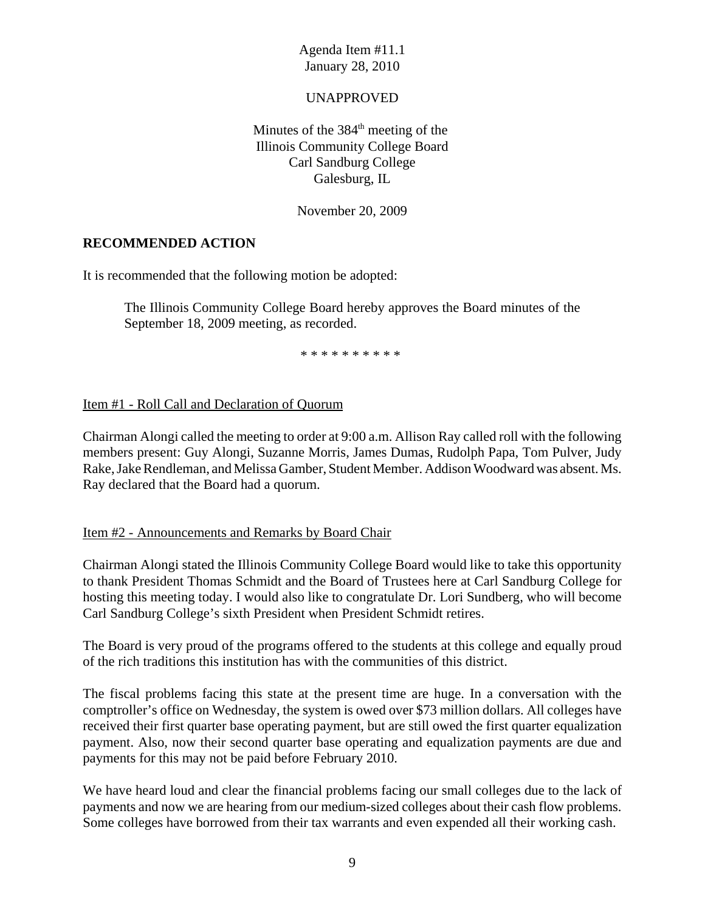Agenda Item #11.1
January 28, 2010

UNAPPROVED

Minutes of the 384th meeting of the
Illinois Community College Board
Carl Sandburg College
Galesburg, IL

November 20, 2009

**RECOMMENDED ACTION**

It is recommended that the following motion be adopted:

> The Illinois Community College Board hereby approves the Board minutes of the September 18, 2009 meeting, as recorded.

* * * * * * * * * *

Item #1 - Roll Call and Declaration of Quorum

Chairman Alongi called the meeting to order at 9:00 a.m. Allison Ray called roll with the following members present: Guy Alongi, Suzanne Morris, James Dumas, Rudolph Papa, Tom Pulver, Judy Rake, Jake Rendleman, and Melissa Gamber, Student Member. Addison Woodward was absent. Ms. Ray declared that the Board had a quorum.

Item #2 - Announcements and Remarks by Board Chair

Chairman Alongi stated the Illinois Community College Board would like to take this opportunity to thank President Thomas Schmidt and the Board of Trustees here at Carl Sandburg College for hosting this meeting today. I would also like to congratulate Dr. Lori Sundberg, who will become Carl Sandburg College's sixth President when President Schmidt retires.

The Board is very proud of the programs offered to the students at this college and equally proud of the rich traditions this institution has with the communities of this district.

The fiscal problems facing this state at the present time are huge. In a conversation with the comptroller's office on Wednesday, the system is owed over $73 million dollars. All colleges have received their first quarter base operating payment, but are still owed the first quarter equalization payment. Also, now their second quarter base operating and equalization payments are due and payments for this may not be paid before February 2010.

We have heard loud and clear the financial problems facing our small colleges due to the lack of payments and now we are hearing from our medium-sized colleges about their cash flow problems. Some colleges have borrowed from their tax warrants and even expended all their working cash.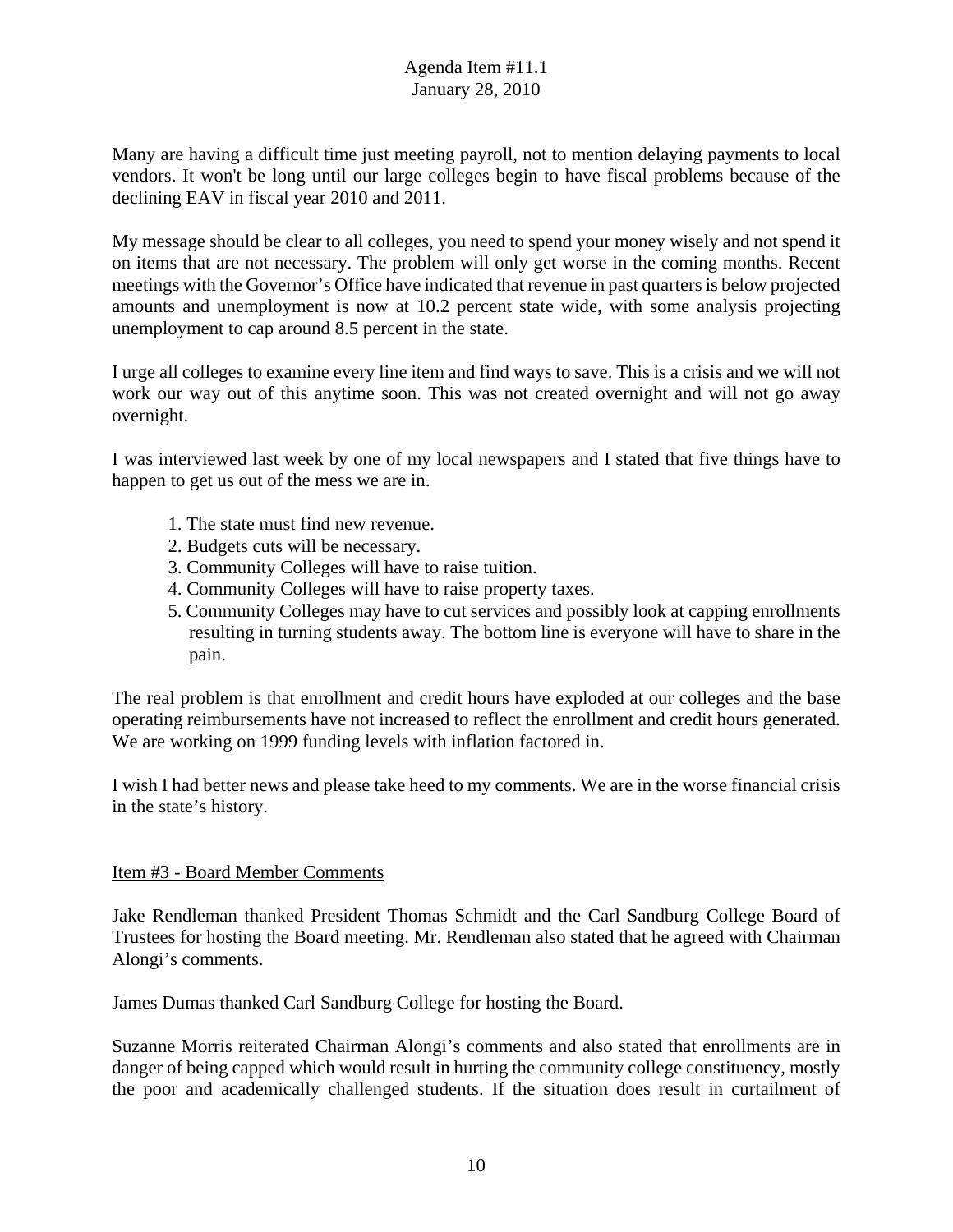Many are having a difficult time just meeting payroll, not to mention delaying payments to local vendors. It won't be long until our large colleges begin to have fiscal problems because of the declining EAV in fiscal year 2010 and 2011.

My message should be clear to all colleges, you need to spend your money wisely and not spend it on items that are not necessary. The problem will only get worse in the coming months. Recent meetings with the Governor's Office have indicated that revenue in past quarters is below projected amounts and unemployment is now at 10.2 percent state wide, with some analysis projecting unemployment to cap around 8.5 percent in the state.

I urge all colleges to examine every line item and find ways to save. This is a crisis and we will not work our way out of this anytime soon. This was not created overnight and will not go away overnight.

I was interviewed last week by one of my local newspapers and I stated that five things have to happen to get us out of the mess we are in.

1. The state must find new revenue.
2. Budgets cuts will be necessary.
3. Community Colleges will have to raise tuition.
4. Community Colleges will have to raise property taxes.
5. Community Colleges may have to cut services and possibly look at capping enrollments resulting in turning students away. The bottom line is everyone will have to share in the pain.

The real problem is that enrollment and credit hours have exploded at our colleges and the base operating reimbursements have not increased to reflect the enrollment and credit hours generated. We are working on 1999 funding levels with inflation factored in.

I wish I had better news and please take heed to my comments. We are in the worse financial crisis in the state's history.

Item #3 - Board Member Comments

Jake Rendleman thanked President Thomas Schmidt and the Carl Sandburg College Board of Trustees for hosting the Board meeting. Mr. Rendleman also stated that he agreed with Chairman Alongi's comments.

James Dumas thanked Carl Sandburg College for hosting the Board.

Suzanne Morris reiterated Chairman Alongi's comments and also stated that enrollments are in danger of being capped which would result in hurting the community college constituency, mostly the poor and academically challenged students. If the situation does result in curtailment of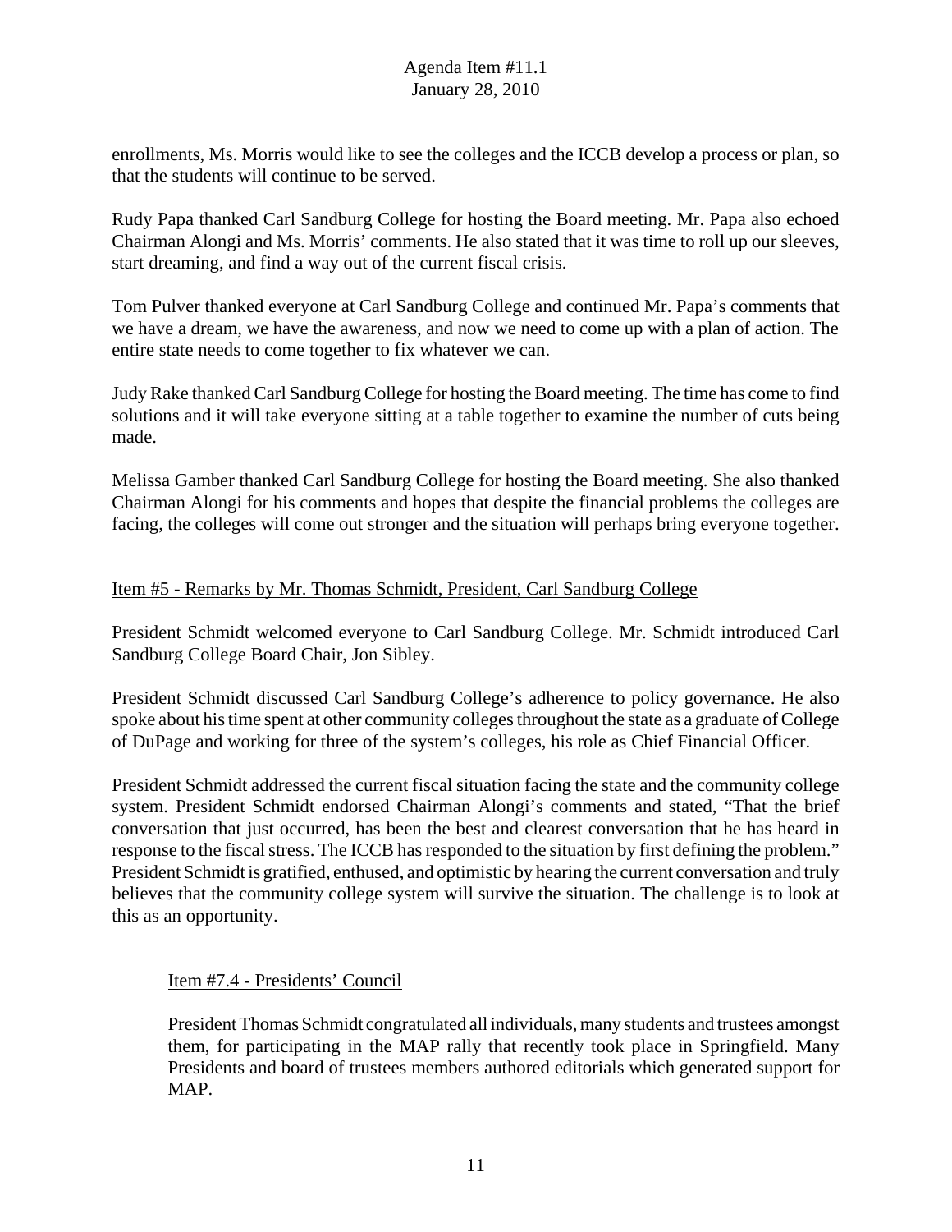enrollments, Ms. Morris would like to see the colleges and the ICCB develop a process or plan, so that the students will continue to be served.

Rudy Papa thanked Carl Sandburg College for hosting the Board meeting. Mr. Papa also echoed Chairman Alongi and Ms. Morris' comments. He also stated that it was time to roll up our sleeves, start dreaming, and find a way out of the current fiscal crisis.

Tom Pulver thanked everyone at Carl Sandburg College and continued Mr. Papa's comments that we have a dream, we have the awareness, and now we need to come up with a plan of action. The entire state needs to come together to fix whatever we can.

Judy Rake thanked Carl Sandburg College for hosting the Board meeting. The time has come to find solutions and it will take everyone sitting at a table together to examine the number of cuts being made.

Melissa Gamber thanked Carl Sandburg College for hosting the Board meeting. She also thanked Chairman Alongi for his comments and hopes that despite the financial problems the colleges are facing, the colleges will come out stronger and the situation will perhaps bring everyone together.

Item #5 - Remarks by Mr. Thomas Schmidt, President, Carl Sandburg College

President Schmidt welcomed everyone to Carl Sandburg College. Mr. Schmidt introduced Carl Sandburg College Board Chair, Jon Sibley.

President Schmidt discussed Carl Sandburg College's adherence to policy governance. He also spoke about his time spent at other community colleges throughout the state as a graduate of College of DuPage and working for three of the system's colleges, his role as Chief Financial Officer.

President Schmidt addressed the current fiscal situation facing the state and the community college system. President Schmidt endorsed Chairman Alongi's comments and stated, "That the brief conversation that just occurred, has been the best and clearest conversation that he has heard in response to the fiscal stress. The ICCB has responded to the situation by first defining the problem." President Schmidt is gratified, enthused, and optimistic by hearing the current conversation and truly believes that the community college system will survive the situation. The challenge is to look at this as an opportunity.

Item #7.4 - Presidents' Council

President Thomas Schmidt congratulated all individuals, many students and trustees amongst them, for participating in the MAP rally that recently took place in Springfield. Many Presidents and board of trustees members authored editorials which generated support for MAP.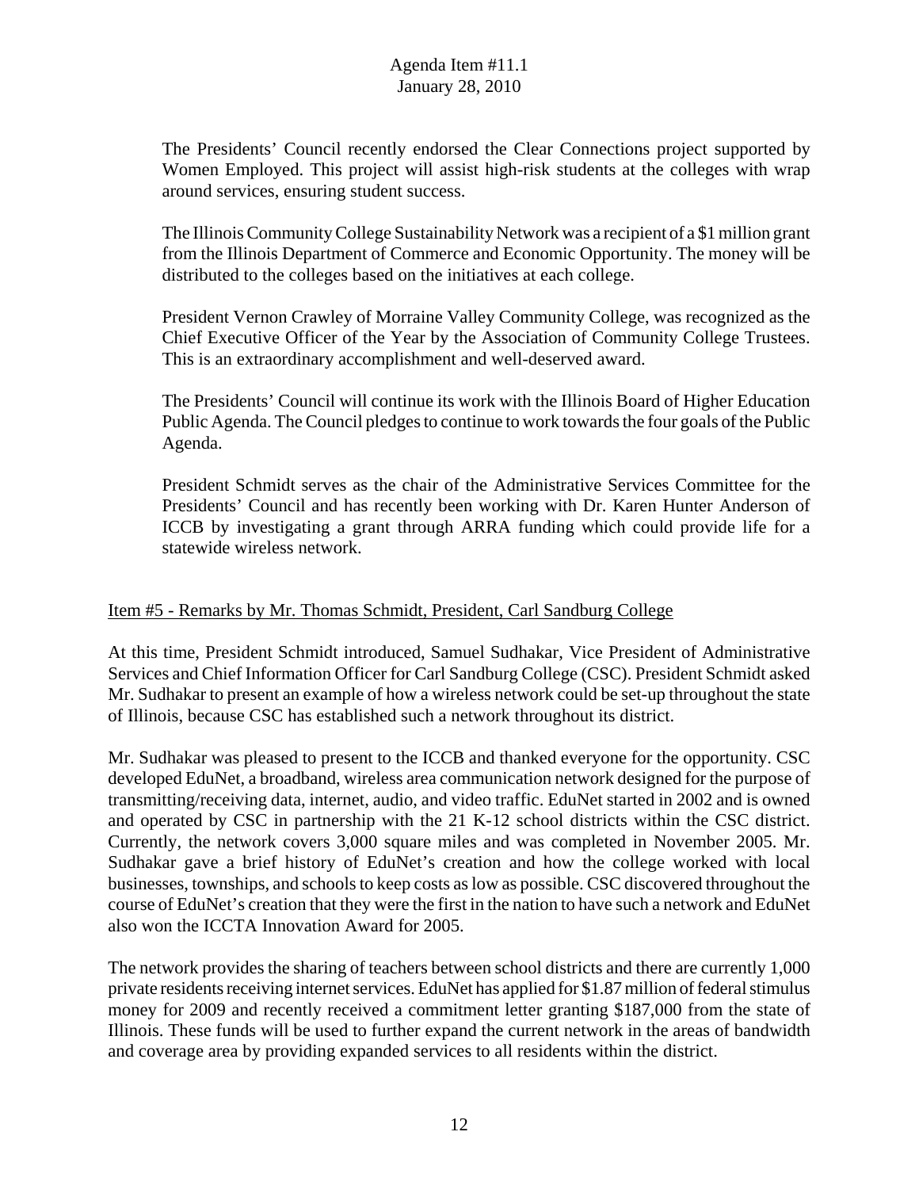The Presidents' Council recently endorsed the Clear Connections project supported by Women Employed. This project will assist high-risk students at the colleges with wrap around services, ensuring student success.

The Illinois Community College Sustainability Network was a recipient of a $1 million grant from the Illinois Department of Commerce and Economic Opportunity. The money will be distributed to the colleges based on the initiatives at each college.

President Vernon Crawley of Morraine Valley Community College, was recognized as the Chief Executive Officer of the Year by the Association of Community College Trustees. This is an extraordinary accomplishment and well-deserved award.

The Presidents' Council will continue its work with the Illinois Board of Higher Education Public Agenda. The Council pledges to continue to work towards the four goals of the Public Agenda.

President Schmidt serves as the chair of the Administrative Services Committee for the Presidents' Council and has recently been working with Dr. Karen Hunter Anderson of ICCB by investigating a grant through ARRA funding which could provide life for a statewide wireless network.

Item #5 - Remarks by Mr. Thomas Schmidt, President, Carl Sandburg College

At this time, President Schmidt introduced, Samuel Sudhakar, Vice President of Administrative Services and Chief Information Officer for Carl Sandburg College (CSC). President Schmidt asked Mr. Sudhakar to present an example of how a wireless network could be set-up throughout the state of Illinois, because CSC has established such a network throughout its district.

Mr. Sudhakar was pleased to present to the ICCB and thanked everyone for the opportunity. CSC developed EduNet, a broadband, wireless area communication network designed for the purpose of transmitting/receiving data, internet, audio, and video traffic. EduNet started in 2002 and is owned and operated by CSC in partnership with the 21 K-12 school districts within the CSC district. Currently, the network covers 3,000 square miles and was completed in November 2005. Mr. Sudhakar gave a brief history of EduNet's creation and how the college worked with local businesses, townships, and schools to keep costs as low as possible. CSC discovered throughout the course of EduNet's creation that they were the first in the nation to have such a network and EduNet also won the ICCTA Innovation Award for 2005.

The network provides the sharing of teachers between school districts and there are currently 1,000 private residents receiving internet services. EduNet has applied for $1.87 million of federal stimulus money for 2009 and recently received a commitment letter granting $187,000 from the state of Illinois. These funds will be used to further expand the current network in the areas of bandwidth and coverage area by providing expanded services to all residents within the district.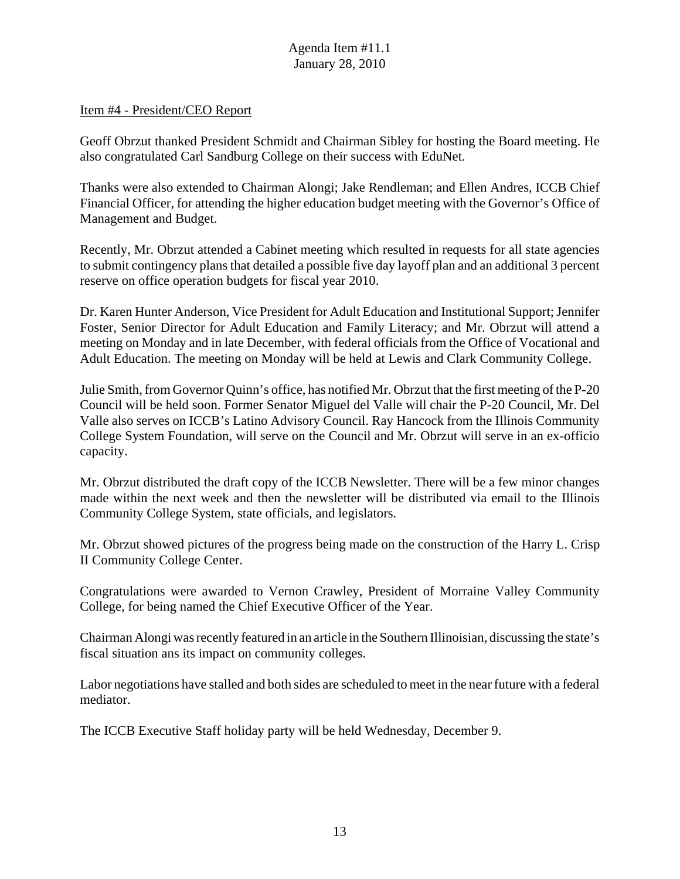Agenda Item #11.1
January 28, 2010

Item #4 - President/CEO Report

Geoff Obrzut thanked President Schmidt and Chairman Sibley for hosting the Board meeting. He also congratulated Carl Sandburg College on their success with EduNet.

Thanks were also extended to Chairman Alongi; Jake Rendleman; and Ellen Andres, ICCB Chief Financial Officer, for attending the higher education budget meeting with the Governor's Office of Management and Budget.

Recently, Mr. Obrzut attended a Cabinet meeting which resulted in requests for all state agencies to submit contingency plans that detailed a possible five day layoff plan and an additional 3 percent reserve on office operation budgets for fiscal year 2010.

Dr. Karen Hunter Anderson, Vice President for Adult Education and Institutional Support; Jennifer Foster, Senior Director for Adult Education and Family Literacy; and Mr. Obrzut will attend a meeting on Monday and in late December, with federal officials from the Office of Vocational and Adult Education. The meeting on Monday will be held at Lewis and Clark Community College.

Julie Smith, from Governor Quinn's office, has notified Mr. Obrzut that the first meeting of the P-20 Council will be held soon. Former Senator Miguel del Valle will chair the P-20 Council, Mr. Del Valle also serves on ICCB's Latino Advisory Council. Ray Hancock from the Illinois Community College System Foundation, will serve on the Council and Mr. Obrzut will serve in an ex-officio capacity.

Mr. Obrzut distributed the draft copy of the ICCB Newsletter. There will be a few minor changes made within the next week and then the newsletter will be distributed via email to the Illinois Community College System, state officials, and legislators.

Mr. Obrzut showed pictures of the progress being made on the construction of the Harry L. Crisp II Community College Center.

Congratulations were awarded to Vernon Crawley, President of Morraine Valley Community College, for being named the Chief Executive Officer of the Year.

Chairman Alongi was recently featured in an article in the Southern Illinoisian, discussing the state's fiscal situation ans its impact on community colleges.

Labor negotiations have stalled and both sides are scheduled to meet in the near future with a federal mediator.

The ICCB Executive Staff holiday party will be held Wednesday, December 9.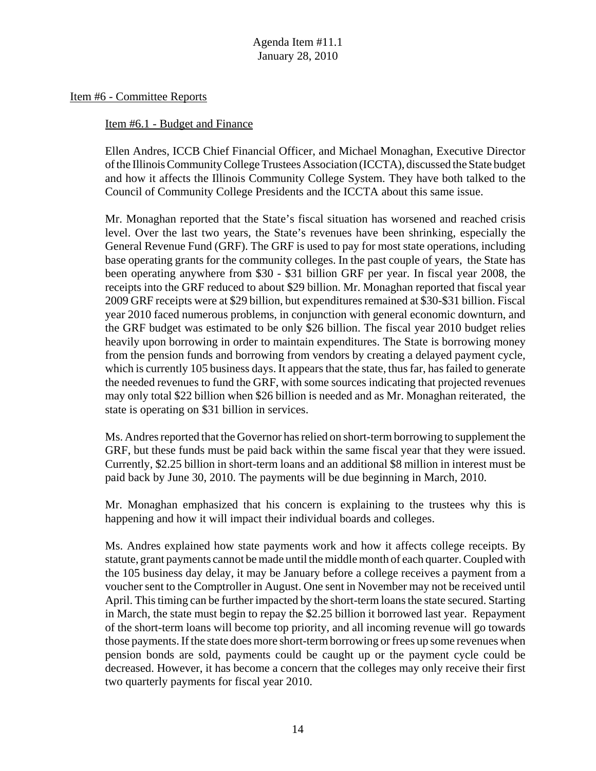Agenda Item #11.1
January 28, 2010

Item #6 - Committee Reports

Item #6.1 - Budget and Finance

Ellen Andres, ICCB Chief Financial Officer, and Michael Monaghan, Executive Director of the Illinois Community College Trustees Association (ICCTA), discussed the State budget and how it affects the Illinois Community College System. They have both talked to the Council of Community College Presidents and the ICCTA about this same issue.

Mr. Monaghan reported that the State's fiscal situation has worsened and reached crisis level. Over the last two years, the State's revenues have been shrinking, especially the General Revenue Fund (GRF). The GRF is used to pay for most state operations, including base operating grants for the community colleges. In the past couple of years, the State has been operating anywhere from $30 - $31 billion GRF per year. In fiscal year 2008, the receipts into the GRF reduced to about $29 billion. Mr. Monaghan reported that fiscal year 2009 GRF receipts were at $29 billion, but expenditures remained at $30-$31 billion. Fiscal year 2010 faced numerous problems, in conjunction with general economic downturn, and the GRF budget was estimated to be only $26 billion. The fiscal year 2010 budget relies heavily upon borrowing in order to maintain expenditures. The State is borrowing money from the pension funds and borrowing from vendors by creating a delayed payment cycle, which is currently 105 business days. It appears that the state, thus far, has failed to generate the needed revenues to fund the GRF, with some sources indicating that projected revenues may only total $22 billion when $26 billion is needed and as Mr. Monaghan reiterated, the state is operating on $31 billion in services.

Ms. Andres reported that the Governor has relied on short-term borrowing to supplement the GRF, but these funds must be paid back within the same fiscal year that they were issued. Currently, $2.25 billion in short-term loans and an additional $8 million in interest must be paid back by June 30, 2010. The payments will be due beginning in March, 2010.

Mr. Monaghan emphasized that his concern is explaining to the trustees why this is happening and how it will impact their individual boards and colleges.

Ms. Andres explained how state payments work and how it affects college receipts. By statute, grant payments cannot be made until the middle month of each quarter. Coupled with the 105 business day delay, it may be January before a college receives a payment from a voucher sent to the Comptroller in August. One sent in November may not be received until April. This timing can be further impacted by the short-term loans the state secured. Starting in March, the state must begin to repay the $2.25 billion it borrowed last year. Repayment of the short-term loans will become top priority, and all incoming revenue will go towards those payments. If the state does more short-term borrowing or frees up some revenues when pension bonds are sold, payments could be caught up or the payment cycle could be decreased. However, it has become a concern that the colleges may only receive their first two quarterly payments for fiscal year 2010.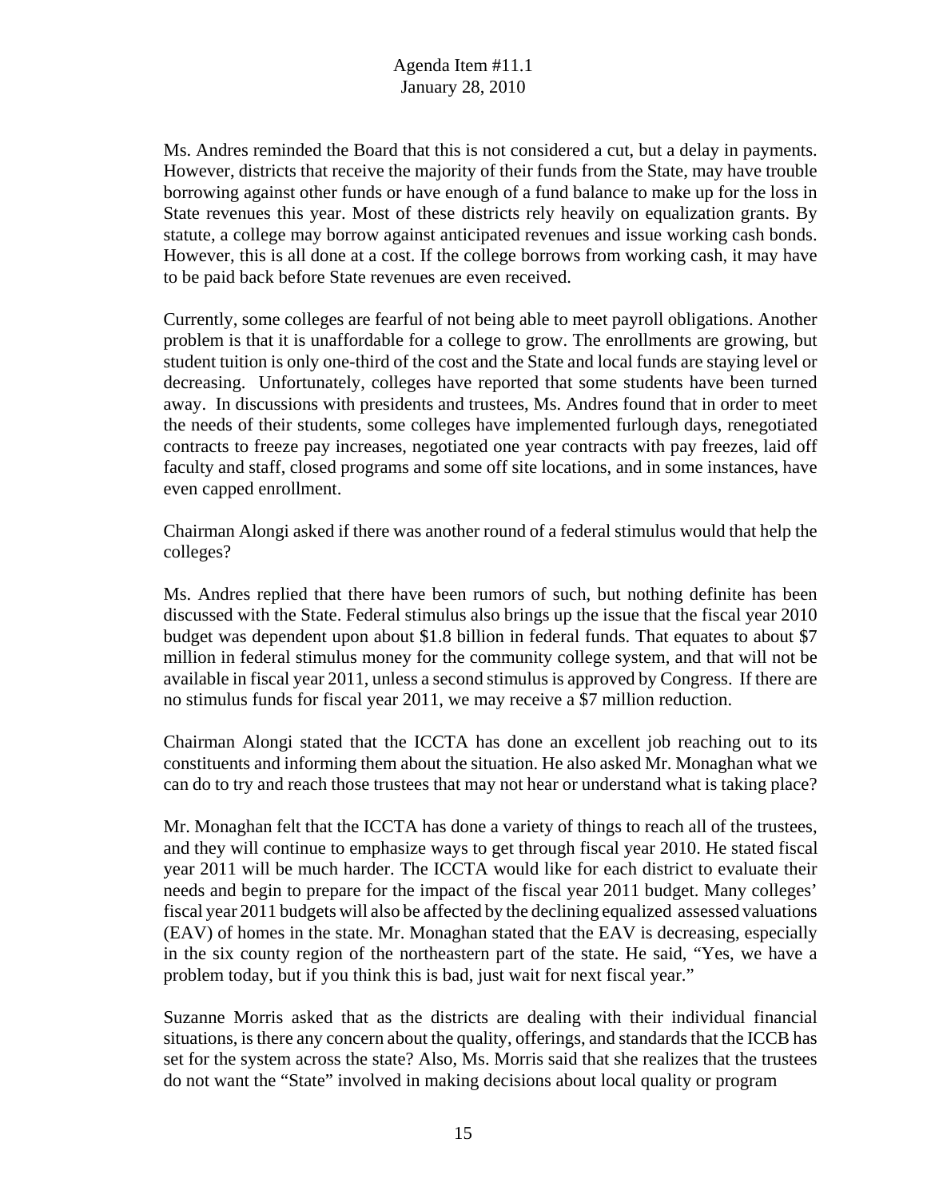Ms. Andres reminded the Board that this is not considered a cut, but a delay in payments. However, districts that receive the majority of their funds from the State, may have trouble borrowing against other funds or have enough of a fund balance to make up for the loss in State revenues this year. Most of these districts rely heavily on equalization grants. By statute, a college may borrow against anticipated revenues and issue working cash bonds. However, this is all done at a cost. If the college borrows from working cash, it may have to be paid back before State revenues are even received.

Currently, some colleges are fearful of not being able to meet payroll obligations. Another problem is that it is unaffordable for a college to grow. The enrollments are growing, but student tuition is only one-third of the cost and the State and local funds are staying level or decreasing. Unfortunately, colleges have reported that some students have been turned away. In discussions with presidents and trustees, Ms. Andres found that in order to meet the needs of their students, some colleges have implemented furlough days, renegotiated contracts to freeze pay increases, negotiated one year contracts with pay freezes, laid off faculty and staff, closed programs and some off site locations, and in some instances, have even capped enrollment.

Chairman Alongi asked if there was another round of a federal stimulus would that help the colleges?

Ms. Andres replied that there have been rumors of such, but nothing definite has been discussed with the State. Federal stimulus also brings up the issue that the fiscal year 2010 budget was dependent upon about $1.8 billion in federal funds. That equates to about $7 million in federal stimulus money for the community college system, and that will not be available in fiscal year 2011, unless a second stimulus is approved by Congress. If there are no stimulus funds for fiscal year 2011, we may receive a $7 million reduction.

Chairman Alongi stated that the ICCTA has done an excellent job reaching out to its constituents and informing them about the situation. He also asked Mr. Monaghan what we can do to try and reach those trustees that may not hear or understand what is taking place?

Mr. Monaghan felt that the ICCTA has done a variety of things to reach all of the trustees, and they will continue to emphasize ways to get through fiscal year 2010. He stated fiscal year 2011 will be much harder. The ICCTA would like for each district to evaluate their needs and begin to prepare for the impact of the fiscal year 2011 budget. Many colleges' fiscal year 2011 budgets will also be affected by the declining equalized assessed valuations (EAV) of homes in the state. Mr. Monaghan stated that the EAV is decreasing, especially in the six county region of the northeastern part of the state. He said, "Yes, we have a problem today, but if you think this is bad, just wait for next fiscal year."

Suzanne Morris asked that as the districts are dealing with their individual financial situations, is there any concern about the quality, offerings, and standards that the ICCB has set for the system across the state? Also, Ms. Morris said that she realizes that the trustees do not want the "State" involved in making decisions about local quality or program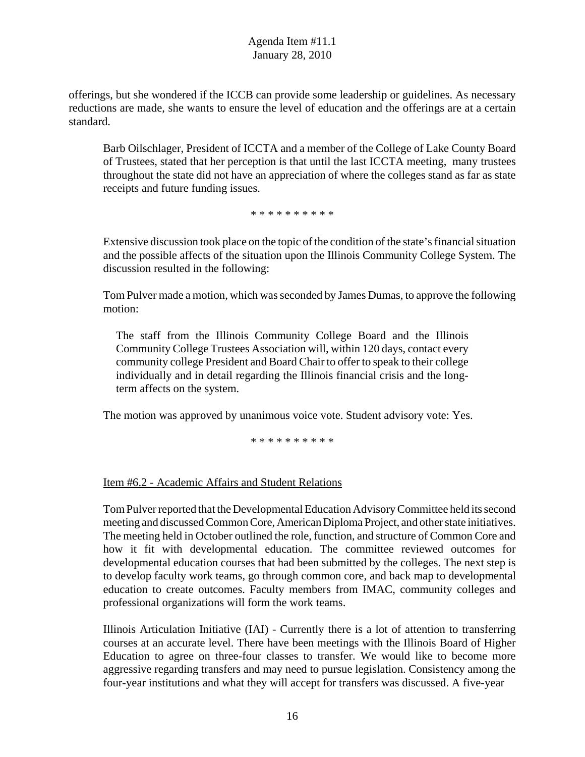offerings, but she wondered if the ICCB can provide some leadership or guidelines. As necessary reductions are made, she wants to ensure the level of education and the offerings are at a certain standard.

Barb Oilschlager, President of ICCTA and a member of the College of Lake County Board of Trustees, stated that her perception is that until the last ICCTA meeting, many trustees throughout the state did not have an appreciation of where the colleges stand as far as state receipts and future funding issues.

* * * * * * * * * *

Extensive discussion took place on the topic of the condition of the state's financial situation and the possible affects of the situation upon the Illinois Community College System. The discussion resulted in the following:

Tom Pulver made a motion, which was seconded by James Dumas, to approve the following motion:

> The staff from the Illinois Community College Board and the Illinois Community College Trustees Association will, within 120 days, contact every community college President and Board Chair to offer to speak to their college individually and in detail regarding the Illinois financial crisis and the long-term affects on the system.

The motion was approved by unanimous voice vote. Student advisory vote: Yes.

* * * * * * * * * *

Item #6.2 - Academic Affairs and Student Relations

Tom Pulver reported that the Developmental Education Advisory Committee held its second meeting and discussed Common Core, American Diploma Project, and other state initiatives. The meeting held in October outlined the role, function, and structure of Common Core and how it fit with developmental education. The committee reviewed outcomes for developmental education courses that had been submitted by the colleges. The next step is to develop faculty work teams, go through common core, and back map to developmental education to create outcomes. Faculty members from IMAC, community colleges and professional organizations will form the work teams.

Illinois Articulation Initiative (IAI) - Currently there is a lot of attention to transferring courses at an accurate level. There have been meetings with the Illinois Board of Higher Education to agree on three-four classes to transfer. We would like to become more aggressive regarding transfers and may need to pursue legislation. Consistency among the four-year institutions and what they will accept for transfers was discussed. A five-year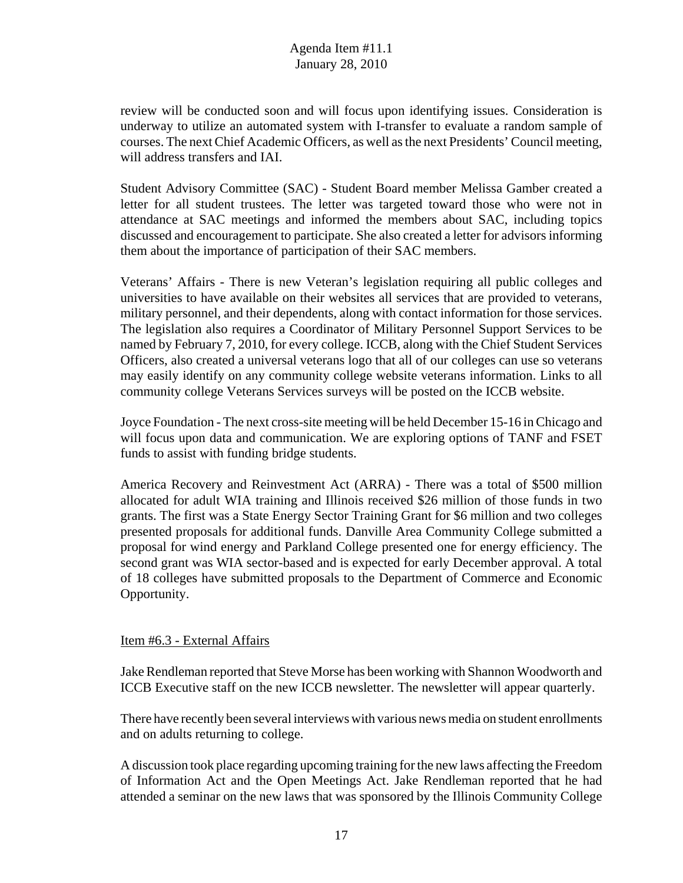review will be conducted soon and will focus upon identifying issues. Consideration is underway to utilize an automated system with I-transfer to evaluate a random sample of courses. The next Chief Academic Officers, as well as the next Presidents' Council meeting, will address transfers and IAI.

Student Advisory Committee (SAC) - Student Board member Melissa Gamber created a letter for all student trustees. The letter was targeted toward those who were not in attendance at SAC meetings and informed the members about SAC, including topics discussed and encouragement to participate. She also created a letter for advisors informing them about the importance of participation of their SAC members.

Veterans' Affairs - There is new Veteran's legislation requiring all public colleges and universities to have available on their websites all services that are provided to veterans, military personnel, and their dependents, along with contact information for those services. The legislation also requires a Coordinator of Military Personnel Support Services to be named by February 7, 2010, for every college. ICCB, along with the Chief Student Services Officers, also created a universal veterans logo that all of our colleges can use so veterans may easily identify on any community college website veterans information. Links to all community college Veterans Services surveys will be posted on the ICCB website.

Joyce Foundation - The next cross-site meeting will be held December 15-16 in Chicago and will focus upon data and communication. We are exploring options of TANF and FSET funds to assist with funding bridge students.

America Recovery and Reinvestment Act (ARRA) - There was a total of $500 million allocated for adult WIA training and Illinois received $26 million of those funds in two grants. The first was a State Energy Sector Training Grant for $6 million and two colleges presented proposals for additional funds. Danville Area Community College submitted a proposal for wind energy and Parkland College presented one for energy efficiency. The second grant was WIA sector-based and is expected for early December approval. A total of 18 colleges have submitted proposals to the Department of Commerce and Economic Opportunity.

Item #6.3 - External Affairs

Jake Rendleman reported that Steve Morse has been working with Shannon Woodworth and ICCB Executive staff on the new ICCB newsletter. The newsletter will appear quarterly.

There have recently been several interviews with various news media on student enrollments and on adults returning to college.

A discussion took place regarding upcoming training for the new laws affecting the Freedom of Information Act and the Open Meetings Act. Jake Rendleman reported that he had attended a seminar on the new laws that was sponsored by the Illinois Community College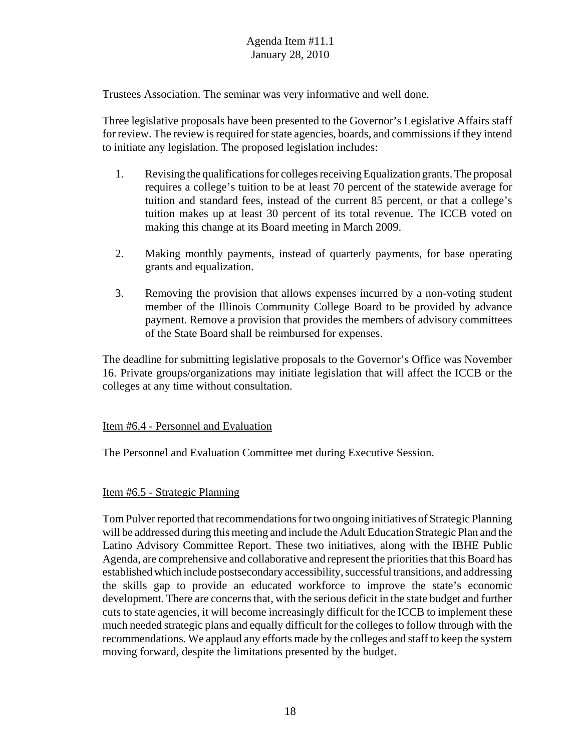Trustees Association. The seminar was very informative and well done.

Three legislative proposals have been presented to the Governor's Legislative Affairs staff for review. The review is required for state agencies, boards, and commissions if they intend to initiate any legislation. The proposed legislation includes:

1. Revising the qualifications for colleges receiving Equalization grants. The proposal requires a college's tuition to be at least 70 percent of the statewide average for tuition and standard fees, instead of the current 85 percent, or that a college's tuition makes up at least 30 percent of its total revenue. The ICCB voted on making this change at its Board meeting in March 2009.

2. Making monthly payments, instead of quarterly payments, for base operating grants and equalization.

3. Removing the provision that allows expenses incurred by a non-voting student member of the Illinois Community College Board to be provided by advance payment. Remove a provision that provides the members of advisory committees of the State Board shall be reimbursed for expenses.

The deadline for submitting legislative proposals to the Governor's Office was November 16. Private groups/organizations may initiate legislation that will affect the ICCB or the colleges at any time without consultation.

Item #6.4 - Personnel and Evaluation

The Personnel and Evaluation Committee met during Executive Session.

Item #6.5 - Strategic Planning

Tom Pulver reported that recommendations for two ongoing initiatives of Strategic Planning will be addressed during this meeting and include the Adult Education Strategic Plan and the Latino Advisory Committee Report. These two initiatives, along with the IBHE Public Agenda, are comprehensive and collaborative and represent the priorities that this Board has established which include postsecondary accessibility, successful transitions, and addressing the skills gap to provide an educated workforce to improve the state's economic development. There are concerns that, with the serious deficit in the state budget and further cuts to state agencies, it will become increasingly difficult for the ICCB to implement these much needed strategic plans and equally difficult for the colleges to follow through with the recommendations. We applaud any efforts made by the colleges and staff to keep the system moving forward, despite the limitations presented by the budget.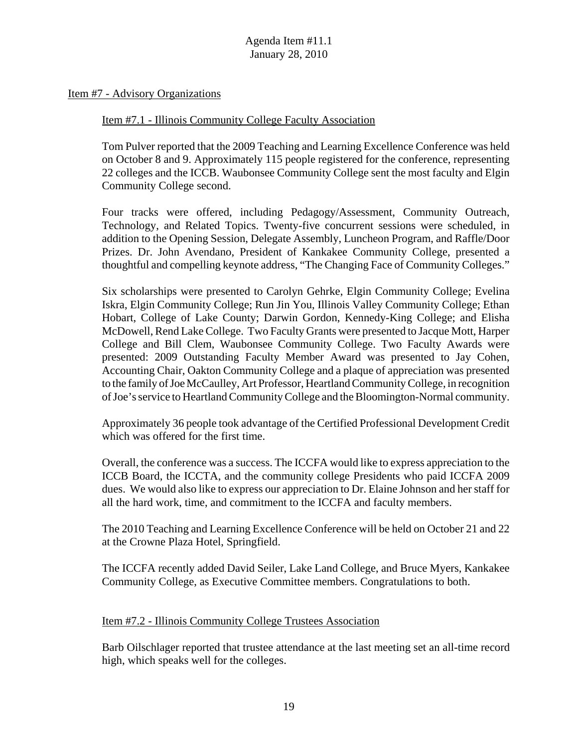## Item #7 - Advisory Organizations

### Item #7.1 - Illinois Community College Faculty Association

Tom Pulver reported that the 2009 Teaching and Learning Excellence Conference was held on October 8 and 9. Approximately 115 people registered for the conference, representing 22 colleges and the ICCB. Waubonsee Community College sent the most faculty and Elgin Community College second.

Four tracks were offered, including Pedagogy/Assessment, Community Outreach, Technology, and Related Topics. Twenty-five concurrent sessions were scheduled, in addition to the Opening Session, Delegate Assembly, Luncheon Program, and Raffle/Door Prizes. Dr. John Avendano, President of Kankakee Community College, presented a thoughtful and compelling keynote address, "The Changing Face of Community Colleges."

Six scholarships were presented to Carolyn Gehrke, Elgin Community College; Evelina Iskra, Elgin Community College; Run Jin You, Illinois Valley Community College; Ethan Hobart, College of Lake County; Darwin Gordon, Kennedy-King College; and Elisha McDowell, Rend Lake College. Two Faculty Grants were presented to Jacque Mott, Harper College and Bill Clem, Waubonsee Community College. Two Faculty Awards were presented: 2009 Outstanding Faculty Member Award was presented to Jay Cohen, Accounting Chair, Oakton Community College and a plaque of appreciation was presented to the family of Joe McCaulley, Art Professor, Heartland Community College, in recognition of Joe's service to Heartland Community College and the Bloomington-Normal community.

Approximately 36 people took advantage of the Certified Professional Development Credit which was offered for the first time.

Overall, the conference was a success. The ICCFA would like to express appreciation to the ICCB Board, the ICCTA, and the community college Presidents who paid ICCFA 2009 dues. We would also like to express our appreciation to Dr. Elaine Johnson and her staff for all the hard work, time, and commitment to the ICCFA and faculty members.

The 2010 Teaching and Learning Excellence Conference will be held on October 21 and 22 at the Crowne Plaza Hotel, Springfield.

The ICCFA recently added David Seiler, Lake Land College, and Bruce Myers, Kankakee Community College, as Executive Committee members. Congratulations to both.

### Item #7.2 - Illinois Community College Trustees Association

Barb Oilschlager reported that trustee attendance at the last meeting set an all-time record high, which speaks well for the colleges.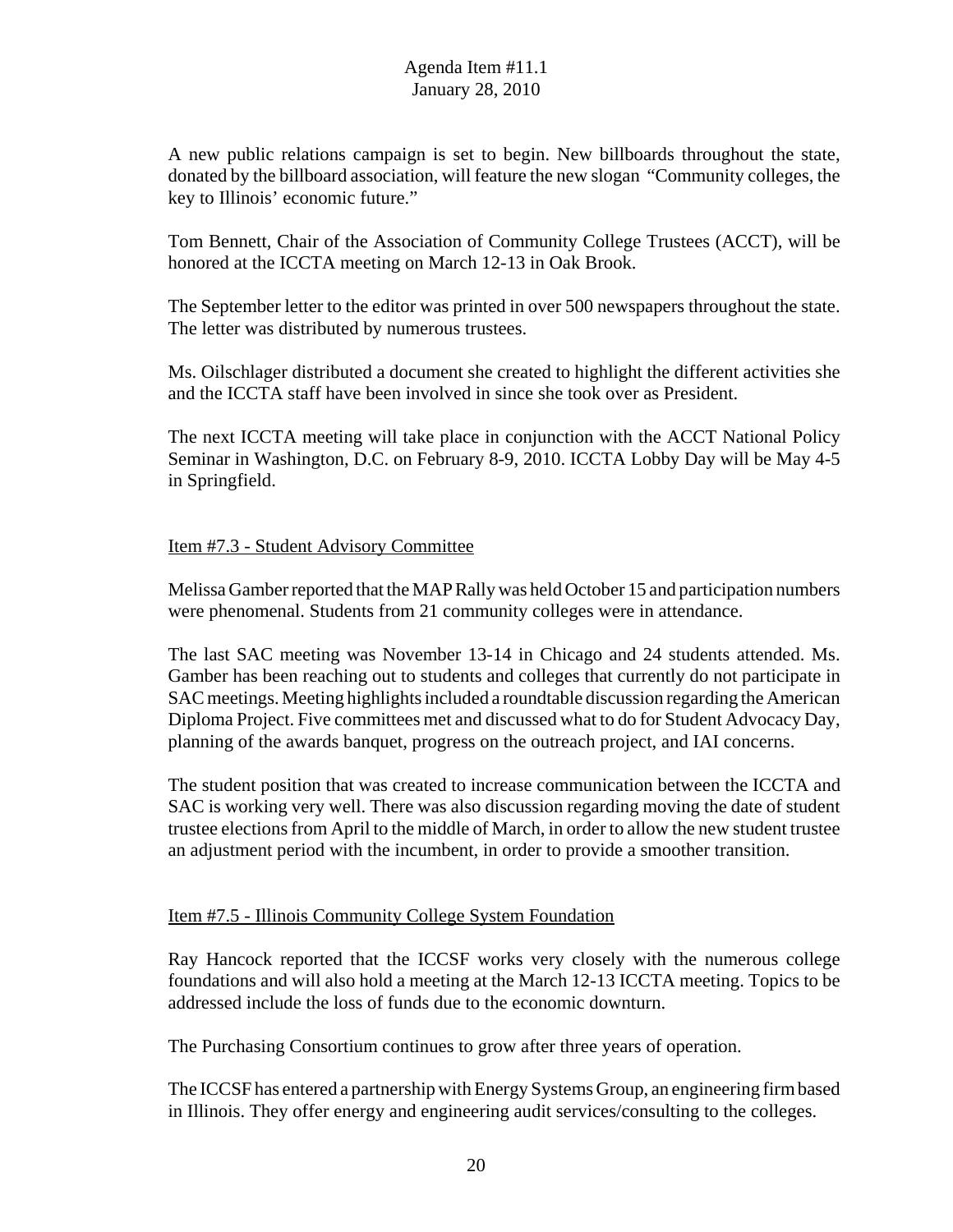A new public relations campaign is set to begin. New billboards throughout the state, donated by the billboard association, will feature the new slogan "Community colleges, the key to Illinois' economic future."

Tom Bennett, Chair of the Association of Community College Trustees (ACCT), will be honored at the ICCTA meeting on March 12-13 in Oak Brook.

The September letter to the editor was printed in over 500 newspapers throughout the state. The letter was distributed by numerous trustees.

Ms. Oilschlager distributed a document she created to highlight the different activities she and the ICCTA staff have been involved in since she took over as President.

The next ICCTA meeting will take place in conjunction with the ACCT National Policy Seminar in Washington, D.C. on February 8-9, 2010. ICCTA Lobby Day will be May 4-5 in Springfield.

Item #7.3 - Student Advisory Committee

Melissa Gamber reported that the MAP Rally was held October 15 and participation numbers were phenomenal. Students from 21 community colleges were in attendance.

The last SAC meeting was November 13-14 in Chicago and 24 students attended. Ms. Gamber has been reaching out to students and colleges that currently do not participate in SAC meetings. Meeting highlights included a roundtable discussion regarding the American Diploma Project. Five committees met and discussed what to do for Student Advocacy Day, planning of the awards banquet, progress on the outreach project, and IAI concerns.

The student position that was created to increase communication between the ICCTA and SAC is working very well. There was also discussion regarding moving the date of student trustee elections from April to the middle of March, in order to allow the new student trustee an adjustment period with the incumbent, in order to provide a smoother transition.

Item #7.5 - Illinois Community College System Foundation

Ray Hancock reported that the ICCSF works very closely with the numerous college foundations and will also hold a meeting at the March 12-13 ICCTA meeting. Topics to be addressed include the loss of funds due to the economic downturn.

The Purchasing Consortium continues to grow after three years of operation.

The ICCSF has entered a partnership with Energy Systems Group, an engineering firm based in Illinois. They offer energy and engineering audit services/consulting to the colleges.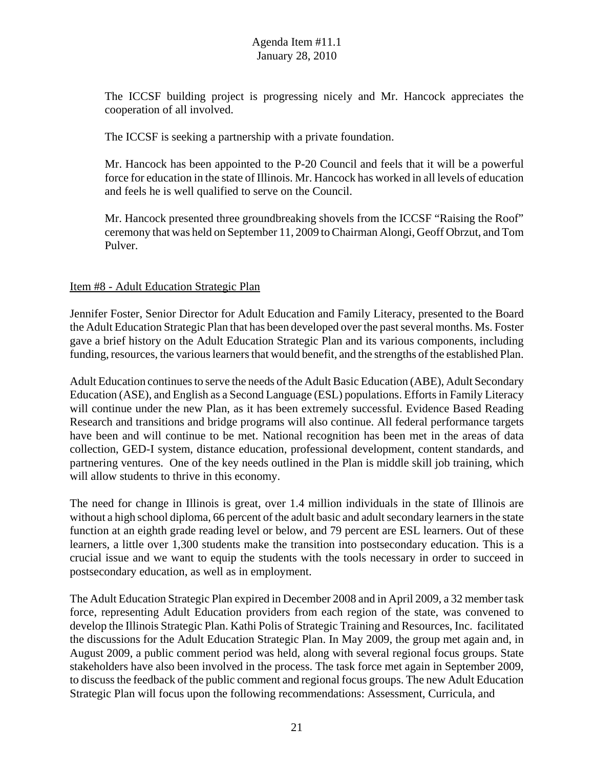The ICCSF building project is progressing nicely and Mr. Hancock appreciates the cooperation of all involved.

The ICCSF is seeking a partnership with a private foundation.

Mr. Hancock has been appointed to the P-20 Council and feels that it will be a powerful force for education in the state of Illinois. Mr. Hancock has worked in all levels of education and feels he is well qualified to serve on the Council.

Mr. Hancock presented three groundbreaking shovels from the ICCSF "Raising the Roof" ceremony that was held on September 11, 2009 to Chairman Alongi, Geoff Obrzut, and Tom Pulver.

Item #8 - Adult Education Strategic Plan

Jennifer Foster, Senior Director for Adult Education and Family Literacy, presented to the Board the Adult Education Strategic Plan that has been developed over the past several months. Ms. Foster gave a brief history on the Adult Education Strategic Plan and its various components, including funding, resources, the various learners that would benefit, and the strengths of the established Plan.

Adult Education continues to serve the needs of the Adult Basic Education (ABE), Adult Secondary Education (ASE), and English as a Second Language (ESL) populations. Efforts in Family Literacy will continue under the new Plan, as it has been extremely successful. Evidence Based Reading Research and transitions and bridge programs will also continue. All federal performance targets have been and will continue to be met. National recognition has been met in the areas of data collection, GED-I system, distance education, professional development, content standards, and partnering ventures. One of the key needs outlined in the Plan is middle skill job training, which will allow students to thrive in this economy.

The need for change in Illinois is great, over 1.4 million individuals in the state of Illinois are without a high school diploma, 66 percent of the adult basic and adult secondary learners in the state function at an eighth grade reading level or below, and 79 percent are ESL learners. Out of these learners, a little over 1,300 students make the transition into postsecondary education. This is a crucial issue and we want to equip the students with the tools necessary in order to succeed in postsecondary education, as well as in employment.

The Adult Education Strategic Plan expired in December 2008 and in April 2009, a 32 member task force, representing Adult Education providers from each region of the state, was convened to develop the Illinois Strategic Plan. Kathi Polis of Strategic Training and Resources, Inc. facilitated the discussions for the Adult Education Strategic Plan. In May 2009, the group met again and, in August 2009, a public comment period was held, along with several regional focus groups. State stakeholders have also been involved in the process. The task force met again in September 2009, to discuss the feedback of the public comment and regional focus groups. The new Adult Education Strategic Plan will focus upon the following recommendations: Assessment, Curricula, and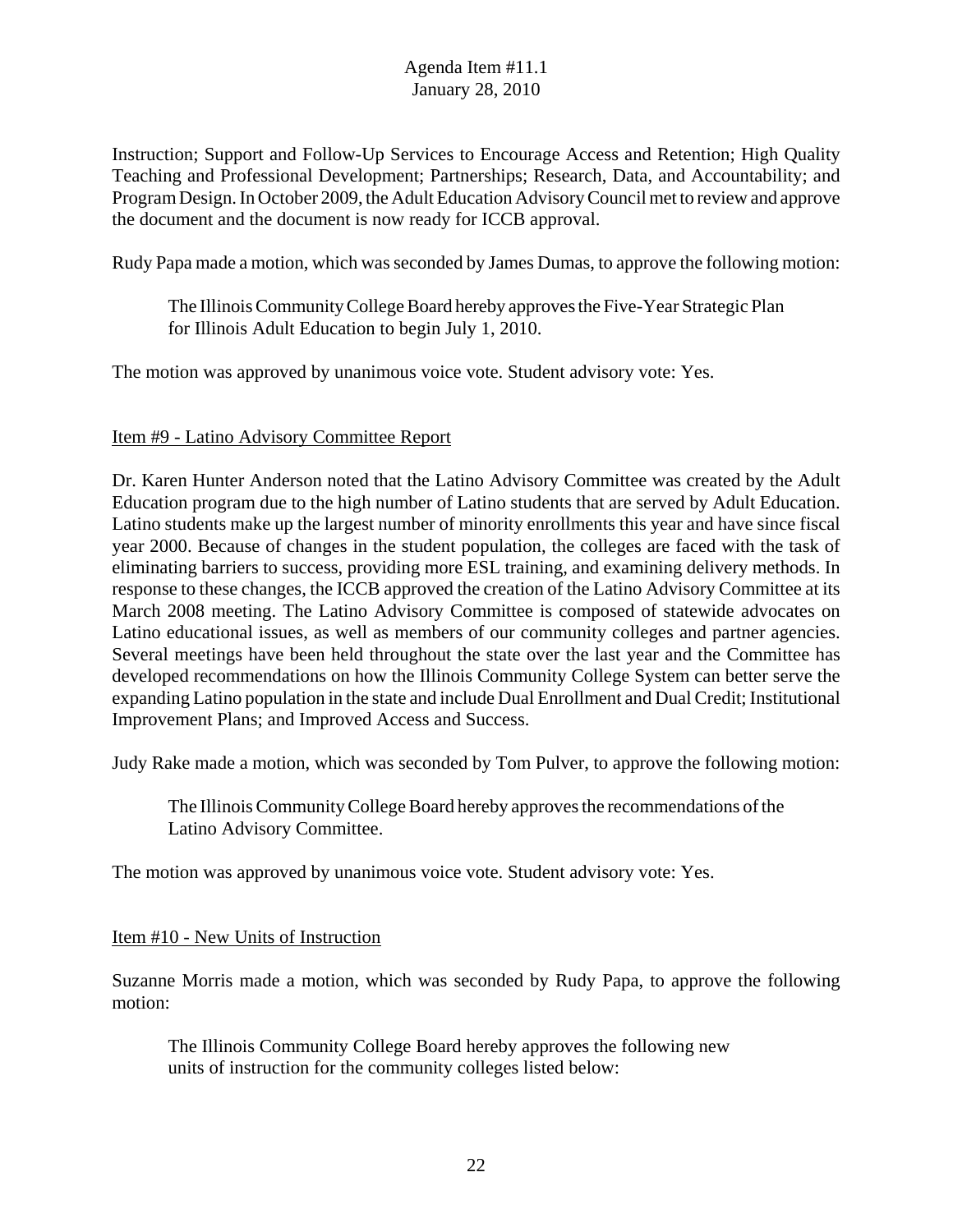Instruction; Support and Follow-Up Services to Encourage Access and Retention; High Quality Teaching and Professional Development; Partnerships; Research, Data, and Accountability; and Program Design. In October 2009, the Adult Education Advisory Council met to review and approve the document and the document is now ready for ICCB approval.

Rudy Papa made a motion, which was seconded by James Dumas, to approve the following motion:

> The Illinois Community College Board hereby approves the Five-Year Strategic Plan for Illinois Adult Education to begin July 1, 2010.

The motion was approved by unanimous voice vote. Student advisory vote: Yes.

Item #9 - Latino Advisory Committee Report

Dr. Karen Hunter Anderson noted that the Latino Advisory Committee was created by the Adult Education program due to the high number of Latino students that are served by Adult Education. Latino students make up the largest number of minority enrollments this year and have since fiscal year 2000. Because of changes in the student population, the colleges are faced with the task of eliminating barriers to success, providing more ESL training, and examining delivery methods. In response to these changes, the ICCB approved the creation of the Latino Advisory Committee at its March 2008 meeting. The Latino Advisory Committee is composed of statewide advocates on Latino educational issues, as well as members of our community colleges and partner agencies. Several meetings have been held throughout the state over the last year and the Committee has developed recommendations on how the Illinois Community College System can better serve the expanding Latino population in the state and include Dual Enrollment and Dual Credit; Institutional Improvement Plans; and Improved Access and Success.

Judy Rake made a motion, which was seconded by Tom Pulver, to approve the following motion:

> The Illinois Community College Board hereby approves the recommendations of the Latino Advisory Committee.

The motion was approved by unanimous voice vote. Student advisory vote: Yes.

Item #10 - New Units of Instruction

Suzanne Morris made a motion, which was seconded by Rudy Papa, to approve the following motion:

> The Illinois Community College Board hereby approves the following new units of instruction for the community colleges listed below: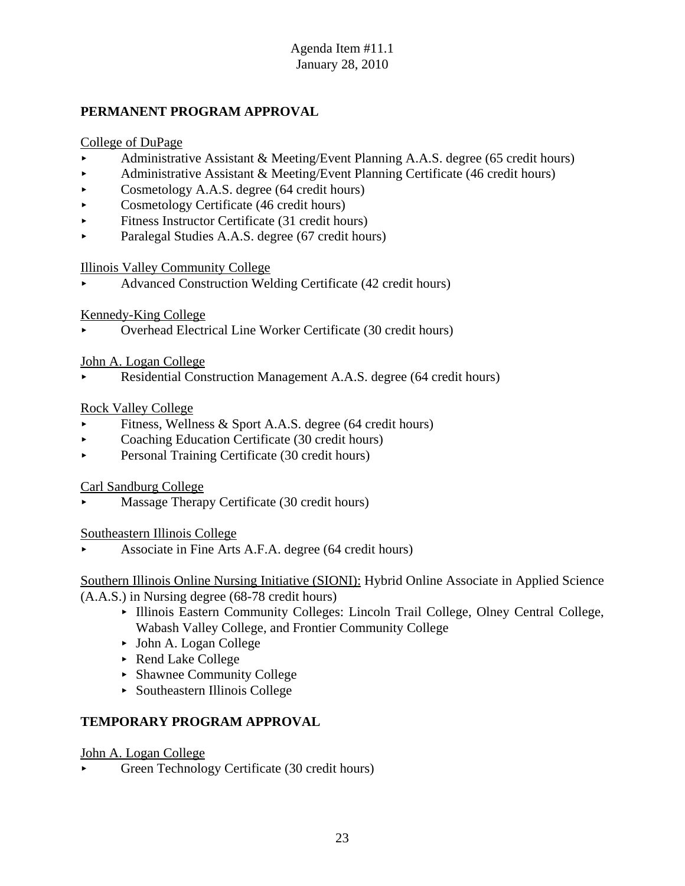Agenda Item #11.1
January 28, 2010

## PERMANENT PROGRAM APPROVAL

College of DuPage

- Administrative Assistant & Meeting/Event Planning A.A.S. degree (65 credit hours)
- Administrative Assistant & Meeting/Event Planning Certificate (46 credit hours)
- Cosmetology A.A.S. degree (64 credit hours)
- Cosmetology Certificate (46 credit hours)
- Fitness Instructor Certificate (31 credit hours)
- Paralegal Studies A.A.S. degree (67 credit hours)

Illinois Valley Community College

- Advanced Construction Welding Certificate (42 credit hours)

Kennedy-King College

- Overhead Electrical Line Worker Certificate (30 credit hours)

John A. Logan College

- Residential Construction Management A.A.S. degree (64 credit hours)

Rock Valley College

- Fitness, Wellness & Sport A.A.S. degree (64 credit hours)
- Coaching Education Certificate (30 credit hours)
- Personal Training Certificate (30 credit hours)

Carl Sandburg College

- Massage Therapy Certificate (30 credit hours)

Southeastern Illinois College

- Associate in Fine Arts A.F.A. degree (64 credit hours)

Southern Illinois Online Nursing Initiative (SIONI): Hybrid Online Associate in Applied Science (A.A.S.) in Nursing degree (68-78 credit hours)

- Illinois Eastern Community Colleges: Lincoln Trail College, Olney Central College, Wabash Valley College, and Frontier Community College
- John A. Logan College
- Rend Lake College
- Shawnee Community College
- Southeastern Illinois College

## TEMPORARY PROGRAM APPROVAL

John A. Logan College

- Green Technology Certificate (30 credit hours)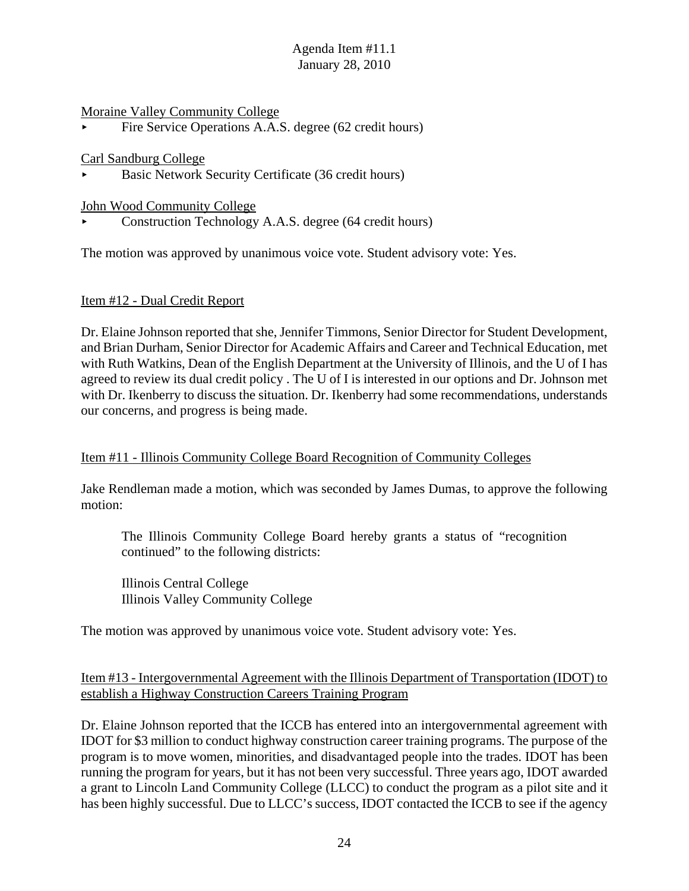Moraine Valley Community College

- Fire Service Operations A.A.S. degree (62 credit hours)

Carl Sandburg College

- Basic Network Security Certificate (36 credit hours)

John Wood Community College

- Construction Technology A.A.S. degree (64 credit hours)

The motion was approved by unanimous voice vote. Student advisory vote: Yes.

Item #12 - Dual Credit Report

Dr. Elaine Johnson reported that she, Jennifer Timmons, Senior Director for Student Development, and Brian Durham, Senior Director for Academic Affairs and Career and Technical Education, met with Ruth Watkins, Dean of the English Department at the University of Illinois, and the U of I has agreed to review its dual credit policy . The U of I is interested in our options and Dr. Johnson met with Dr. Ikenberry to discuss the situation. Dr. Ikenberry had some recommendations, understands our concerns, and progress is being made.

Item #11 - Illinois Community College Board Recognition of Community Colleges

Jake Rendleman made a motion, which was seconded by James Dumas, to approve the following motion:

> The Illinois Community College Board hereby grants a status of "recognition continued" to the following districts:
>
> Illinois Central College
> Illinois Valley Community College

The motion was approved by unanimous voice vote. Student advisory vote: Yes.

Item #13 - Intergovernmental Agreement with the Illinois Department of Transportation (IDOT) to establish a Highway Construction Careers Training Program

Dr. Elaine Johnson reported that the ICCB has entered into an intergovernmental agreement with IDOT for $3 million to conduct highway construction career training programs. The purpose of the program is to move women, minorities, and disadvantaged people into the trades. IDOT has been running the program for years, but it has not been very successful. Three years ago, IDOT awarded a grant to Lincoln Land Community College (LLCC) to conduct the program as a pilot site and it has been highly successful. Due to LLCC's success, IDOT contacted the ICCB to see if the agency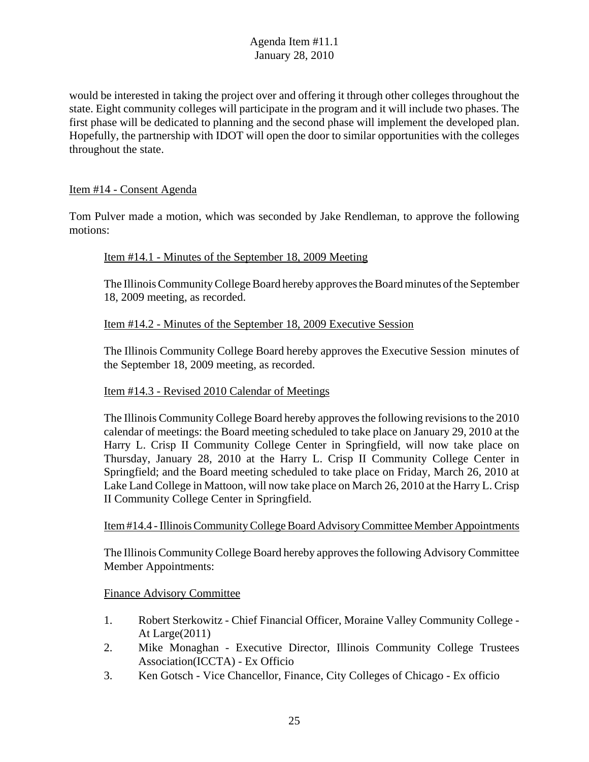would be interested in taking the project over and offering it through other colleges throughout the state. Eight community colleges will participate in the program and it will include two phases. The first phase will be dedicated to planning and the second phase will implement the developed plan. Hopefully, the partnership with IDOT will open the door to similar opportunities with the colleges throughout the state.

Item #14 - Consent Agenda

Tom Pulver made a motion, which was seconded by Jake Rendleman, to approve the following motions:

Item #14.1 - Minutes of the September 18, 2009 Meeting

The Illinois Community College Board hereby approves the Board minutes of the September 18, 2009 meeting, as recorded.

Item #14.2 - Minutes of the September 18, 2009 Executive Session

The Illinois Community College Board hereby approves the Executive Session minutes of the September 18, 2009 meeting, as recorded.

Item #14.3 - Revised 2010 Calendar of Meetings

The Illinois Community College Board hereby approves the following revisions to the 2010 calendar of meetings: the Board meeting scheduled to take place on January 29, 2010 at the Harry L. Crisp II Community College Center in Springfield, will now take place on Thursday, January 28, 2010 at the Harry L. Crisp II Community College Center in Springfield; and the Board meeting scheduled to take place on Friday, March 26, 2010 at Lake Land College in Mattoon, will now take place on March 26, 2010 at the Harry L. Crisp II Community College Center in Springfield.

Item #14.4 - Illinois Community College Board Advisory Committee Member Appointments

The Illinois Community College Board hereby approves the following Advisory Committee Member Appointments:

Finance Advisory Committee

1. Robert Sterkowitz - Chief Financial Officer, Moraine Valley Community College - At Large(2011)
2. Mike Monaghan - Executive Director, Illinois Community College Trustees Association(ICCTA) - Ex Officio
3. Ken Gotsch - Vice Chancellor, Finance, City Colleges of Chicago - Ex officio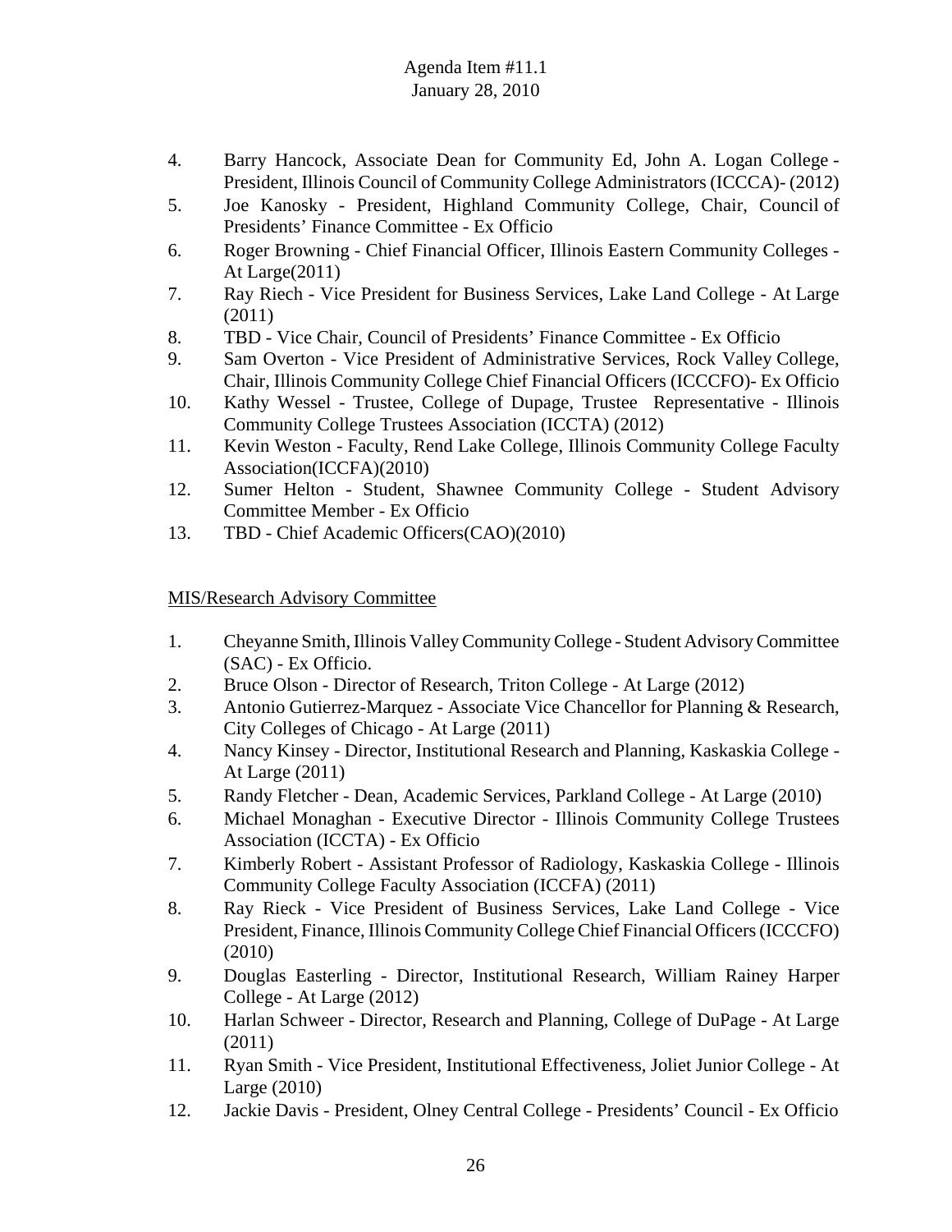4. Barry Hancock, Associate Dean for Community Ed, John A. Logan College - President, Illinois Council of Community College Administrators (ICCCA)- (2012)
5. Joe Kanosky - President, Highland Community College, Chair, Council of Presidents' Finance Committee - Ex Officio
6. Roger Browning - Chief Financial Officer, Illinois Eastern Community Colleges - At Large(2011)
7. Ray Riech - Vice President for Business Services, Lake Land College - At Large (2011)
8. TBD - Vice Chair, Council of Presidents' Finance Committee - Ex Officio
9. Sam Overton - Vice President of Administrative Services, Rock Valley College, Chair, Illinois Community College Chief Financial Officers (ICCCFO)- Ex Officio
10. Kathy Wessel - Trustee, College of Dupage, Trustee Representative - Illinois Community College Trustees Association (ICCTA) (2012)
11. Kevin Weston - Faculty, Rend Lake College, Illinois Community College Faculty Association(ICCFA)(2010)
12. Sumer Helton - Student, Shawnee Community College - Student Advisory Committee Member - Ex Officio
13. TBD - Chief Academic Officers(CAO)(2010)

## MIS/Research Advisory Committee

1. Cheyanne Smith, Illinois Valley Community College - Student Advisory Committee (SAC) - Ex Officio.
2. Bruce Olson - Director of Research, Triton College - At Large (2012)
3. Antonio Gutierrez-Marquez - Associate Vice Chancellor for Planning & Research, City Colleges of Chicago - At Large (2011)
4. Nancy Kinsey - Director, Institutional Research and Planning, Kaskaskia College - At Large (2011)
5. Randy Fletcher - Dean, Academic Services, Parkland College - At Large (2010)
6. Michael Monaghan - Executive Director - Illinois Community College Trustees Association (ICCTA) - Ex Officio
7. Kimberly Robert - Assistant Professor of Radiology, Kaskaskia College - Illinois Community College Faculty Association (ICCFA) (2011)
8. Ray Rieck - Vice President of Business Services, Lake Land College - Vice President, Finance, Illinois Community College Chief Financial Officers (ICCCFO) (2010)
9. Douglas Easterling - Director, Institutional Research, William Rainey Harper College - At Large (2012)
10. Harlan Schweer - Director, Research and Planning, College of DuPage - At Large (2011)
11. Ryan Smith - Vice President, Institutional Effectiveness, Joliet Junior College - At Large (2010)
12. Jackie Davis - President, Olney Central College - Presidents' Council - Ex Officio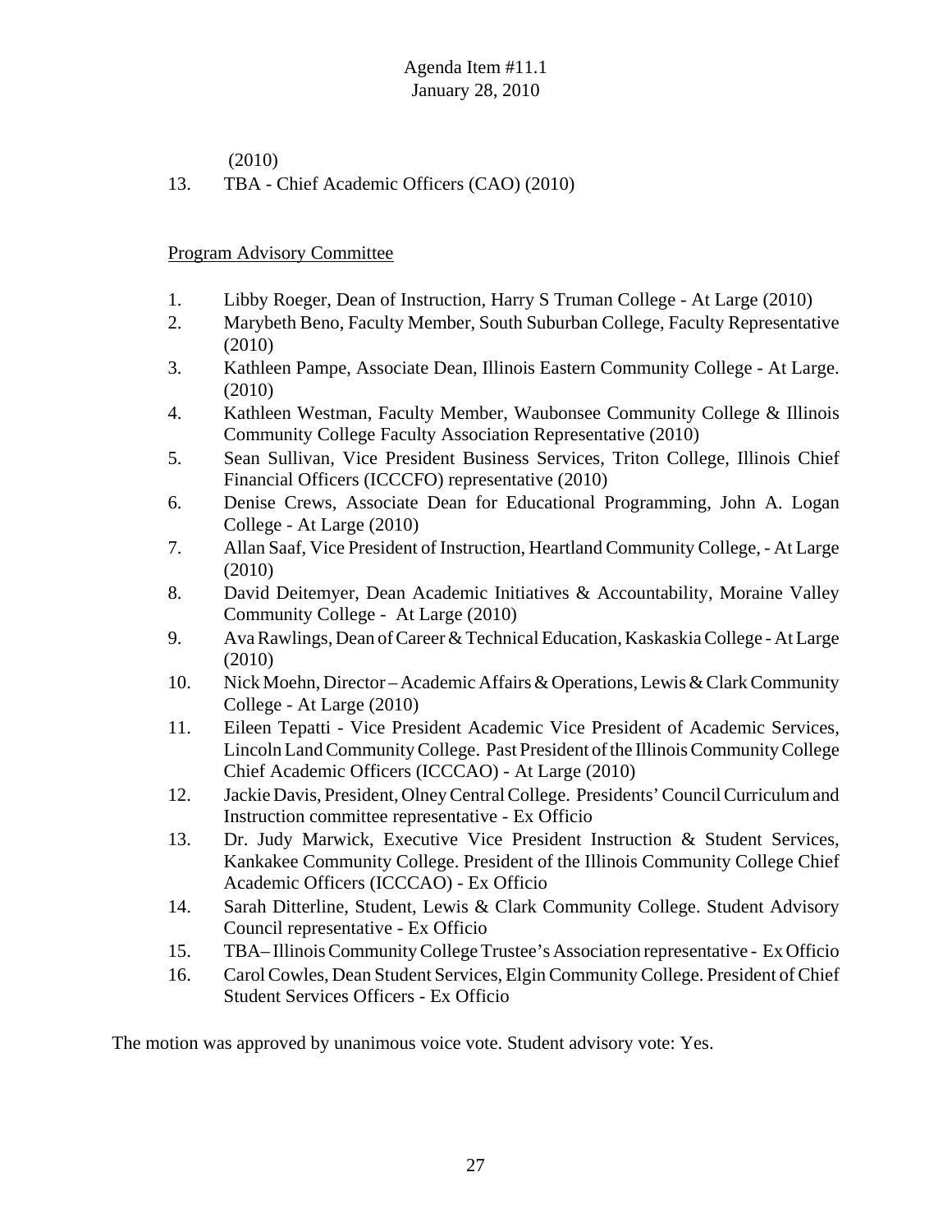(2010)

13. TBA - Chief Academic Officers (CAO) (2010)

Program Advisory Committee

1. Libby Roeger, Dean of Instruction, Harry S Truman College - At Large (2010)
2. Marybeth Beno, Faculty Member, South Suburban College, Faculty Representative (2010)
3. Kathleen Pampe, Associate Dean, Illinois Eastern Community College - At Large. (2010)
4. Kathleen Westman, Faculty Member, Waubonsee Community College & Illinois Community College Faculty Association Representative (2010)
5. Sean Sullivan, Vice President Business Services, Triton College, Illinois Chief Financial Officers (ICCCFO) representative (2010)
6. Denise Crews, Associate Dean for Educational Programming, John A. Logan College - At Large (2010)
7. Allan Saaf, Vice President of Instruction, Heartland Community College, - At Large (2010)
8. David Deitemyer, Dean Academic Initiatives & Accountability, Moraine Valley Community College - At Large (2010)
9. Ava Rawlings, Dean of Career & Technical Education, Kaskaskia College - At Large (2010)
10. Nick Moehn, Director – Academic Affairs & Operations, Lewis & Clark Community College - At Large (2010)
11. Eileen Tepatti - Vice President Academic Vice President of Academic Services, Lincoln Land Community College. Past President of the Illinois Community College Chief Academic Officers (ICCCAO) - At Large (2010)
12. Jackie Davis, President, Olney Central College. Presidents' Council Curriculum and Instruction committee representative - Ex Officio
13. Dr. Judy Marwick, Executive Vice President Instruction & Student Services, Kankakee Community College. President of the Illinois Community College Chief Academic Officers (ICCCAO) - Ex Officio
14. Sarah Ditterline, Student, Lewis & Clark Community College. Student Advisory Council representative - Ex Officio
15. TBA– Illinois Community College Trustee's Association representative - Ex Officio
16. Carol Cowles, Dean Student Services, Elgin Community College. President of Chief Student Services Officers - Ex Officio

The motion was approved by unanimous voice vote. Student advisory vote: Yes.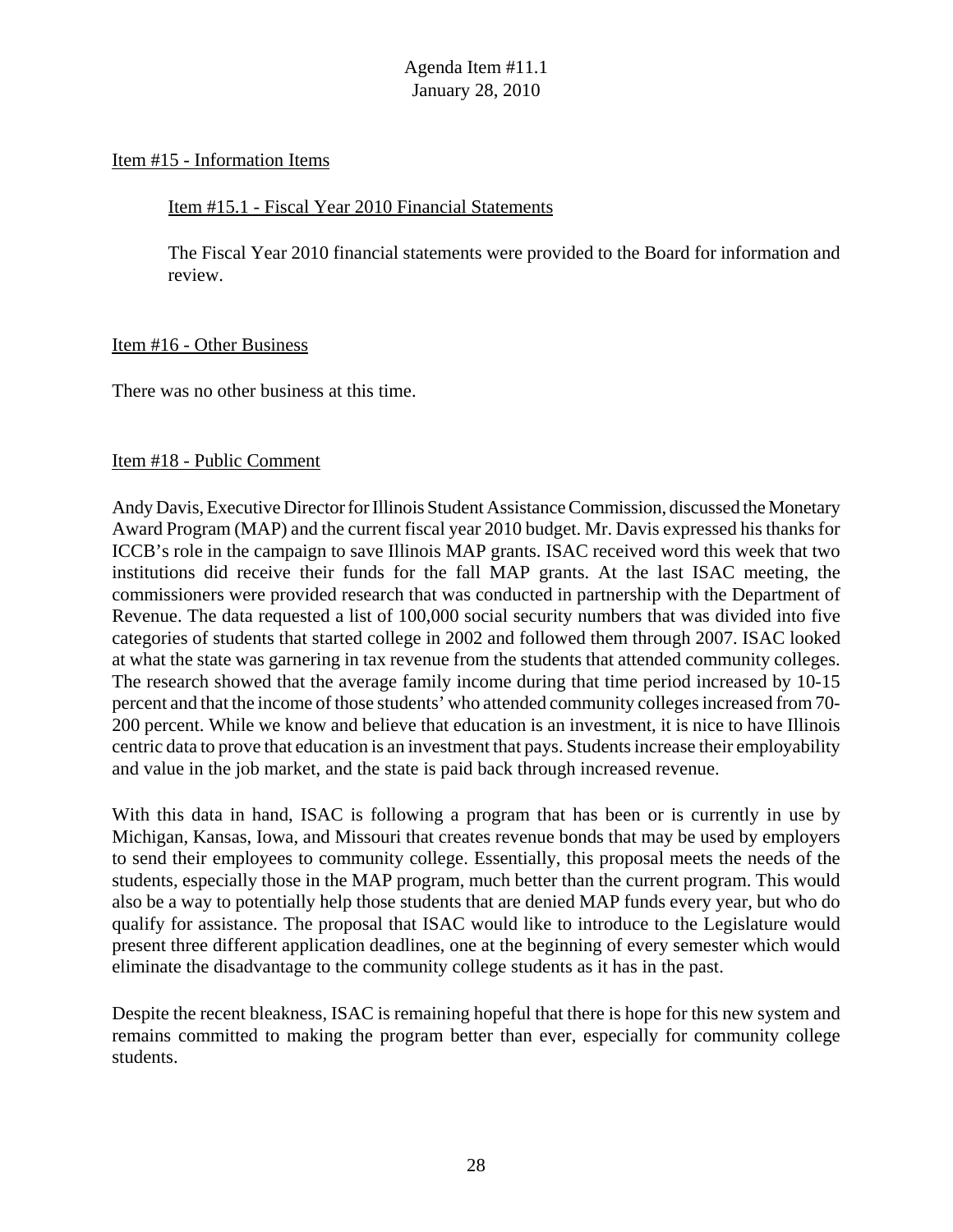Agenda Item #11.1
January 28, 2010

Item #15 - Information Items

Item #15.1 - Fiscal Year 2010 Financial Statements

The Fiscal Year 2010 financial statements were provided to the Board for information and review.

Item #16 - Other Business

There was no other business at this time.

Item #18 - Public Comment

Andy Davis, Executive Director for Illinois Student Assistance Commission, discussed the Monetary Award Program (MAP) and the current fiscal year 2010 budget. Mr. Davis expressed his thanks for ICCB's role in the campaign to save Illinois MAP grants. ISAC received word this week that two institutions did receive their funds for the fall MAP grants. At the last ISAC meeting, the commissioners were provided research that was conducted in partnership with the Department of Revenue. The data requested a list of 100,000 social security numbers that was divided into five categories of students that started college in 2002 and followed them through 2007. ISAC looked at what the state was garnering in tax revenue from the students that attended community colleges. The research showed that the average family income during that time period increased by 10-15 percent and that the income of those students' who attended community colleges increased from 70-200 percent. While we know and believe that education is an investment, it is nice to have Illinois centric data to prove that education is an investment that pays. Students increase their employability and value in the job market, and the state is paid back through increased revenue.

With this data in hand, ISAC is following a program that has been or is currently in use by Michigan, Kansas, Iowa, and Missouri that creates revenue bonds that may be used by employers to send their employees to community college. Essentially, this proposal meets the needs of the students, especially those in the MAP program, much better than the current program. This would also be a way to potentially help those students that are denied MAP funds every year, but who do qualify for assistance. The proposal that ISAC would like to introduce to the Legislature would present three different application deadlines, one at the beginning of every semester which would eliminate the disadvantage to the community college students as it has in the past.

Despite the recent bleakness, ISAC is remaining hopeful that there is hope for this new system and remains committed to making the program better than ever, especially for community college students.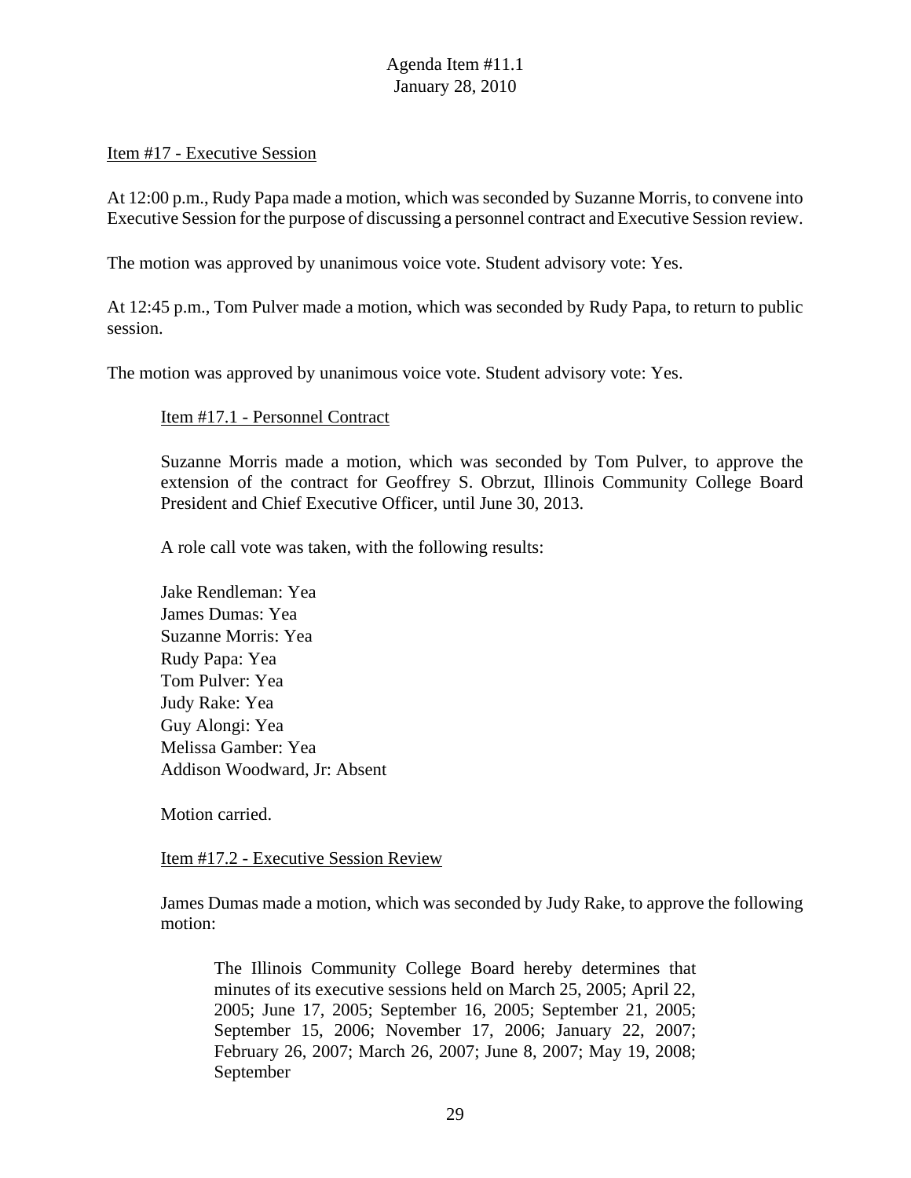Item #17 - Executive Session

At 12:00 p.m., Rudy Papa made a motion, which was seconded by Suzanne Morris, to convene into Executive Session for the purpose of discussing a personnel contract and Executive Session review.

The motion was approved by unanimous voice vote. Student advisory vote: Yes.

At 12:45 p.m., Tom Pulver made a motion, which was seconded by Rudy Papa, to return to public session.

The motion was approved by unanimous voice vote. Student advisory vote: Yes.

Item #17.1 - Personnel Contract

Suzanne Morris made a motion, which was seconded by Tom Pulver, to approve the extension of the contract for Geoffrey S. Obrzut, Illinois Community College Board President and Chief Executive Officer, until June 30, 2013.

A role call vote was taken, with the following results:

Jake Rendleman: Yea
James Dumas: Yea
Suzanne Morris: Yea
Rudy Papa: Yea
Tom Pulver: Yea
Judy Rake: Yea
Guy Alongi: Yea
Melissa Gamber: Yea
Addison Woodward, Jr: Absent

Motion carried.

Item #17.2 - Executive Session Review

James Dumas made a motion, which was seconded by Judy Rake, to approve the following motion:

> The Illinois Community College Board hereby determines that minutes of its executive sessions held on March 25, 2005; April 22, 2005; June 17, 2005; September 16, 2005; September 21, 2005; September 15, 2006; November 17, 2006; January 22, 2007; February 26, 2007; March 26, 2007; June 8, 2007; May 19, 2008; September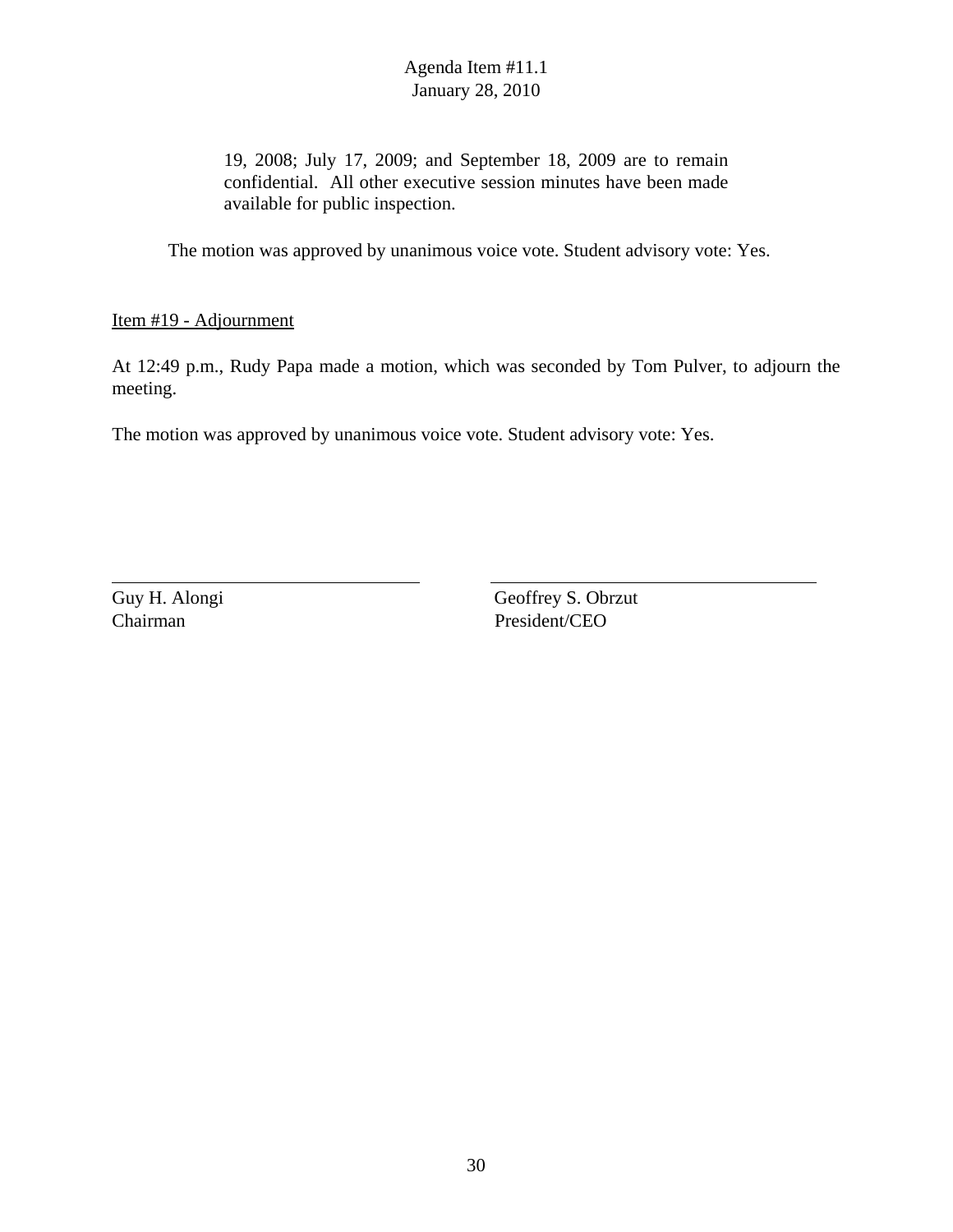19, 2008; July 17, 2009; and September 18, 2009 are to remain confidential. All other executive session minutes have been made available for public inspection.

The motion was approved by unanimous voice vote. Student advisory vote: Yes.

<u>Item #19 - Adjournment</u>

At 12:49 p.m., Rudy Papa made a motion, which was seconded by Tom Pulver, to adjourn the meeting.

The motion was approved by unanimous voice vote. Student advisory vote: Yes.

Guy H. Alongi
Chairman

Geoffrey S. Obrzut
President/CEO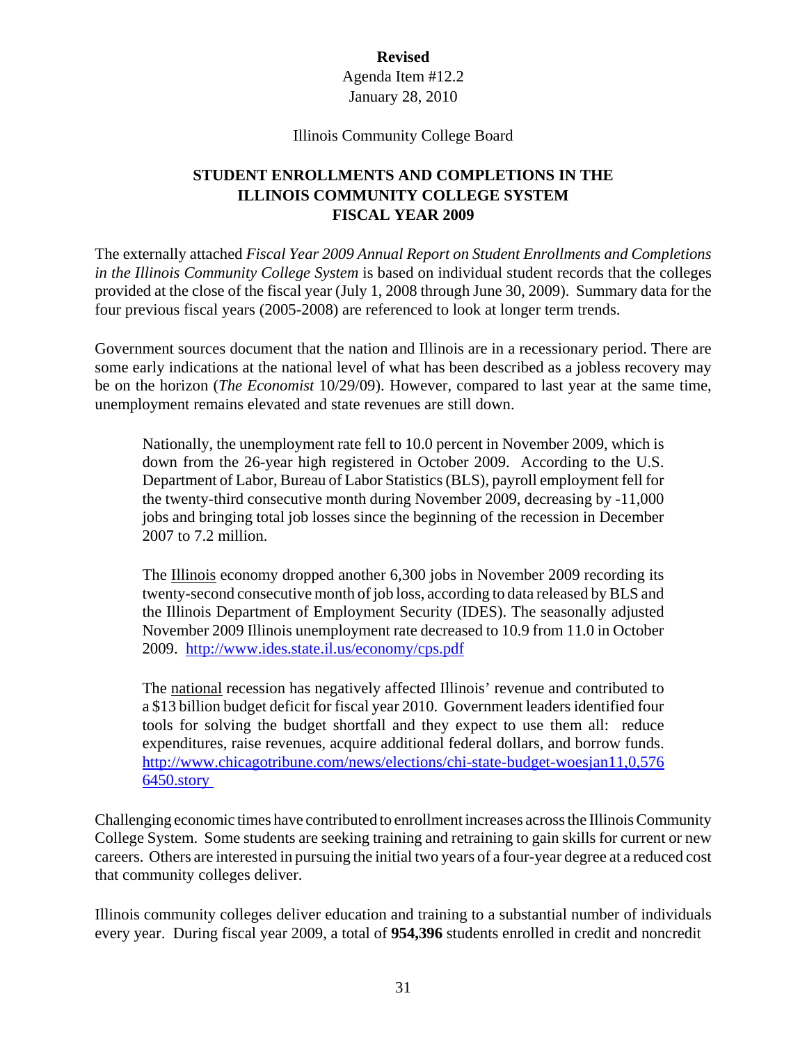**Revised**

Agenda Item #12.2
January 28, 2010

Illinois Community College Board

## STUDENT ENROLLMENTS AND COMPLETIONS IN THE ILLINOIS COMMUNITY COLLEGE SYSTEM FISCAL YEAR 2009

The externally attached *Fiscal Year 2009 Annual Report on Student Enrollments and Completions in the Illinois Community College System* is based on individual student records that the colleges provided at the close of the fiscal year (July 1, 2008 through June 30, 2009). Summary data for the four previous fiscal years (2005-2008) are referenced to look at longer term trends.

Government sources document that the nation and Illinois are in a recessionary period. There are some early indications at the national level of what has been described as a jobless recovery may be on the horizon (*The Economist* 10/29/09). However, compared to last year at the same time, unemployment remains elevated and state revenues are still down.

> Nationally, the unemployment rate fell to 10.0 percent in November 2009, which is down from the 26-year high registered in October 2009. According to the U.S. Department of Labor, Bureau of Labor Statistics (BLS), payroll employment fell for the twenty-third consecutive month during November 2009, decreasing by -11,000 jobs and bringing total job losses since the beginning of the recession in December 2007 to 7.2 million.
>
> The Illinois economy dropped another 6,300 jobs in November 2009 recording its twenty-second consecutive month of job loss, according to data released by BLS and the Illinois Department of Employment Security (IDES). The seasonally adjusted November 2009 Illinois unemployment rate decreased to 10.9 from 11.0 in October 2009. http://www.ides.state.il.us/economy/cps.pdf
>
> The national recession has negatively affected Illinois' revenue and contributed to a $13 billion budget deficit for fiscal year 2010. Government leaders identified four tools for solving the budget shortfall and they expect to use them all: reduce expenditures, raise revenues, acquire additional federal dollars, and borrow funds. http://www.chicagotribune.com/news/elections/chi-state-budget-woesjan11,0,5766450.story

Challenging economic times have contributed to enrollment increases across the Illinois Community College System. Some students are seeking training and retraining to gain skills for current or new careers. Others are interested in pursuing the initial two years of a four-year degree at a reduced cost that community colleges deliver.

Illinois community colleges deliver education and training to a substantial number of individuals every year. During fiscal year 2009, a total of **954,396** students enrolled in credit and noncredit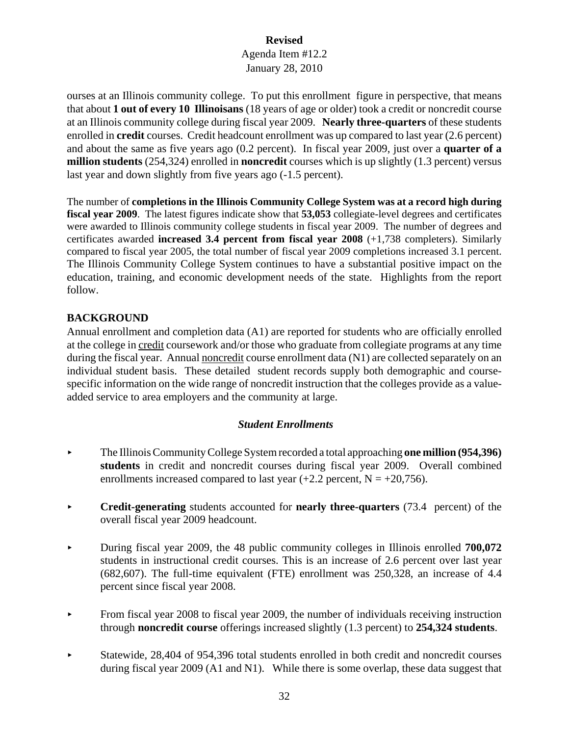ourses at an Illinois community college. To put this enrollment figure in perspective, that means that about **1 out of every 10 Illinoisans** (18 years of age or older) took a credit or noncredit course at an Illinois community college during fiscal year 2009. **Nearly three-quarters** of these students enrolled in **credit** courses. Credit headcount enrollment was up compared to last year (2.6 percent) and about the same as five years ago (0.2 percent). In fiscal year 2009, just over a **quarter of a million students** (254,324) enrolled in **noncredit** courses which is up slightly (1.3 percent) versus last year and down slightly from five years ago (-1.5 percent).

The number of **completions in the Illinois Community College System was at a record high during fiscal year 2009**. The latest figures indicate show that **53,053** collegiate-level degrees and certificates were awarded to Illinois community college students in fiscal year 2009. The number of degrees and certificates awarded **increased 3.4 percent from fiscal year 2008** (+1,738 completers). Similarly compared to fiscal year 2005, the total number of fiscal year 2009 completions increased 3.1 percent. The Illinois Community College System continues to have a substantial positive impact on the education, training, and economic development needs of the state. Highlights from the report follow.

## BACKGROUND

Annual enrollment and completion data (A1) are reported for students who are officially enrolled at the college in credit coursework and/or those who graduate from collegiate programs at any time during the fiscal year. Annual noncredit course enrollment data (N1) are collected separately on an individual student basis. These detailed student records supply both demographic and course-specific information on the wide range of noncredit instruction that the colleges provide as a value-added service to area employers and the community at large.

### *Student Enrollments*

- The Illinois Community College System recorded a total approaching **one million (954,396) students** in credit and noncredit courses during fiscal year 2009. Overall combined enrollments increased compared to last year (+2.2 percent, N = +20,756).

- **Credit-generating** students accounted for **nearly three-quarters** (73.4 percent) of the overall fiscal year 2009 headcount.

- During fiscal year 2009, the 48 public community colleges in Illinois enrolled **700,072** students in instructional credit courses. This is an increase of 2.6 percent over last year (682,607). The full-time equivalent (FTE) enrollment was 250,328, an increase of 4.4 percent since fiscal year 2008.

- From fiscal year 2008 to fiscal year 2009, the number of individuals receiving instruction through **noncredit course** offerings increased slightly (1.3 percent) to **254,324 students**.

- Statewide, 28,404 of 954,396 total students enrolled in both credit and noncredit courses during fiscal year 2009 (A1 and N1). While there is some overlap, these data suggest that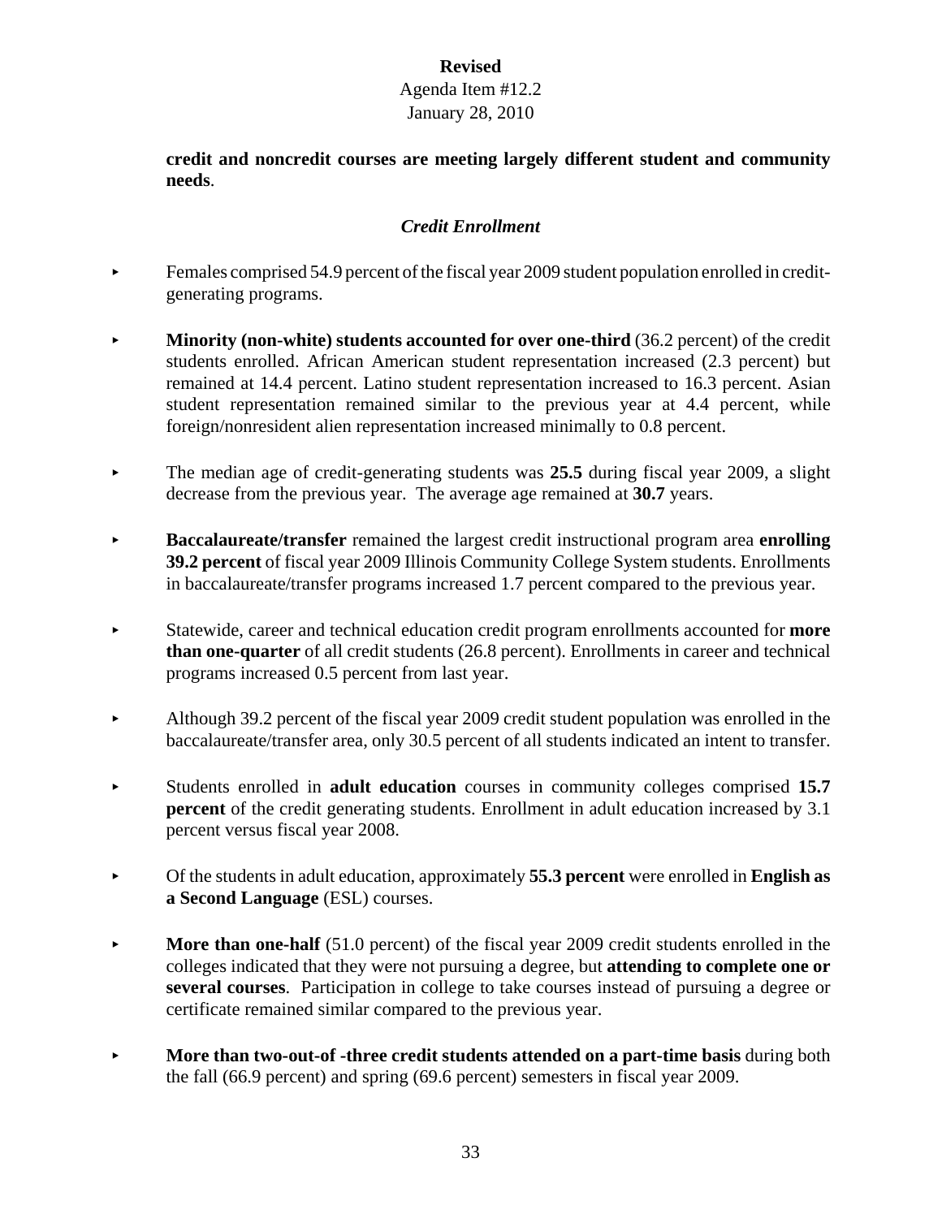**credit and noncredit courses are meeting largely different student and community needs**.

### *Credit Enrollment*

- Females comprised 54.9 percent of the fiscal year 2009 student population enrolled in credit-generating programs.
- **Minority (non-white) students accounted for over one-third** (36.2 percent) of the credit students enrolled. African American student representation increased (2.3 percent) but remained at 14.4 percent. Latino student representation increased to 16.3 percent. Asian student representation remained similar to the previous year at 4.4 percent, while foreign/nonresident alien representation increased minimally to 0.8 percent.
- The median age of credit-generating students was **25.5** during fiscal year 2009, a slight decrease from the previous year. The average age remained at **30.7** years.
- **Baccalaureate/transfer** remained the largest credit instructional program area **enrolling 39.2 percent** of fiscal year 2009 Illinois Community College System students. Enrollments in baccalaureate/transfer programs increased 1.7 percent compared to the previous year.
- Statewide, career and technical education credit program enrollments accounted for **more than one-quarter** of all credit students (26.8 percent). Enrollments in career and technical programs increased 0.5 percent from last year.
- Although 39.2 percent of the fiscal year 2009 credit student population was enrolled in the baccalaureate/transfer area, only 30.5 percent of all students indicated an intent to transfer.
- Students enrolled in **adult education** courses in community colleges comprised **15.7 percent** of the credit generating students. Enrollment in adult education increased by 3.1 percent versus fiscal year 2008.
- Of the students in adult education, approximately **55.3 percent** were enrolled in **English as a Second Language** (ESL) courses.
- **More than one-half** (51.0 percent) of the fiscal year 2009 credit students enrolled in the colleges indicated that they were not pursuing a degree, but **attending to complete one or several courses**. Participation in college to take courses instead of pursuing a degree or certificate remained similar compared to the previous year.
- **More than two-out-of -three credit students attended on a part-time basis** during both the fall (66.9 percent) and spring (69.6 percent) semesters in fiscal year 2009.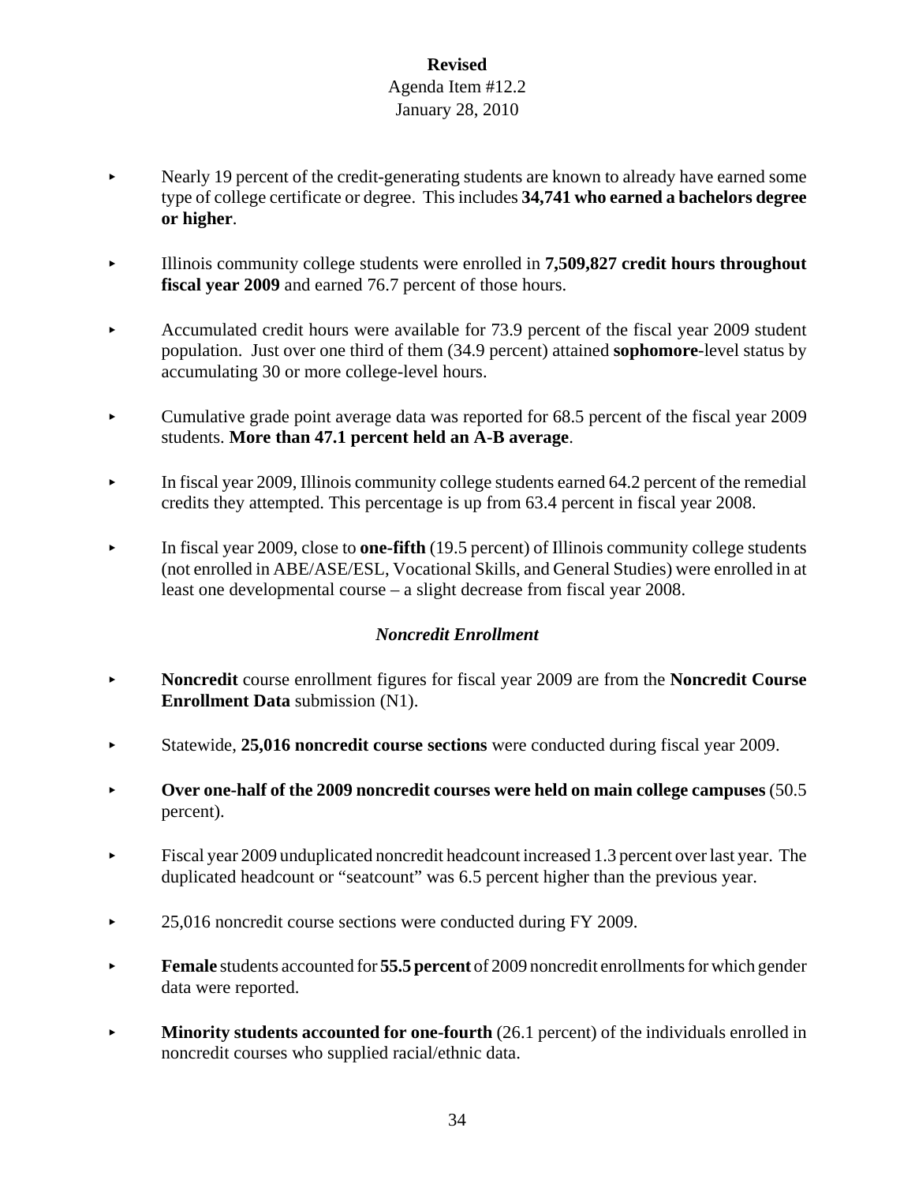- Nearly 19 percent of the credit-generating students are known to already have earned some type of college certificate or degree. This includes **34,741 who earned a bachelors degree or higher**.

- Illinois community college students were enrolled in **7,509,827 credit hours throughout fiscal year 2009** and earned 76.7 percent of those hours.

- Accumulated credit hours were available for 73.9 percent of the fiscal year 2009 student population. Just over one third of them (34.9 percent) attained **sophomore**-level status by accumulating 30 or more college-level hours.

- Cumulative grade point average data was reported for 68.5 percent of the fiscal year 2009 students. **More than 47.1 percent held an A-B average**.

- In fiscal year 2009, Illinois community college students earned 64.2 percent of the remedial credits they attempted. This percentage is up from 63.4 percent in fiscal year 2008.

- In fiscal year 2009, close to **one-fifth** (19.5 percent) of Illinois community college students (not enrolled in ABE/ASE/ESL, Vocational Skills, and General Studies) were enrolled in at least one developmental course – a slight decrease from fiscal year 2008.

### *Noncredit Enrollment*

- **Noncredit** course enrollment figures for fiscal year 2009 are from the **Noncredit Course Enrollment Data** submission (N1).

- Statewide, **25,016 noncredit course sections** were conducted during fiscal year 2009.

- **Over one-half of the 2009 noncredit courses were held on main college campuses** (50.5 percent).

- Fiscal year 2009 unduplicated noncredit headcount increased 1.3 percent over last year. The duplicated headcount or "seatcount" was 6.5 percent higher than the previous year.

- 25,016 noncredit course sections were conducted during FY 2009.

- **Female** students accounted for **55.5 percent** of 2009 noncredit enrollments for which gender data were reported.

- **Minority students accounted for one-fourth** (26.1 percent) of the individuals enrolled in noncredit courses who supplied racial/ethnic data.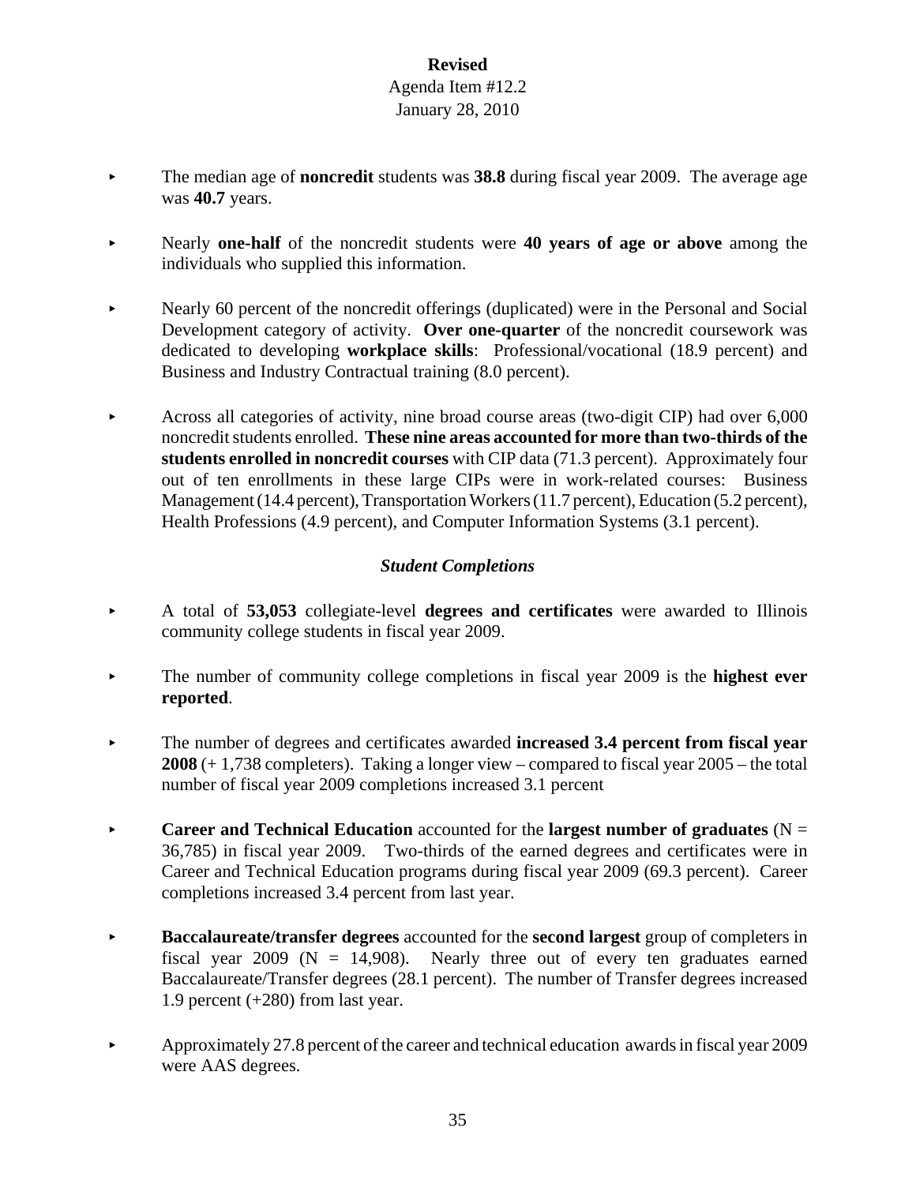**Revised**
Agenda Item #12.2
January 28, 2010

- The median age of **noncredit** students was **38.8** during fiscal year 2009. The average age was **40.7** years.

- Nearly **one-half** of the noncredit students were **40 years of age or above** among the individuals who supplied this information.

- Nearly 60 percent of the noncredit offerings (duplicated) were in the Personal and Social Development category of activity. **Over one-quarter** of the noncredit coursework was dedicated to developing **workplace skills**: Professional/vocational (18.9 percent) and Business and Industry Contractual training (8.0 percent).

- Across all categories of activity, nine broad course areas (two-digit CIP) had over 6,000 noncredit students enrolled. **These nine areas accounted for more than two-thirds of the students enrolled in noncredit courses** with CIP data (71.3 percent). Approximately four out of ten enrollments in these large CIPs were in work-related courses: Business Management (14.4 percent), Transportation Workers (11.7 percent), Education (5.2 percent), Health Professions (4.9 percent), and Computer Information Systems (3.1 percent).

### *Student Completions*

- A total of **53,053** collegiate-level **degrees and certificates** were awarded to Illinois community college students in fiscal year 2009.

- The number of community college completions in fiscal year 2009 is the **highest ever reported**.

- The number of degrees and certificates awarded **increased 3.4 percent from fiscal year 2008** (+ 1,738 completers). Taking a longer view – compared to fiscal year 2005 – the total number of fiscal year 2009 completions increased 3.1 percent

- **Career and Technical Education** accounted for the **largest number of graduates** (N = 36,785) in fiscal year 2009. Two-thirds of the earned degrees and certificates were in Career and Technical Education programs during fiscal year 2009 (69.3 percent). Career completions increased 3.4 percent from last year.

- **Baccalaureate/transfer degrees** accounted for the **second largest** group of completers in fiscal year 2009 (N = 14,908). Nearly three out of every ten graduates earned Baccalaureate/Transfer degrees (28.1 percent). The number of Transfer degrees increased 1.9 percent (+280) from last year.

- Approximately 27.8 percent of the career and technical education awards in fiscal year 2009 were AAS degrees.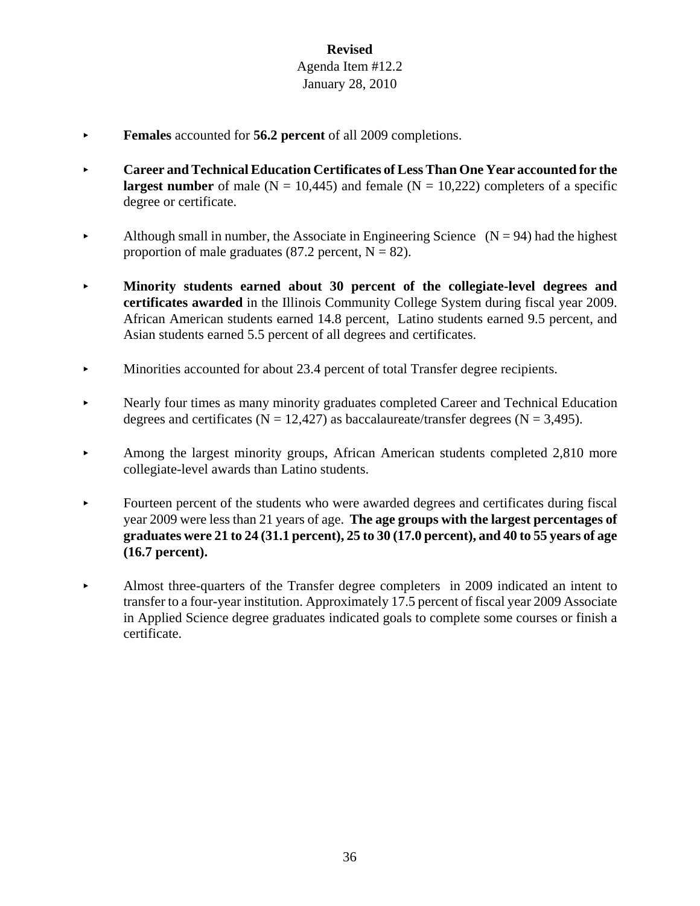**Revised**
Agenda Item #12.2
January 28, 2010

- **Females** accounted for **56.2 percent** of all 2009 completions.

- **Career and Technical Education Certificates of Less Than One Year accounted for the largest number** of male (N = 10,445) and female (N = 10,222) completers of a specific degree or certificate.

- Although small in number, the Associate in Engineering Science (N = 94) had the highest proportion of male graduates (87.2 percent, N = 82).

- **Minority students earned about 30 percent of the collegiate-level degrees and certificates awarded** in the Illinois Community College System during fiscal year 2009. African American students earned 14.8 percent, Latino students earned 9.5 percent, and Asian students earned 5.5 percent of all degrees and certificates.

- Minorities accounted for about 23.4 percent of total Transfer degree recipients.

- Nearly four times as many minority graduates completed Career and Technical Education degrees and certificates (N = 12,427) as baccalaureate/transfer degrees (N = 3,495).

- Among the largest minority groups, African American students completed 2,810 more collegiate-level awards than Latino students.

- Fourteen percent of the students who were awarded degrees and certificates during fiscal year 2009 were less than 21 years of age. **The age groups with the largest percentages of graduates were 21 to 24 (31.1 percent), 25 to 30 (17.0 percent), and 40 to 55 years of age (16.7 percent).**

- Almost three-quarters of the Transfer degree completers in 2009 indicated an intent to transfer to a four-year institution. Approximately 17.5 percent of fiscal year 2009 Associate in Applied Science degree graduates indicated goals to complete some courses or finish a certificate.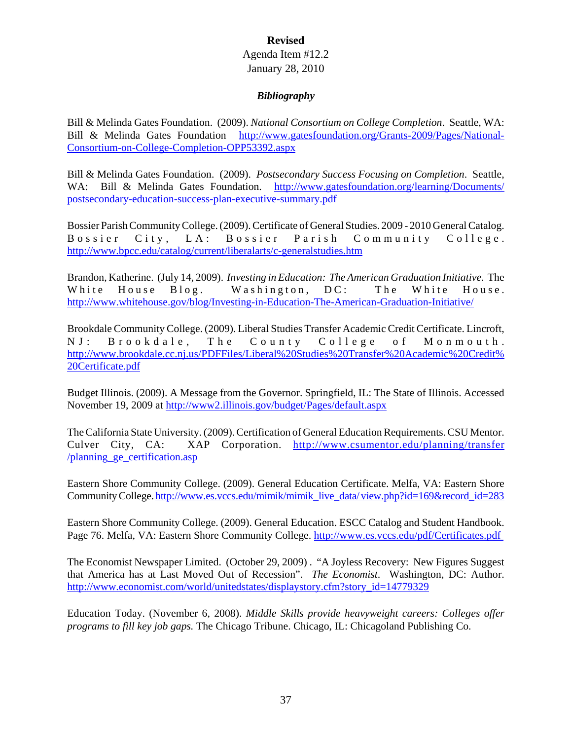**Revised**

Agenda Item #12.2

January 28, 2010

***Bibliography***

Bill & Melinda Gates Foundation. (2009). *National Consortium on College Completion*. Seattle, WA: Bill & Melinda Gates Foundation http://www.gatesfoundation.org/Grants-2009/Pages/National-Consortium-on-College-Completion-OPP53392.aspx

Bill & Melinda Gates Foundation. (2009). *Postsecondary Success Focusing on Completion*. Seattle, WA: Bill & Melinda Gates Foundation. http://www.gatesfoundation.org/learning/Documents/postsecondary-education-success-plan-executive-summary.pdf

Bossier Parish Community College. (2009). Certificate of General Studies. 2009 - 2010 General Catalog. Bossier City, LA: Bossier Parish Community College. http://www.bpcc.edu/catalog/current/liberalarts/c-generalstudies.htm

Brandon, Katherine. (July 14, 2009). *Investing in Education: The American Graduation Initiative*. The White House Blog. Washington, DC: The White House. http://www.whitehouse.gov/blog/Investing-in-Education-The-American-Graduation-Initiative/

Brookdale Community College. (2009). Liberal Studies Transfer Academic Credit Certificate. Lincroft, NJ: Brookdale, The County College of Monmouth. http://www.brookdale.cc.nj.us/PDFFiles/Liberal%20Studies%20Transfer%20Academic%20Credit%20Certificate.pdf

Budget Illinois. (2009). A Message from the Governor. Springfield, IL: The State of Illinois. Accessed November 19, 2009 at http://www2.illinois.gov/budget/Pages/default.aspx

The California State University. (2009). Certification of General Education Requirements. CSU Mentor. Culver City, CA: XAP Corporation. http://www.csumentor.edu/planning/transfer/planning_ge_certification.asp

Eastern Shore Community College. (2009). General Education Certificate. Melfa, VA: Eastern Shore Community College. http://www.es.vccs.edu/mimik/mimik_live_data/view.php?id=169&record_id=283

Eastern Shore Community College. (2009). General Education. ESCC Catalog and Student Handbook. Page 76. Melfa, VA: Eastern Shore Community College. http://www.es.vccs.edu/pdf/Certificates.pdf

The Economist Newspaper Limited. (October 29, 2009) . "A Joyless Recovery: New Figures Suggest that America has at Last Moved Out of Recession". *The Economist*. Washington, DC: Author. http://www.economist.com/world/unitedstates/displaystory.cfm?story_id=14779329

Education Today. (November 6, 2008). *Middle Skills provide heavyweight careers: Colleges offer programs to fill key job gaps.* The Chicago Tribune. Chicago, IL: Chicagoland Publishing Co.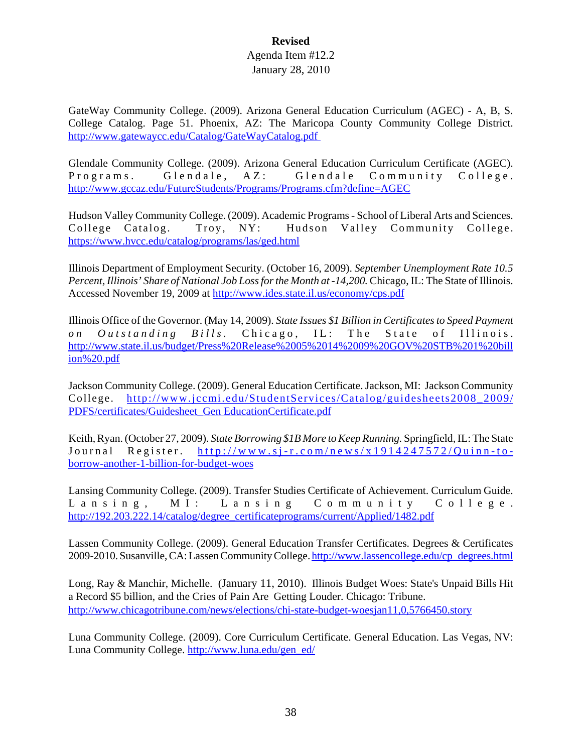GateWay Community College. (2009). Arizona General Education Curriculum (AGEC) - A, B, S. College Catalog. Page 51. Phoenix, AZ: The Maricopa County Community College District. http://www.gatewaycc.edu/Catalog/GateWayCatalog.pdf

Glendale Community College. (2009). Arizona General Education Curriculum Certificate (AGEC). Programs. Glendale, AZ: Glendale Community College. http://www.gccaz.edu/FutureStudents/Programs/Programs.cfm?define=AGEC

Hudson Valley Community College. (2009). Academic Programs - School of Liberal Arts and Sciences. College Catalog. Troy, NY: Hudson Valley Community College. https://www.hvcc.edu/catalog/programs/las/ged.html

Illinois Department of Employment Security. (October 16, 2009). *September Unemployment Rate 10.5 Percent, Illinois' Share of National Job Loss for the Month at -14,200.* Chicago, IL: The State of Illinois. Accessed November 19, 2009 at http://www.ides.state.il.us/economy/cps.pdf

Illinois Office of the Governor. (May 14, 2009). *State Issues $1 Billion in Certificates to Speed Payment on Outstanding Bills*. Chicago, IL: The State of Illinois. http://www.state.il.us/budget/Press%20Release%2005%2014%2009%20GOV%20STB%201%20billion%20.pdf

Jackson Community College. (2009). General Education Certificate. Jackson, MI: Jackson Community College. http://www.jccmi.edu/StudentServices/Catalog/guidesheets2008_2009/PDFS/certificates/Guidesheet_Gen EducationCertificate.pdf

Keith, Ryan. (October 27, 2009). *State Borrowing $1B More to Keep Running.* Springfield, IL: The State Journal Register. http://www.sj-r.com/news/x1914247572/Quinn-to-borrow-another-1-billion-for-budget-woes

Lansing Community College. (2009). Transfer Studies Certificate of Achievement. Curriculum Guide. Lansing, MI: Lansing Community College. http://192.203.222.14/catalog/degree_certificateprograms/current/Applied/1482.pdf

Lassen Community College. (2009). General Education Transfer Certificates. Degrees & Certificates 2009-2010. Susanville, CA: Lassen Community College. http://www.lassencollege.edu/cp_degrees.html

Long, Ray & Manchir, Michelle. (January 11, 2010). Illinois Budget Woes: State's Unpaid Bills Hit a Record $5 billion, and the Cries of Pain Are Getting Louder. Chicago: Tribune. http://www.chicagotribune.com/news/elections/chi-state-budget-woesjan11,0,5766450.story

Luna Community College. (2009). Core Curriculum Certificate. General Education. Las Vegas, NV: Luna Community College. http://www.luna.edu/gen_ed/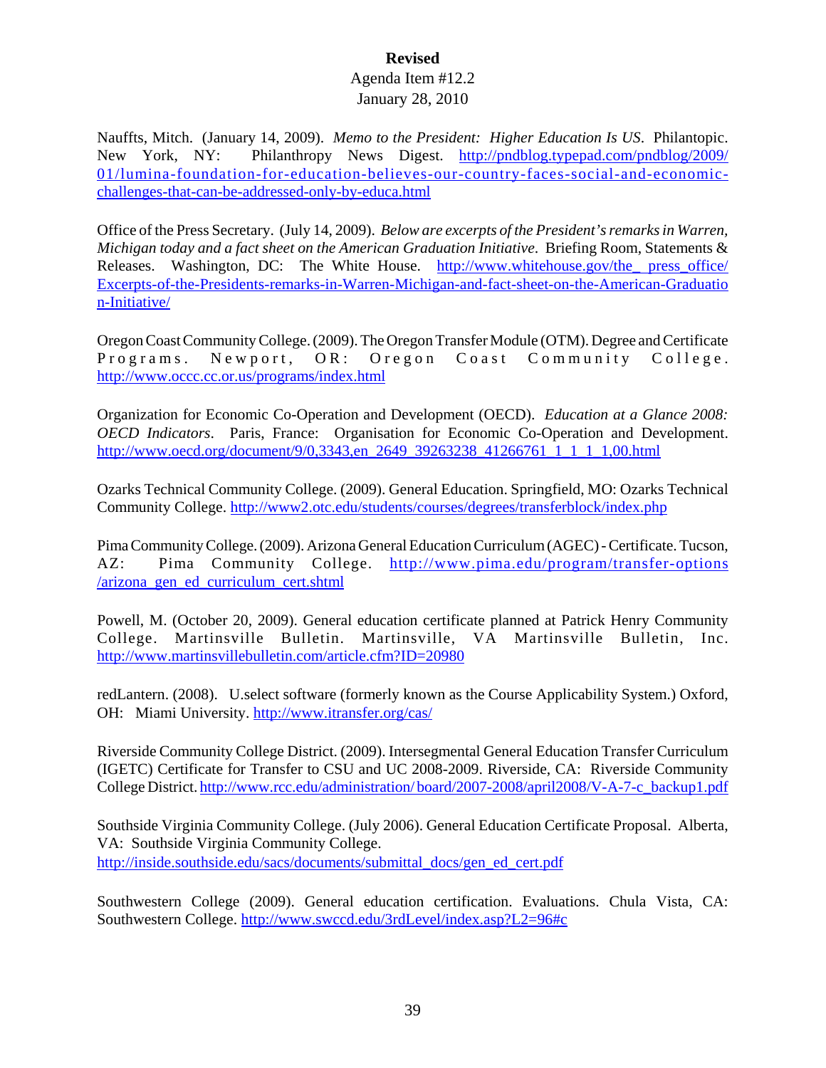Nauffts, Mitch. (January 14, 2009). *Memo to the President: Higher Education Is US*. Philantopic. New York, NY: Philanthropy News Digest. http://pndblog.typepad.com/pndblog/2009/01/lumina-foundation-for-education-believes-our-country-faces-social-and-economic-challenges-that-can-be-addressed-only-by-educa.html

Office of the Press Secretary. (July 14, 2009). *Below are excerpts of the President's remarks in Warren, Michigan today and a fact sheet on the American Graduation Initiative*. Briefing Room, Statements & Releases. Washington, DC: The White House. http://www.whitehouse.gov/the_ press_office/Excerpts-of-the-Presidents-remarks-in-Warren-Michigan-and-fact-sheet-on-the-American-Graduation-Initiative/

Oregon Coast Community College. (2009). The Oregon Transfer Module (OTM). Degree and Certificate Programs. Newport, OR: Oregon Coast Community College. http://www.occc.cc.or.us/programs/index.html

Organization for Economic Co-Operation and Development (OECD). *Education at a Glance 2008: OECD Indicators*. Paris, France: Organisation for Economic Co-Operation and Development. http://www.oecd.org/document/9/0,3343,en_2649_39263238_41266761_1_1_1_1,00.html

Ozarks Technical Community College. (2009). General Education. Springfield, MO: Ozarks Technical Community College. http://www2.otc.edu/students/courses/degrees/transferblock/index.php

Pima Community College. (2009). Arizona General Education Curriculum (AGEC) - Certificate. Tucson, AZ: Pima Community College. http://www.pima.edu/program/transfer-options/arizona_gen_ed_curriculum_cert.shtml

Powell, M. (October 20, 2009). General education certificate planned at Patrick Henry Community College. Martinsville Bulletin. Martinsville, VA Martinsville Bulletin, Inc. http://www.martinsvillebulletin.com/article.cfm?ID=20980

redLantern. (2008). U.select software (formerly known as the Course Applicability System.) Oxford, OH: Miami University. http://www.itransfer.org/cas/

Riverside Community College District. (2009). Intersegmental General Education Transfer Curriculum (IGETC) Certificate for Transfer to CSU and UC 2008-2009. Riverside, CA: Riverside Community College District. http://www.rcc.edu/administration/ board/2007-2008/april2008/V-A-7-c_backup1.pdf

Southside Virginia Community College. (July 2006). General Education Certificate Proposal. Alberta, VA: Southside Virginia Community College. http://inside.southside.edu/sacs/documents/submittal_docs/gen_ed_cert.pdf

Southwestern College (2009). General education certification. Evaluations. Chula Vista, CA: Southwestern College. http://www.swccd.edu/3rdLevel/index.asp?L2=96#c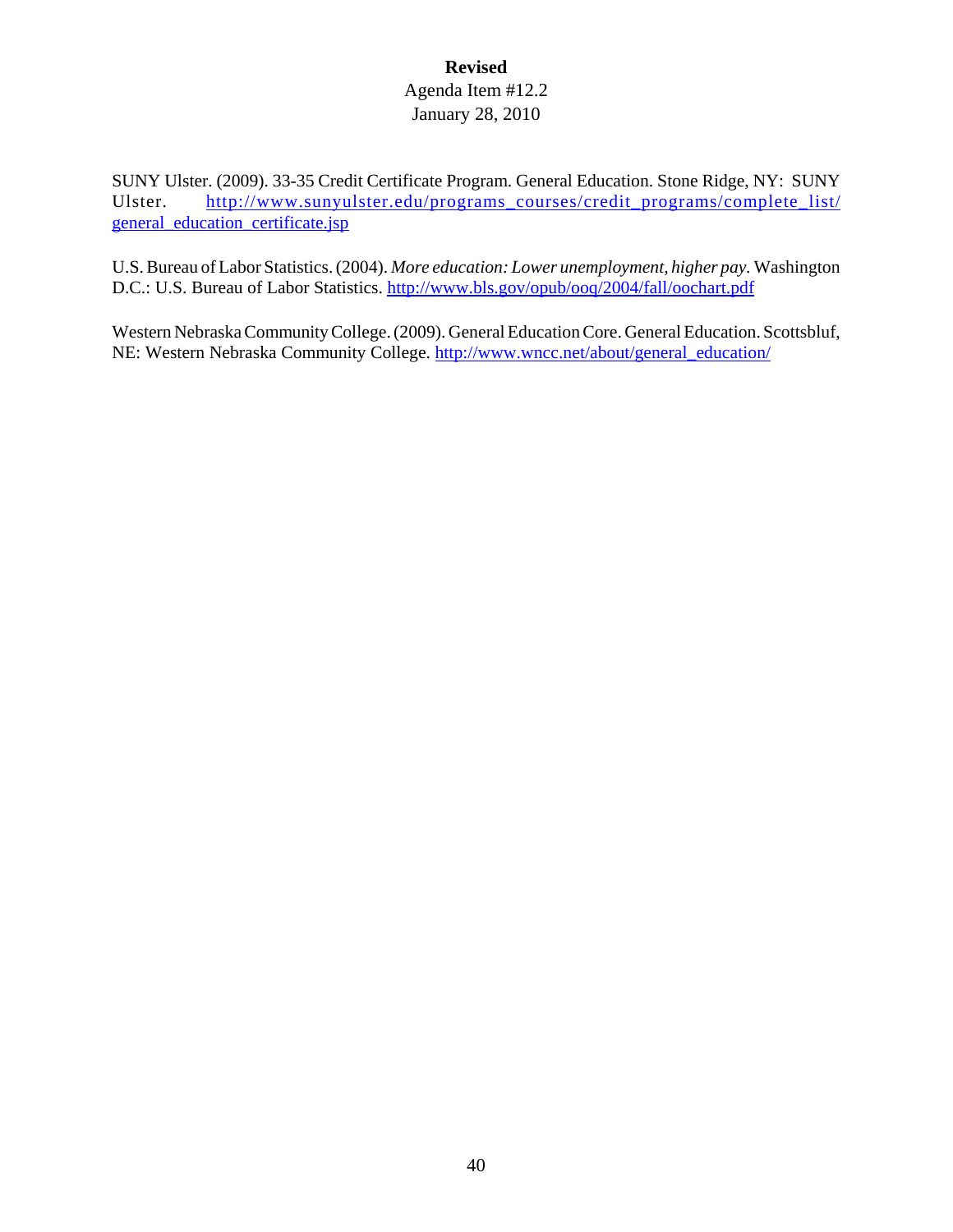SUNY Ulster. (2009). 33-35 Credit Certificate Program. General Education. Stone Ridge, NY: SUNY Ulster. http://www.sunyulster.edu/programs_courses/credit_programs/complete_list/general_education_certificate.jsp

U.S. Bureau of Labor Statistics. (2004). *More education: Lower unemployment, higher pay*. Washington D.C.: U.S. Bureau of Labor Statistics. http://www.bls.gov/opub/ooq/2004/fall/oochart.pdf

Western Nebraska Community College. (2009). General Education Core. General Education. Scottsbluf, NE: Western Nebraska Community College. http://www.wncc.net/about/general_education/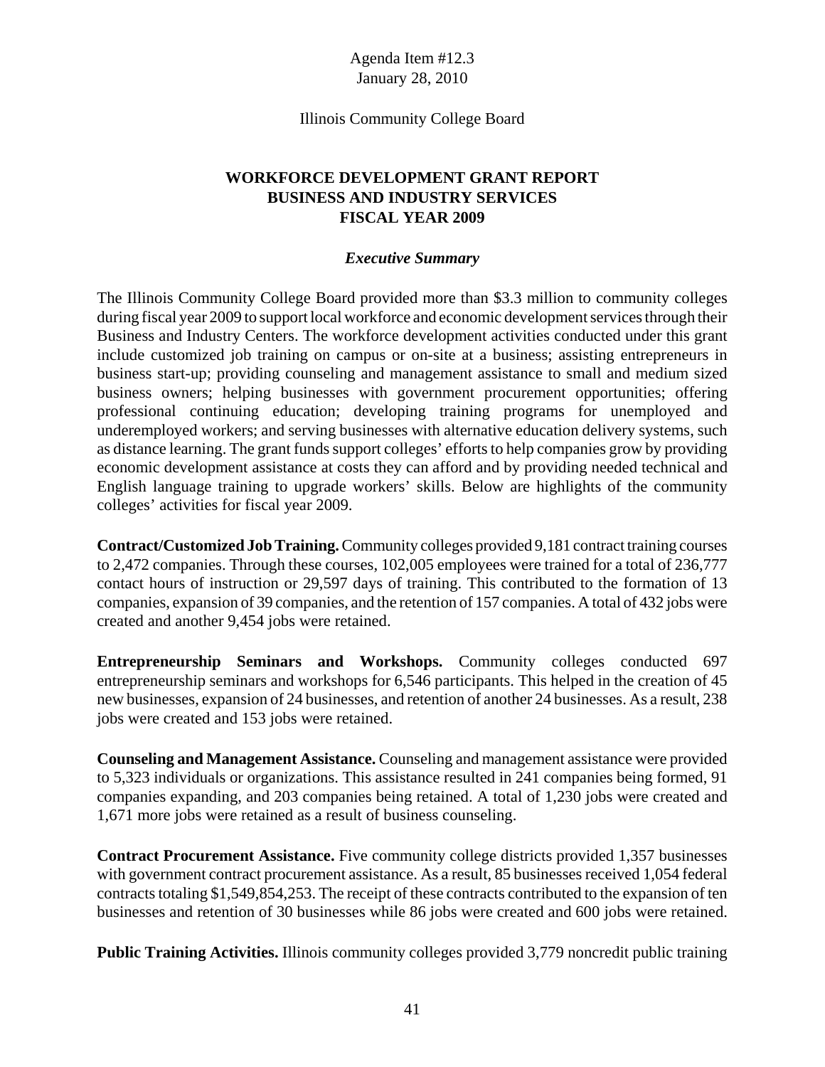Agenda Item #12.3
January 28, 2010

Illinois Community College Board

**WORKFORCE DEVELOPMENT GRANT REPORT**
**BUSINESS AND INDUSTRY SERVICES**
**FISCAL YEAR 2009**

***Executive Summary***

The Illinois Community College Board provided more than $3.3 million to community colleges during fiscal year 2009 to support local workforce and economic development services through their Business and Industry Centers. The workforce development activities conducted under this grant include customized job training on campus or on-site at a business; assisting entrepreneurs in business start-up; providing counseling and management assistance to small and medium sized business owners; helping businesses with government procurement opportunities; offering professional continuing education; developing training programs for unemployed and underemployed workers; and serving businesses with alternative education delivery systems, such as distance learning. The grant funds support colleges' efforts to help companies grow by providing economic development assistance at costs they can afford and by providing needed technical and English language training to upgrade workers' skills. Below are highlights of the community colleges' activities for fiscal year 2009.

**Contract/Customized Job Training.** Community colleges provided 9,181 contract training courses to 2,472 companies. Through these courses, 102,005 employees were trained for a total of 236,777 contact hours of instruction or 29,597 days of training. This contributed to the formation of 13 companies, expansion of 39 companies, and the retention of 157 companies. A total of 432 jobs were created and another 9,454 jobs were retained.

**Entrepreneurship Seminars and Workshops.** Community colleges conducted 697 entrepreneurship seminars and workshops for 6,546 participants. This helped in the creation of 45 new businesses, expansion of 24 businesses, and retention of another 24 businesses. As a result, 238 jobs were created and 153 jobs were retained.

**Counseling and Management Assistance.** Counseling and management assistance were provided to 5,323 individuals or organizations. This assistance resulted in 241 companies being formed, 91 companies expanding, and 203 companies being retained. A total of 1,230 jobs were created and 1,671 more jobs were retained as a result of business counseling.

**Contract Procurement Assistance.** Five community college districts provided 1,357 businesses with government contract procurement assistance. As a result, 85 businesses received 1,054 federal contracts totaling $1,549,854,253. The receipt of these contracts contributed to the expansion of ten businesses and retention of 30 businesses while 86 jobs were created and 600 jobs were retained.

**Public Training Activities.** Illinois community colleges provided 3,779 noncredit public training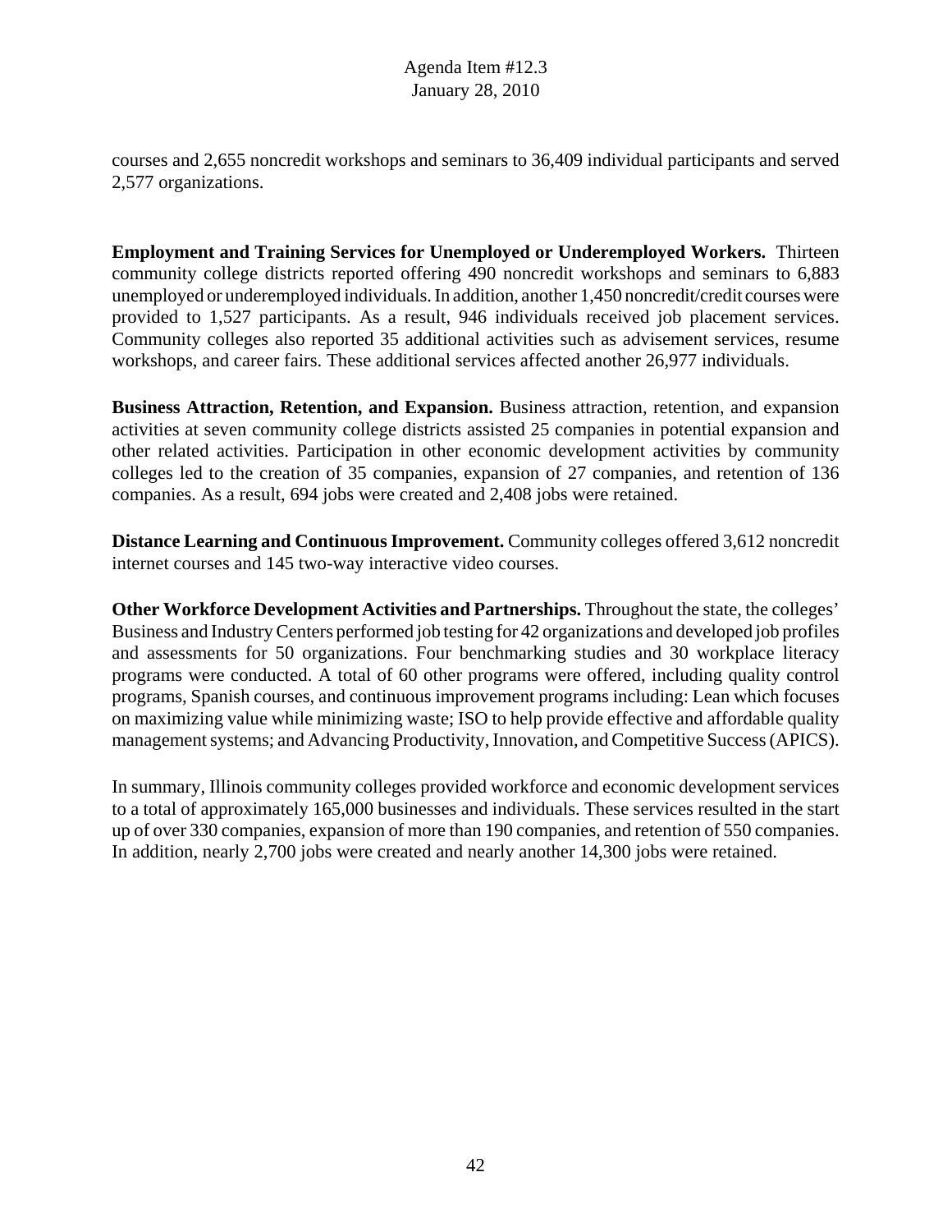courses and 2,655 noncredit workshops and seminars to 36,409 individual participants and served 2,577 organizations.

**Employment and Training Services for Unemployed or Underemployed Workers.** Thirteen community college districts reported offering 490 noncredit workshops and seminars to 6,883 unemployed or underemployed individuals. In addition, another 1,450 noncredit/credit courses were provided to 1,527 participants. As a result, 946 individuals received job placement services. Community colleges also reported 35 additional activities such as advisement services, resume workshops, and career fairs. These additional services affected another 26,977 individuals.

**Business Attraction, Retention, and Expansion.** Business attraction, retention, and expansion activities at seven community college districts assisted 25 companies in potential expansion and other related activities. Participation in other economic development activities by community colleges led to the creation of 35 companies, expansion of 27 companies, and retention of 136 companies. As a result, 694 jobs were created and 2,408 jobs were retained.

**Distance Learning and Continuous Improvement.** Community colleges offered 3,612 noncredit internet courses and 145 two-way interactive video courses.

**Other Workforce Development Activities and Partnerships.** Throughout the state, the colleges' Business and Industry Centers performed job testing for 42 organizations and developed job profiles and assessments for 50 organizations. Four benchmarking studies and 30 workplace literacy programs were conducted. A total of 60 other programs were offered, including quality control programs, Spanish courses, and continuous improvement programs including: Lean which focuses on maximizing value while minimizing waste; ISO to help provide effective and affordable quality management systems; and Advancing Productivity, Innovation, and Competitive Success (APICS).

In summary, Illinois community colleges provided workforce and economic development services to a total of approximately 165,000 businesses and individuals. These services resulted in the start up of over 330 companies, expansion of more than 190 companies, and retention of 550 companies. In addition, nearly 2,700 jobs were created and nearly another 14,300 jobs were retained.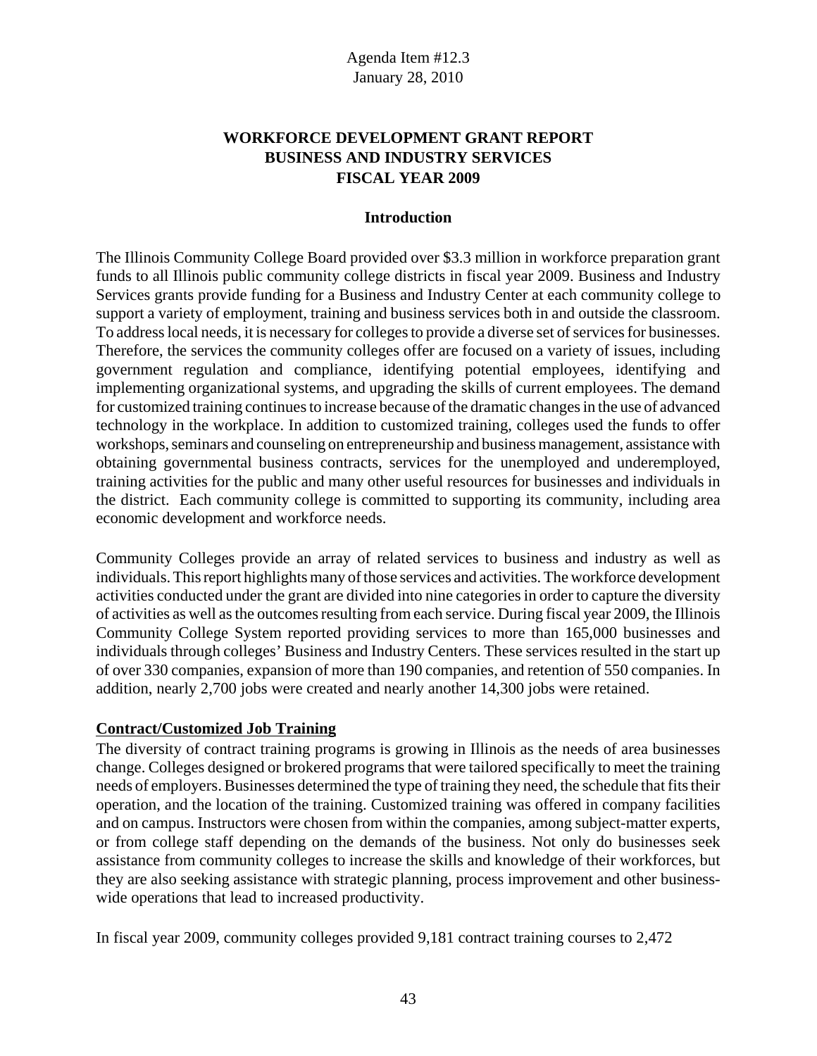Agenda Item #12.3
January 28, 2010

## WORKFORCE DEVELOPMENT GRANT REPORT
## BUSINESS AND INDUSTRY SERVICES
## FISCAL YEAR 2009

### Introduction

The Illinois Community College Board provided over $3.3 million in workforce preparation grant funds to all Illinois public community college districts in fiscal year 2009. Business and Industry Services grants provide funding for a Business and Industry Center at each community college to support a variety of employment, training and business services both in and outside the classroom. To address local needs, it is necessary for colleges to provide a diverse set of services for businesses. Therefore, the services the community colleges offer are focused on a variety of issues, including government regulation and compliance, identifying potential employees, identifying and implementing organizational systems, and upgrading the skills of current employees. The demand for customized training continues to increase because of the dramatic changes in the use of advanced technology in the workplace. In addition to customized training, colleges used the funds to offer workshops, seminars and counseling on entrepreneurship and business management, assistance with obtaining governmental business contracts, services for the unemployed and underemployed, training activities for the public and many other useful resources for businesses and individuals in the district. Each community college is committed to supporting its community, including area economic development and workforce needs.

Community Colleges provide an array of related services to business and industry as well as individuals. This report highlights many of those services and activities. The workforce development activities conducted under the grant are divided into nine categories in order to capture the diversity of activities as well as the outcomes resulting from each service. During fiscal year 2009, the Illinois Community College System reported providing services to more than 165,000 businesses and individuals through colleges' Business and Industry Centers. These services resulted in the start up of over 330 companies, expansion of more than 190 companies, and retention of 550 companies. In addition, nearly 2,700 jobs were created and nearly another 14,300 jobs were retained.

**Contract/Customized Job Training**

The diversity of contract training programs is growing in Illinois as the needs of area businesses change. Colleges designed or brokered programs that were tailored specifically to meet the training needs of employers. Businesses determined the type of training they need, the schedule that fits their operation, and the location of the training. Customized training was offered in company facilities and on campus. Instructors were chosen from within the companies, among subject-matter experts, or from college staff depending on the demands of the business. Not only do businesses seek assistance from community colleges to increase the skills and knowledge of their workforces, but they are also seeking assistance with strategic planning, process improvement and other business-wide operations that lead to increased productivity.

In fiscal year 2009, community colleges provided 9,181 contract training courses to 2,472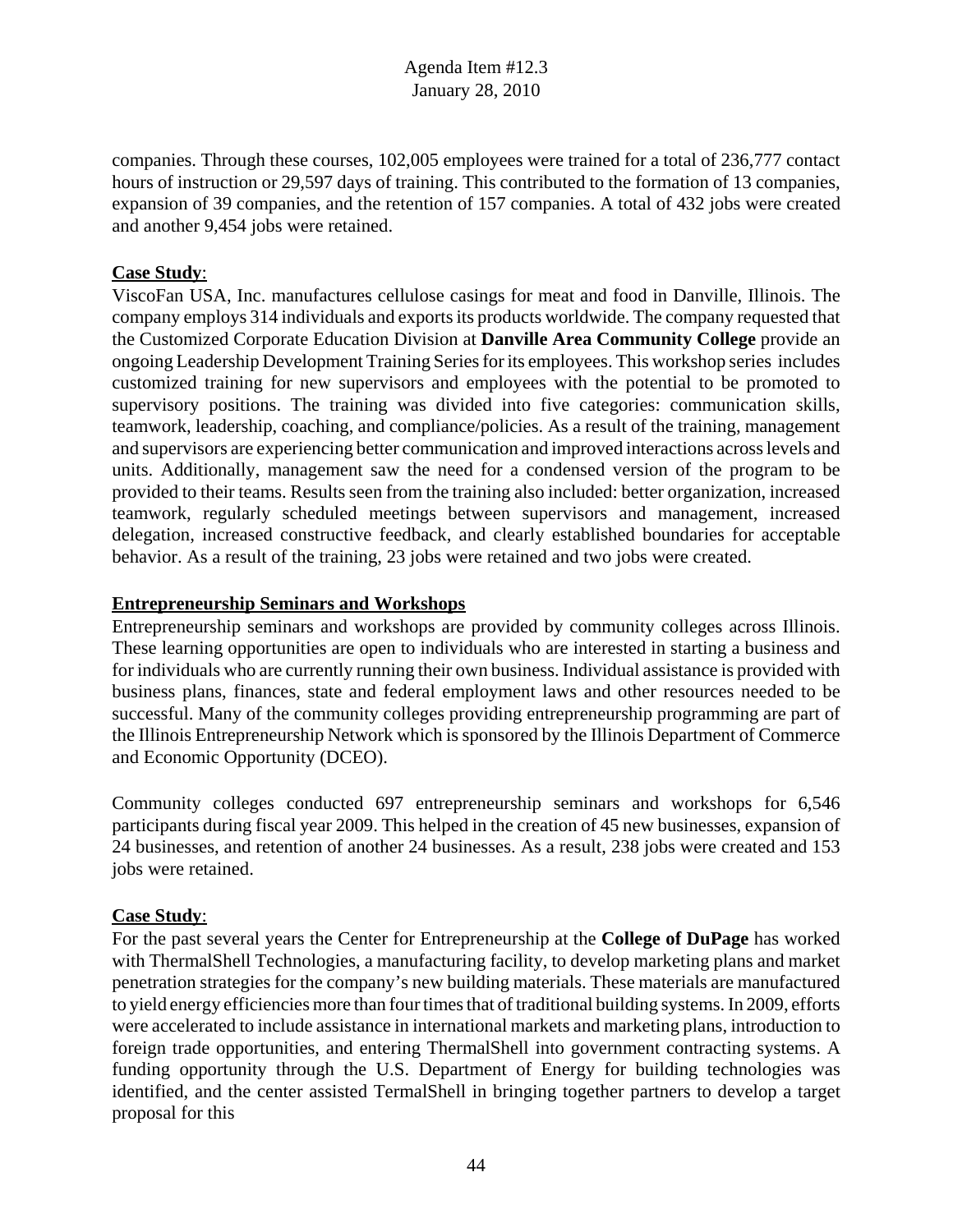companies. Through these courses, 102,005 employees were trained for a total of 236,777 contact hours of instruction or 29,597 days of training. This contributed to the formation of 13 companies, expansion of 39 companies, and the retention of 157 companies. A total of 432 jobs were created and another 9,454 jobs were retained.

**Case Study**:
ViscoFan USA, Inc. manufactures cellulose casings for meat and food in Danville, Illinois. The company employs 314 individuals and exports its products worldwide. The company requested that the Customized Corporate Education Division at **Danville Area Community College** provide an ongoing Leadership Development Training Series for its employees. This workshop series includes customized training for new supervisors and employees with the potential to be promoted to supervisory positions. The training was divided into five categories: communication skills, teamwork, leadership, coaching, and compliance/policies. As a result of the training, management and supervisors are experiencing better communication and improved interactions across levels and units. Additionally, management saw the need for a condensed version of the program to be provided to their teams. Results seen from the training also included: better organization, increased teamwork, regularly scheduled meetings between supervisors and management, increased delegation, increased constructive feedback, and clearly established boundaries for acceptable behavior. As a result of the training, 23 jobs were retained and two jobs were created.

**Entrepreneurship Seminars and Workshops**
Entrepreneurship seminars and workshops are provided by community colleges across Illinois. These learning opportunities are open to individuals who are interested in starting a business and for individuals who are currently running their own business. Individual assistance is provided with business plans, finances, state and federal employment laws and other resources needed to be successful. Many of the community colleges providing entrepreneurship programming are part of the Illinois Entrepreneurship Network which is sponsored by the Illinois Department of Commerce and Economic Opportunity (DCEO).

Community colleges conducted 697 entrepreneurship seminars and workshops for 6,546 participants during fiscal year 2009. This helped in the creation of 45 new businesses, expansion of 24 businesses, and retention of another 24 businesses. As a result, 238 jobs were created and 153 jobs were retained.

**Case Study**:
For the past several years the Center for Entrepreneurship at the **College of DuPage** has worked with ThermalShell Technologies, a manufacturing facility, to develop marketing plans and market penetration strategies for the company's new building materials. These materials are manufactured to yield energy efficiencies more than four times that of traditional building systems. In 2009, efforts were accelerated to include assistance in international markets and marketing plans, introduction to foreign trade opportunities, and entering ThermalShell into government contracting systems. A funding opportunity through the U.S. Department of Energy for building technologies was identified, and the center assisted TermalShell in bringing together partners to develop a target proposal for this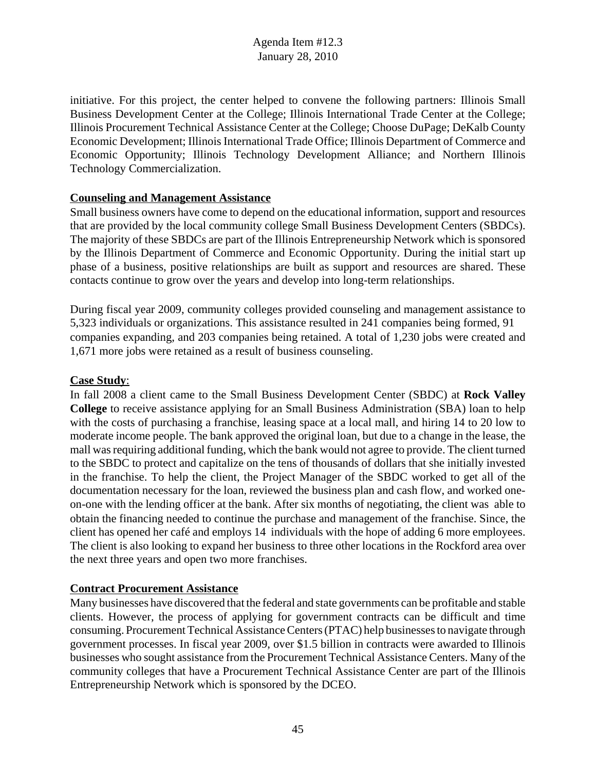initiative. For this project, the center helped to convene the following partners: Illinois Small Business Development Center at the College; Illinois International Trade Center at the College; Illinois Procurement Technical Assistance Center at the College; Choose DuPage; DeKalb County Economic Development; Illinois International Trade Office; Illinois Department of Commerce and Economic Opportunity; Illinois Technology Development Alliance; and Northern Illinois Technology Commercialization.

**Counseling and Management Assistance**

Small business owners have come to depend on the educational information, support and resources that are provided by the local community college Small Business Development Centers (SBDCs). The majority of these SBDCs are part of the Illinois Entrepreneurship Network which is sponsored by the Illinois Department of Commerce and Economic Opportunity. During the initial start up phase of a business, positive relationships are built as support and resources are shared. These contacts continue to grow over the years and develop into long-term relationships.

During fiscal year 2009, community colleges provided counseling and management assistance to 5,323 individuals or organizations. This assistance resulted in 241 companies being formed, 91 companies expanding, and 203 companies being retained. A total of 1,230 jobs were created and 1,671 more jobs were retained as a result of business counseling.

**Case Study**:

In fall 2008 a client came to the Small Business Development Center (SBDC) at **Rock Valley College** to receive assistance applying for an Small Business Administration (SBA) loan to help with the costs of purchasing a franchise, leasing space at a local mall, and hiring 14 to 20 low to moderate income people. The bank approved the original loan, but due to a change in the lease, the mall was requiring additional funding, which the bank would not agree to provide. The client turned to the SBDC to protect and capitalize on the tens of thousands of dollars that she initially invested in the franchise. To help the client, the Project Manager of the SBDC worked to get all of the documentation necessary for the loan, reviewed the business plan and cash flow, and worked one-on-one with the lending officer at the bank. After six months of negotiating, the client was able to obtain the financing needed to continue the purchase and management of the franchise. Since, the client has opened her café and employs 14 individuals with the hope of adding 6 more employees. The client is also looking to expand her business to three other locations in the Rockford area over the next three years and open two more franchises.

**Contract Procurement Assistance**

Many businesses have discovered that the federal and state governments can be profitable and stable clients. However, the process of applying for government contracts can be difficult and time consuming. Procurement Technical Assistance Centers (PTAC) help businesses to navigate through government processes. In fiscal year 2009, over $1.5 billion in contracts were awarded to Illinois businesses who sought assistance from the Procurement Technical Assistance Centers. Many of the community colleges that have a Procurement Technical Assistance Center are part of the Illinois Entrepreneurship Network which is sponsored by the DCEO.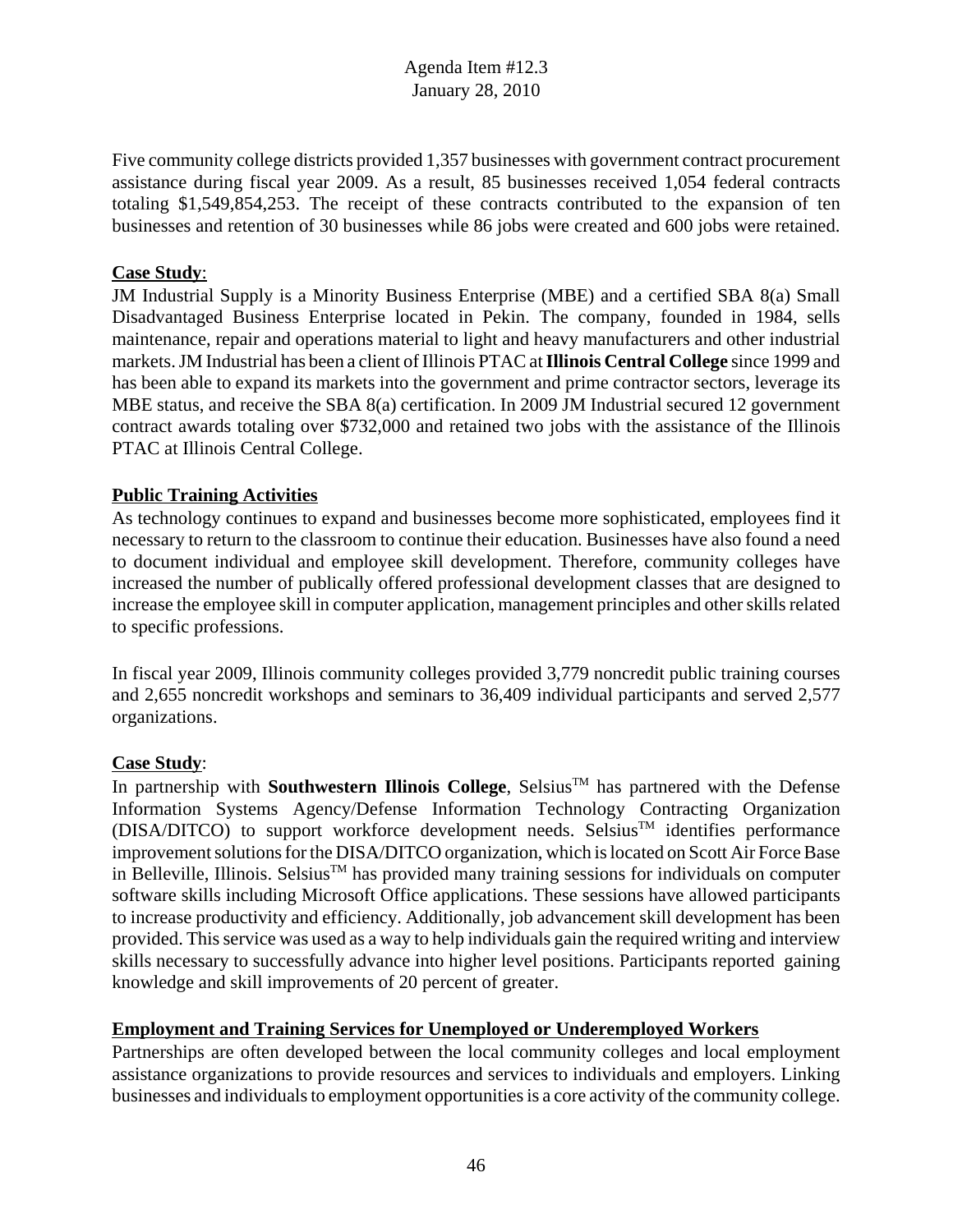Five community college districts provided 1,357 businesses with government contract procurement assistance during fiscal year 2009. As a result, 85 businesses received 1,054 federal contracts totaling $1,549,854,253. The receipt of these contracts contributed to the expansion of ten businesses and retention of 30 businesses while 86 jobs were created and 600 jobs were retained.

**Case Study**:
JM Industrial Supply is a Minority Business Enterprise (MBE) and a certified SBA 8(a) Small Disadvantaged Business Enterprise located in Pekin. The company, founded in 1984, sells maintenance, repair and operations material to light and heavy manufacturers and other industrial markets. JM Industrial has been a client of Illinois PTAC at **Illinois Central College** since 1999 and has been able to expand its markets into the government and prime contractor sectors, leverage its MBE status, and receive the SBA 8(a) certification. In 2009 JM Industrial secured 12 government contract awards totaling over $732,000 and retained two jobs with the assistance of the Illinois PTAC at Illinois Central College.

**Public Training Activities**

As technology continues to expand and businesses become more sophisticated, employees find it necessary to return to the classroom to continue their education. Businesses have also found a need to document individual and employee skill development. Therefore, community colleges have increased the number of publically offered professional development classes that are designed to increase the employee skill in computer application, management principles and other skills related to specific professions.

In fiscal year 2009, Illinois community colleges provided 3,779 noncredit public training courses and 2,655 noncredit workshops and seminars to 36,409 individual participants and served 2,577 organizations.

**Case Study**:
In partnership with **Southwestern Illinois College**, Selsius™ has partnered with the Defense Information Systems Agency/Defense Information Technology Contracting Organization (DISA/DITCO) to support workforce development needs. Selsius™ identifies performance improvement solutions for the DISA/DITCO organization, which is located on Scott Air Force Base in Belleville, Illinois. Selsius™ has provided many training sessions for individuals on computer software skills including Microsoft Office applications. These sessions have allowed participants to increase productivity and efficiency. Additionally, job advancement skill development has been provided. This service was used as a way to help individuals gain the required writing and interview skills necessary to successfully advance into higher level positions. Participants reported gaining knowledge and skill improvements of 20 percent of greater.

**Employment and Training Services for Unemployed or Underemployed Workers**

Partnerships are often developed between the local community colleges and local employment assistance organizations to provide resources and services to individuals and employers. Linking businesses and individuals to employment opportunities is a core activity of the community college.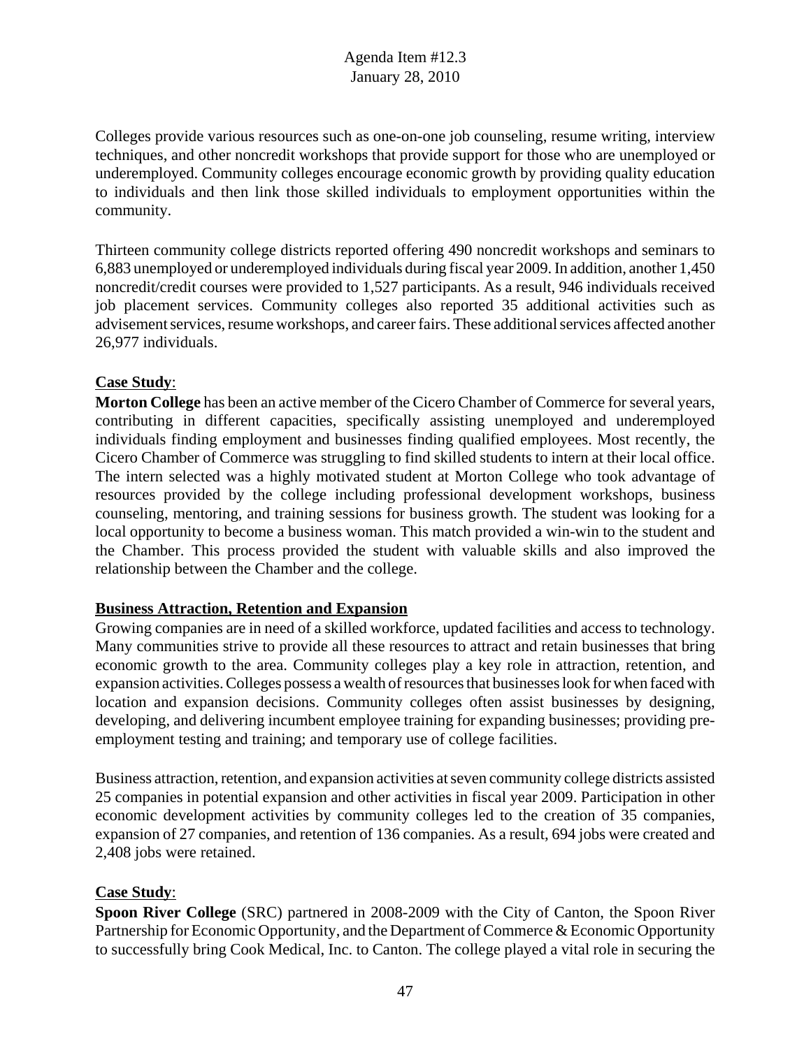Colleges provide various resources such as one-on-one job counseling, resume writing, interview techniques, and other noncredit workshops that provide support for those who are unemployed or underemployed. Community colleges encourage economic growth by providing quality education to individuals and then link those skilled individuals to employment opportunities within the community.

Thirteen community college districts reported offering 490 noncredit workshops and seminars to 6,883 unemployed or underemployed individuals during fiscal year 2009. In addition, another 1,450 noncredit/credit courses were provided to 1,527 participants. As a result, 946 individuals received job placement services. Community colleges also reported 35 additional activities such as advisement services, resume workshops, and career fairs. These additional services affected another 26,977 individuals.

**Case Study**:

**Morton College** has been an active member of the Cicero Chamber of Commerce for several years, contributing in different capacities, specifically assisting unemployed and underemployed individuals finding employment and businesses finding qualified employees. Most recently, the Cicero Chamber of Commerce was struggling to find skilled students to intern at their local office. The intern selected was a highly motivated student at Morton College who took advantage of resources provided by the college including professional development workshops, business counseling, mentoring, and training sessions for business growth. The student was looking for a local opportunity to become a business woman. This match provided a win-win to the student and the Chamber. This process provided the student with valuable skills and also improved the relationship between the Chamber and the college.

**Business Attraction, Retention and Expansion**

Growing companies are in need of a skilled workforce, updated facilities and access to technology. Many communities strive to provide all these resources to attract and retain businesses that bring economic growth to the area. Community colleges play a key role in attraction, retention, and expansion activities. Colleges possess a wealth of resources that businesses look for when faced with location and expansion decisions. Community colleges often assist businesses by designing, developing, and delivering incumbent employee training for expanding businesses; providing pre-employment testing and training; and temporary use of college facilities.

Business attraction, retention, and expansion activities at seven community college districts assisted 25 companies in potential expansion and other activities in fiscal year 2009. Participation in other economic development activities by community colleges led to the creation of 35 companies, expansion of 27 companies, and retention of 136 companies. As a result, 694 jobs were created and 2,408 jobs were retained.

**Case Study**:

**Spoon River College** (SRC) partnered in 2008-2009 with the City of Canton, the Spoon River Partnership for Economic Opportunity, and the Department of Commerce & Economic Opportunity to successfully bring Cook Medical, Inc. to Canton. The college played a vital role in securing the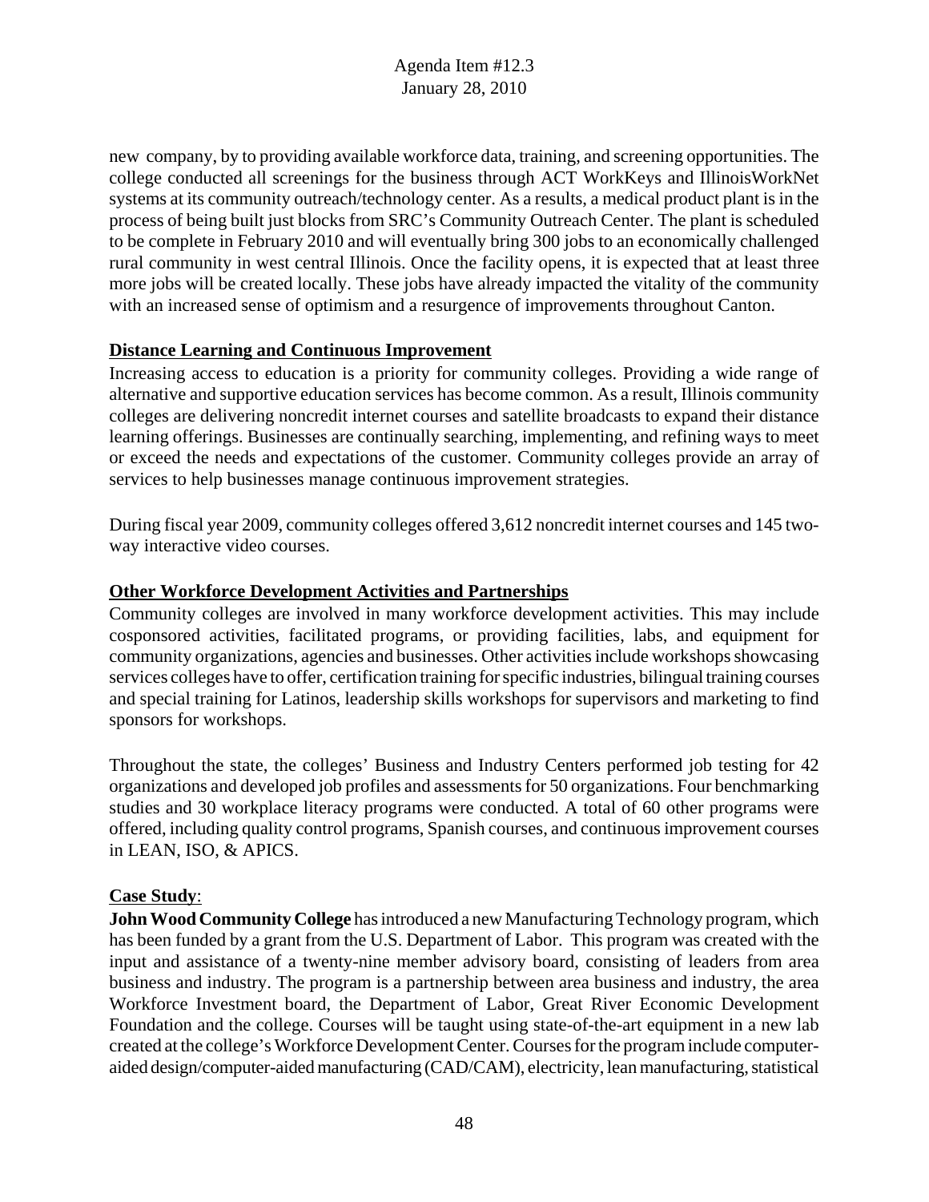new company, by to providing available workforce data, training, and screening opportunities. The college conducted all screenings for the business through ACT WorkKeys and IllinoisWorkNet systems at its community outreach/technology center. As a results, a medical product plant is in the process of being built just blocks from SRC's Community Outreach Center. The plant is scheduled to be complete in February 2010 and will eventually bring 300 jobs to an economically challenged rural community in west central Illinois. Once the facility opens, it is expected that at least three more jobs will be created locally. These jobs have already impacted the vitality of the community with an increased sense of optimism and a resurgence of improvements throughout Canton.

**Distance Learning and Continuous Improvement**

Increasing access to education is a priority for community colleges. Providing a wide range of alternative and supportive education services has become common. As a result, Illinois community colleges are delivering noncredit internet courses and satellite broadcasts to expand their distance learning offerings. Businesses are continually searching, implementing, and refining ways to meet or exceed the needs and expectations of the customer. Community colleges provide an array of services to help businesses manage continuous improvement strategies.

During fiscal year 2009, community colleges offered 3,612 noncredit internet courses and 145 two-way interactive video courses.

**Other Workforce Development Activities and Partnerships**

Community colleges are involved in many workforce development activities. This may include cosponsored activities, facilitated programs, or providing facilities, labs, and equipment for community organizations, agencies and businesses. Other activities include workshops showcasing services colleges have to offer, certification training for specific industries, bilingual training courses and special training for Latinos, leadership skills workshops for supervisors and marketing to find sponsors for workshops.

Throughout the state, the colleges' Business and Industry Centers performed job testing for 42 organizations and developed job profiles and assessments for 50 organizations. Four benchmarking studies and 30 workplace literacy programs were conducted. A total of 60 other programs were offered, including quality control programs, Spanish courses, and continuous improvement courses in LEAN, ISO, & APICS.

**Case Study**:

**John Wood Community College** has introduced a new Manufacturing Technology program, which has been funded by a grant from the U.S. Department of Labor. This program was created with the input and assistance of a twenty-nine member advisory board, consisting of leaders from area business and industry. The program is a partnership between area business and industry, the area Workforce Investment board, the Department of Labor, Great River Economic Development Foundation and the college. Courses will be taught using state-of-the-art equipment in a new lab created at the college's Workforce Development Center. Courses for the program include computer-aided design/computer-aided manufacturing (CAD/CAM), electricity, lean manufacturing, statistical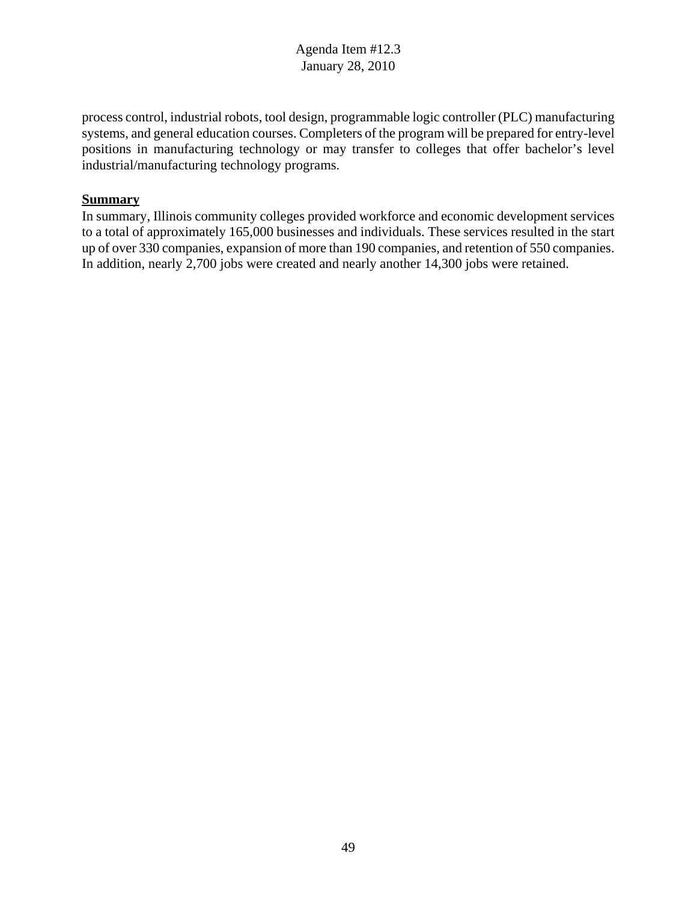process control, industrial robots, tool design, programmable logic controller (PLC) manufacturing systems, and general education courses. Completers of the program will be prepared for entry-level positions in manufacturing technology or may transfer to colleges that offer bachelor's level industrial/manufacturing technology programs.

**Summary**

In summary, Illinois community colleges provided workforce and economic development services to a total of approximately 165,000 businesses and individuals. These services resulted in the start up of over 330 companies, expansion of more than 190 companies, and retention of 550 companies. In addition, nearly 2,700 jobs were created and nearly another 14,300 jobs were retained.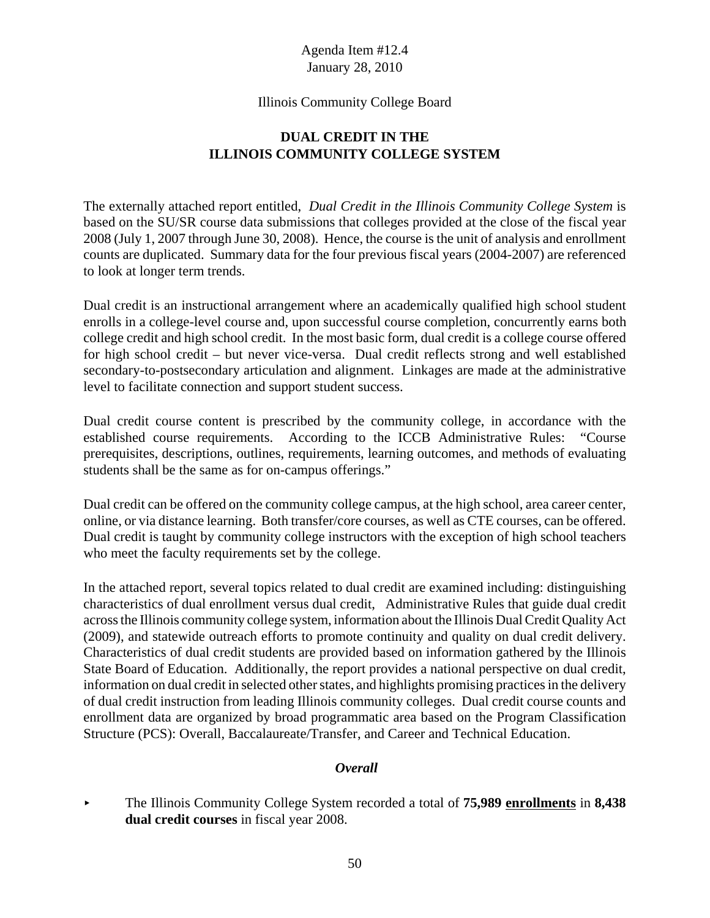Agenda Item #12.4
January 28, 2010

Illinois Community College Board

# DUAL CREDIT IN THE ILLINOIS COMMUNITY COLLEGE SYSTEM

The externally attached report entitled, *Dual Credit in the Illinois Community College System* is based on the SU/SR course data submissions that colleges provided at the close of the fiscal year 2008 (July 1, 2007 through June 30, 2008). Hence, the course is the unit of analysis and enrollment counts are duplicated. Summary data for the four previous fiscal years (2004-2007) are referenced to look at longer term trends.

Dual credit is an instructional arrangement where an academically qualified high school student enrolls in a college-level course and, upon successful course completion, concurrently earns both college credit and high school credit. In the most basic form, dual credit is a college course offered for high school credit – but never vice-versa. Dual credit reflects strong and well established secondary-to-postsecondary articulation and alignment. Linkages are made at the administrative level to facilitate connection and support student success.

Dual credit course content is prescribed by the community college, in accordance with the established course requirements. According to the ICCB Administrative Rules: "Course prerequisites, descriptions, outlines, requirements, learning outcomes, and methods of evaluating students shall be the same as for on-campus offerings."

Dual credit can be offered on the community college campus, at the high school, area career center, online, or via distance learning. Both transfer/core courses, as well as CTE courses, can be offered. Dual credit is taught by community college instructors with the exception of high school teachers who meet the faculty requirements set by the college.

In the attached report, several topics related to dual credit are examined including: distinguishing characteristics of dual enrollment versus dual credit, Administrative Rules that guide dual credit across the Illinois community college system, information about the Illinois Dual Credit Quality Act (2009), and statewide outreach efforts to promote continuity and quality on dual credit delivery. Characteristics of dual credit students are provided based on information gathered by the Illinois State Board of Education. Additionally, the report provides a national perspective on dual credit, information on dual credit in selected other states, and highlights promising practices in the delivery of dual credit instruction from leading Illinois community colleges. Dual credit course counts and enrollment data are organized by broad programmatic area based on the Program Classification Structure (PCS): Overall, Baccalaureate/Transfer, and Career and Technical Education.

### *Overall*

- The Illinois Community College System recorded a total of **75,989 <u>enrollments</u>** in **8,438 dual credit courses** in fiscal year 2008.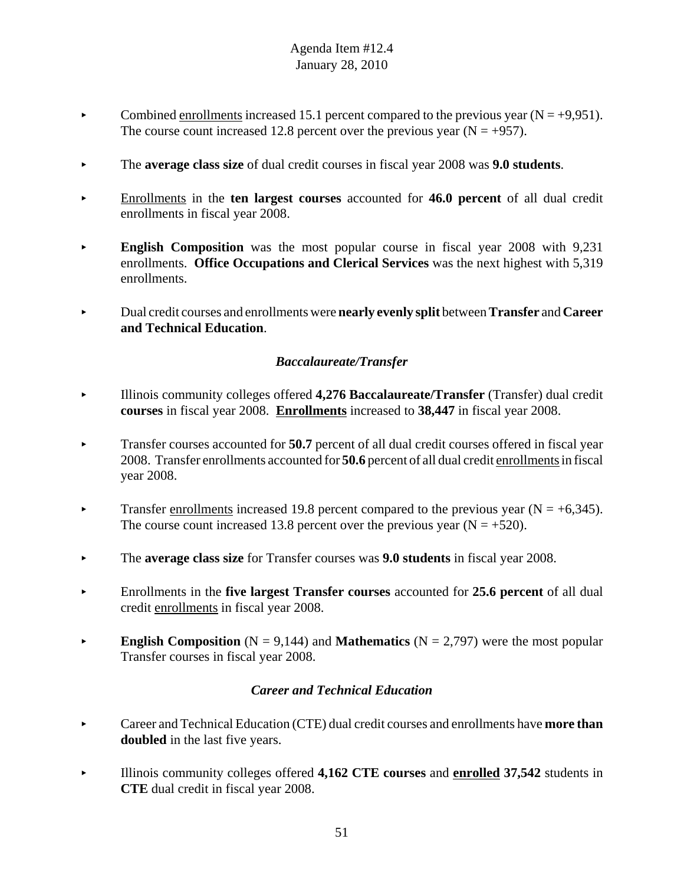- Combined <u>enrollments</u> increased 15.1 percent compared to the previous year (N = +9,951). The course count increased 12.8 percent over the previous year (N = +957).

- The **average class size** of dual credit courses in fiscal year 2008 was **9.0 students**.

- <u>Enrollments</u> in the **ten largest courses** accounted for **46.0 percent** of all dual credit enrollments in fiscal year 2008.

- **English Composition** was the most popular course in fiscal year 2008 with 9,231 enrollments. **Office Occupations and Clerical Services** was the next highest with 5,319 enrollments.

- Dual credit courses and enrollments were **nearly evenly split** between **Transfer** and **Career and Technical Education**.

### *Baccalaureate/Transfer*

- Illinois community colleges offered **4,276 Baccalaureate/Transfer** (Transfer) dual credit **courses** in fiscal year 2008. **<u>Enrollments</u>** increased to **38,447** in fiscal year 2008.

- Transfer courses accounted for **50.7** percent of all dual credit courses offered in fiscal year 2008. Transfer enrollments accounted for **50.6** percent of all dual credit <u>enrollments</u> in fiscal year 2008.

- Transfer <u>enrollments</u> increased 19.8 percent compared to the previous year (N = +6,345). The course count increased 13.8 percent over the previous year (N = +520).

- The **average class size** for Transfer courses was **9.0 students** in fiscal year 2008.

- Enrollments in the **five largest Transfer courses** accounted for **25.6 percent** of all dual credit <u>enrollments</u> in fiscal year 2008.

- **English Composition** (N = 9,144) and **Mathematics** (N = 2,797) were the most popular Transfer courses in fiscal year 2008.

### *Career and Technical Education*

- Career and Technical Education (CTE) dual credit courses and enrollments have **more than doubled** in the last five years.

- Illinois community colleges offered **4,162 CTE courses** and **<u>enrolled</u> 37,542** students in **CTE** dual credit in fiscal year 2008.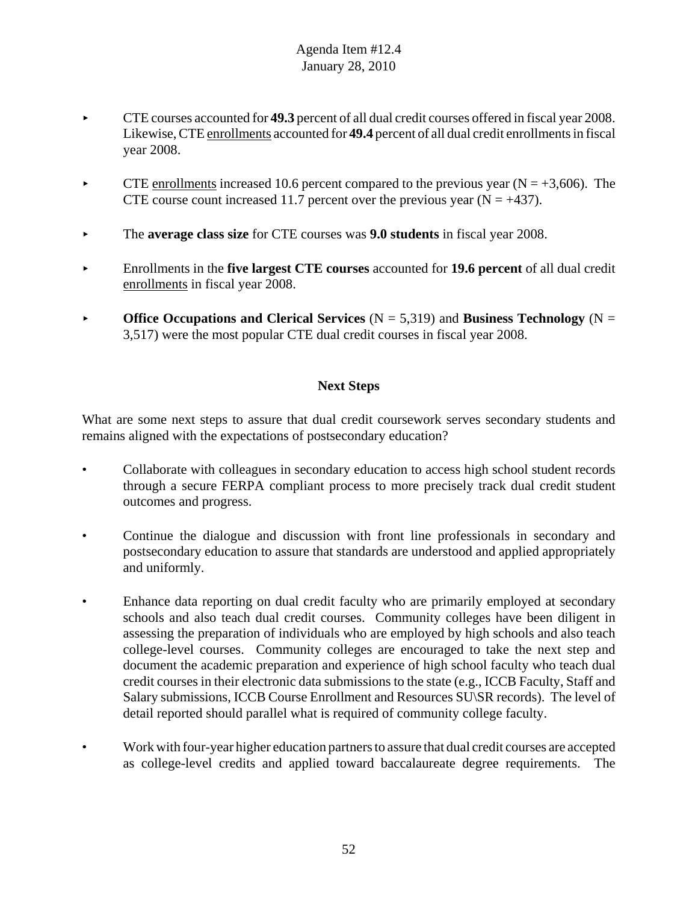- CTE courses accounted for **49.3** percent of all dual credit courses offered in fiscal year 2008. Likewise, CTE enrollments accounted for **49.4** percent of all dual credit enrollments in fiscal year 2008.

- CTE enrollments increased 10.6 percent compared to the previous year (N = +3,606). The CTE course count increased 11.7 percent over the previous year (N = +437).

- The **average class size** for CTE courses was **9.0 students** in fiscal year 2008.

- Enrollments in the **five largest CTE courses** accounted for **19.6 percent** of all dual credit enrollments in fiscal year 2008.

- **Office Occupations and Clerical Services** (N = 5,319) and **Business Technology** (N = 3,517) were the most popular CTE dual credit courses in fiscal year 2008.

## Next Steps

What are some next steps to assure that dual credit coursework serves secondary students and remains aligned with the expectations of postsecondary education?

- Collaborate with colleagues in secondary education to access high school student records through a secure FERPA compliant process to more precisely track dual credit student outcomes and progress.

- Continue the dialogue and discussion with front line professionals in secondary and postsecondary education to assure that standards are understood and applied appropriately and uniformly.

- Enhance data reporting on dual credit faculty who are primarily employed at secondary schools and also teach dual credit courses. Community colleges have been diligent in assessing the preparation of individuals who are employed by high schools and also teach college-level courses. Community colleges are encouraged to take the next step and document the academic preparation and experience of high school faculty who teach dual credit courses in their electronic data submissions to the state (e.g., ICCB Faculty, Staff and Salary submissions, ICCB Course Enrollment and Resources SU\SR records). The level of detail reported should parallel what is required of community college faculty.

- Work with four-year higher education partners to assure that dual credit courses are accepted as college-level credits and applied toward baccalaureate degree requirements. The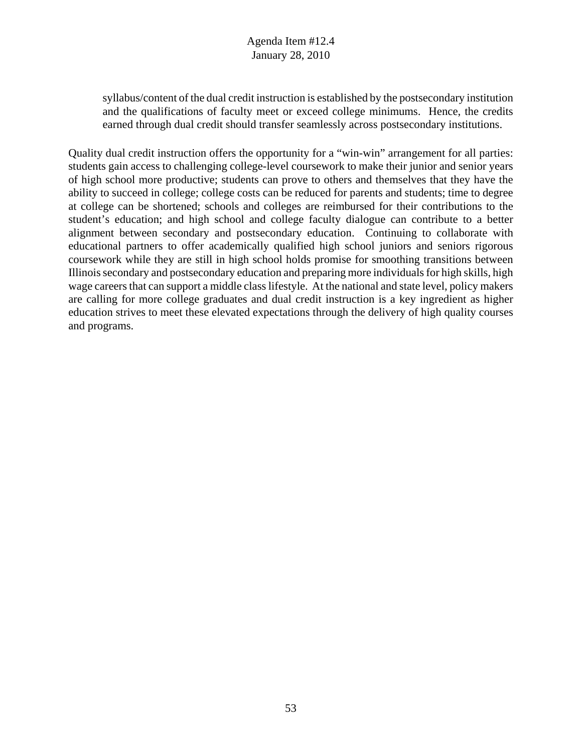syllabus/content of the dual credit instruction is established by the postsecondary institution and the qualifications of faculty meet or exceed college minimums. Hence, the credits earned through dual credit should transfer seamlessly across postsecondary institutions.

Quality dual credit instruction offers the opportunity for a "win-win" arrangement for all parties: students gain access to challenging college-level coursework to make their junior and senior years of high school more productive; students can prove to others and themselves that they have the ability to succeed in college; college costs can be reduced for parents and students; time to degree at college can be shortened; schools and colleges are reimbursed for their contributions to the student's education; and high school and college faculty dialogue can contribute to a better alignment between secondary and postsecondary education. Continuing to collaborate with educational partners to offer academically qualified high school juniors and seniors rigorous coursework while they are still in high school holds promise for smoothing transitions between Illinois secondary and postsecondary education and preparing more individuals for high skills, high wage careers that can support a middle class lifestyle. At the national and state level, policy makers are calling for more college graduates and dual credit instruction is a key ingredient as higher education strives to meet these elevated expectations through the delivery of high quality courses and programs.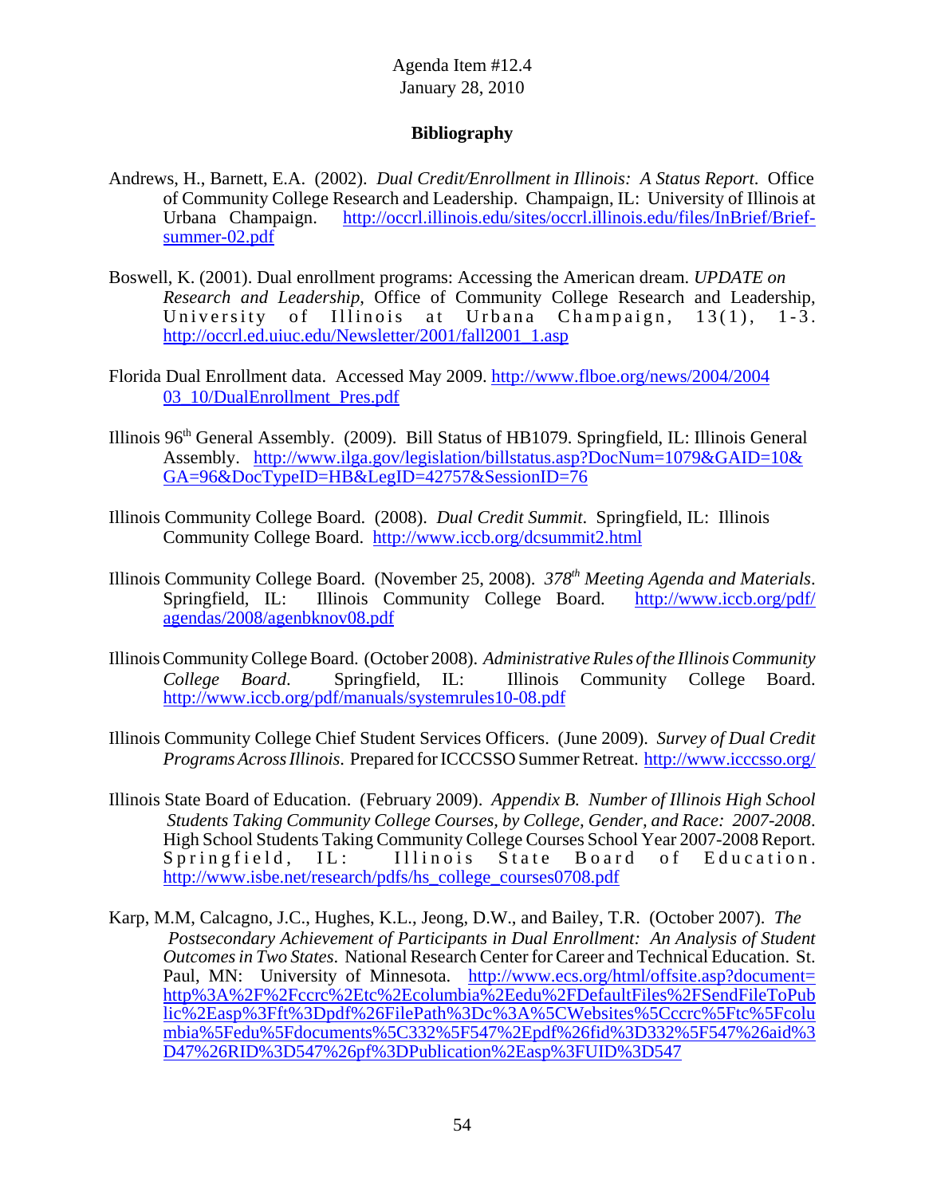Agenda Item #12.4
January 28, 2010

**Bibliography**

Andrews, H., Barnett, E.A. (2002). *Dual Credit/Enrollment in Illinois: A Status Report*. Office of Community College Research and Leadership. Champaign, IL: University of Illinois at Urbana Champaign. http://occrl.illinois.edu/sites/occrl.illinois.edu/files/InBrief/Brief-summer-02.pdf

Boswell, K. (2001). Dual enrollment programs: Accessing the American dream. *UPDATE on Research and Leadership*, Office of Community College Research and Leadership, University of Illinois at Urbana Champaign, 13(1), 1-3. http://occrl.ed.uiuc.edu/Newsletter/2001/fall2001_1.asp

Florida Dual Enrollment data. Accessed May 2009. http://www.flboe.org/news/2004/2004 03_10/DualEnrollment_Pres.pdf

Illinois 96th General Assembly. (2009). Bill Status of HB1079. Springfield, IL: Illinois General Assembly. http://www.ilga.gov/legislation/billstatus.asp?DocNum=1079&GAID=10&GA=96&DocTypeID=HB&LegID=42757&SessionID=76

Illinois Community College Board. (2008). *Dual Credit Summit*. Springfield, IL: Illinois Community College Board. http://www.iccb.org/dcsummit2.html

Illinois Community College Board. (November 25, 2008). *378th Meeting Agenda and Materials*. Springfield, IL: Illinois Community College Board. http://www.iccb.org/pdf/agendas/2008/agenbknov08.pdf

Illinois Community College Board. (October 2008). *Administrative Rules of the Illinois Community College Board*. Springfield, IL: Illinois Community College Board. http://www.iccb.org/pdf/manuals/systemrules10-08.pdf

Illinois Community College Chief Student Services Officers. (June 2009). *Survey of Dual Credit Programs Across Illinois*. Prepared for ICCCSSO Summer Retreat. http://www.icccsso.org/

Illinois State Board of Education. (February 2009). *Appendix B. Number of Illinois High School Students Taking Community College Courses, by College, Gender, and Race: 2007-2008*. High School Students Taking Community College Courses School Year 2007-2008 Report. Springfield, IL: Illinois State Board of Education. http://www.isbe.net/research/pdfs/hs_college_courses0708.pdf

Karp, M.M, Calcagno, J.C., Hughes, K.L., Jeong, D.W., and Bailey, T.R. (October 2007). *The Postsecondary Achievement of Participants in Dual Enrollment: An Analysis of Student Outcomes in Two States*. National Research Center for Career and Technical Education. St. Paul, MN: University of Minnesota. http://www.ecs.org/html/offsite.asp?document=http%3A%2F%2Fccrc%2Etc%2Ecolumbia%2Eedu%2FDefaultFiles%2FSendFileToPublic%2Easp%3Fft%3Dpdf%26FilePath%3Dc%3A%5CWebsites%5Cccrc%5Ftc%5Fcolumbia%5Fedu%5Fdocuments%5C332%5F547%2Epdf%26fid%3D332%5F547%26aid%3D47%26RID%3D547%26pf%3DPublication%2Easp%3FUID%3D547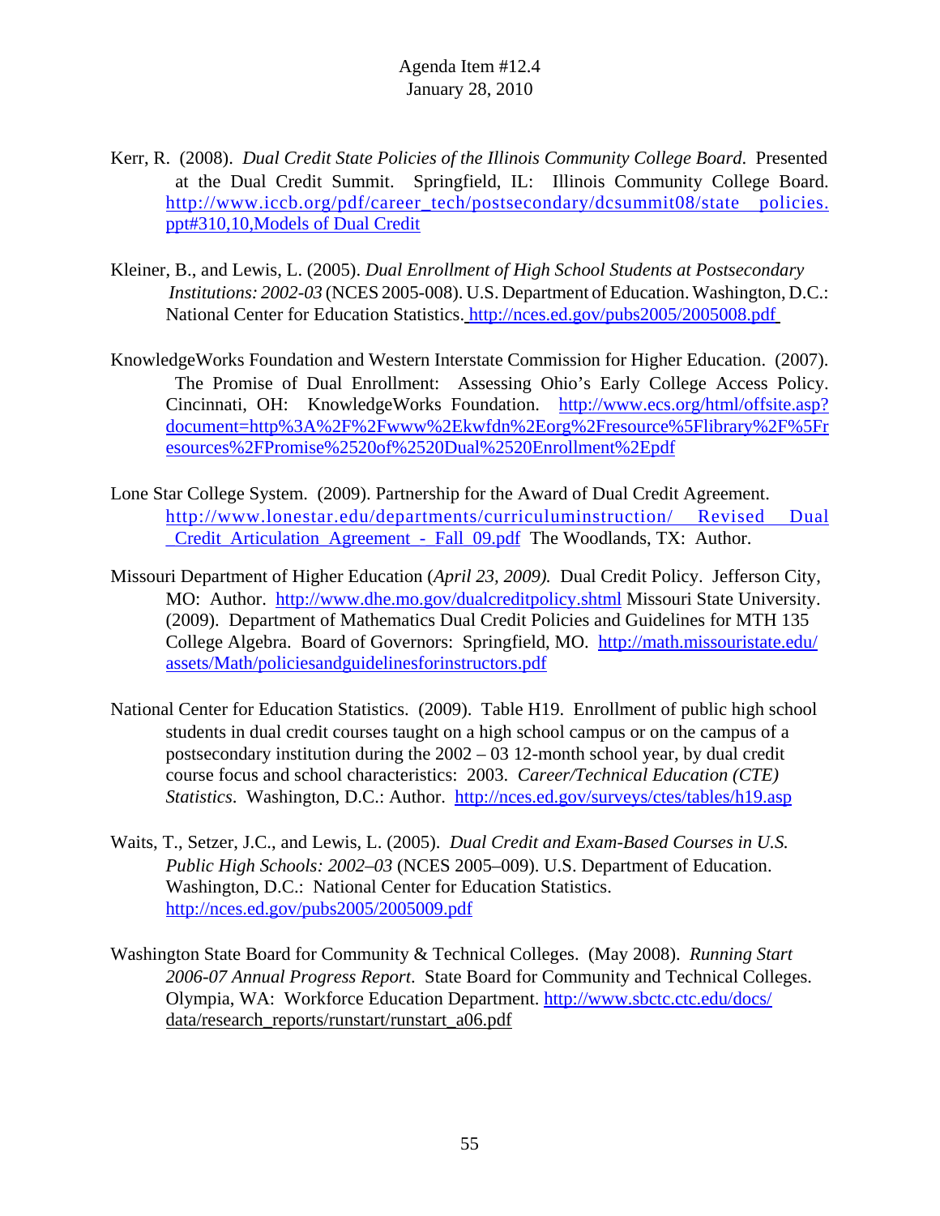Kerr, R. (2008). *Dual Credit State Policies of the Illinois Community College Board*. Presented at the Dual Credit Summit. Springfield, IL: Illinois Community College Board. http://www.iccb.org/pdf/career_tech/postsecondary/dcsummit08/state policies.ppt#310,10,Models of Dual Credit

Kleiner, B., and Lewis, L. (2005). *Dual Enrollment of High School Students at Postsecondary Institutions: 2002-03* (NCES 2005-008). U.S. Department of Education. Washington, D.C.: National Center for Education Statistics. http://nces.ed.gov/pubs2005/2005008.pdf

KnowledgeWorks Foundation and Western Interstate Commission for Higher Education. (2007). The Promise of Dual Enrollment: Assessing Ohio's Early College Access Policy. Cincinnati, OH: KnowledgeWorks Foundation. http://www.ecs.org/html/offsite.asp?document=http%3A%2F%2Fwww%2Ekwfdn%2Eorg%2Fresource%5Flibrary%2F%5Fresources%2FPromise%2520of%2520Dual%2520Enrollment%2Epdf

Lone Star College System. (2009). Partnership for the Award of Dual Credit Agreement. http://www.lonestar.edu/departments/curriculuminstruction/ Revised Dual _Credit_Articulation_Agreement_-_Fall_09.pdf The Woodlands, TX: Author.

Missouri Department of Higher Education (*April 23, 2009).* Dual Credit Policy. Jefferson City, MO: Author. http://www.dhe.mo.gov/dualcreditpolicy.shtml Missouri State University. (2009). Department of Mathematics Dual Credit Policies and Guidelines for MTH 135 College Algebra. Board of Governors: Springfield, MO. http://math.missouristate.edu/assets/Math/policiesandguidelinesforinstructors.pdf

National Center for Education Statistics. (2009). Table H19. Enrollment of public high school students in dual credit courses taught on a high school campus or on the campus of a postsecondary institution during the 2002 – 03 12-month school year, by dual credit course focus and school characteristics: 2003. *Career/Technical Education (CTE) Statistics*. Washington, D.C.: Author. http://nces.ed.gov/surveys/ctes/tables/h19.asp

Waits, T., Setzer, J.C., and Lewis, L. (2005). *Dual Credit and Exam-Based Courses in U.S. Public High Schools: 2002–03* (NCES 2005–009). U.S. Department of Education. Washington, D.C.: National Center for Education Statistics. http://nces.ed.gov/pubs2005/2005009.pdf

Washington State Board for Community & Technical Colleges. (May 2008). *Running Start 2006-07 Annual Progress Report*. State Board for Community and Technical Colleges. Olympia, WA: Workforce Education Department. http://www.sbctc.ctc.edu/docs/data/research_reports/runstart/runstart_a06.pdf